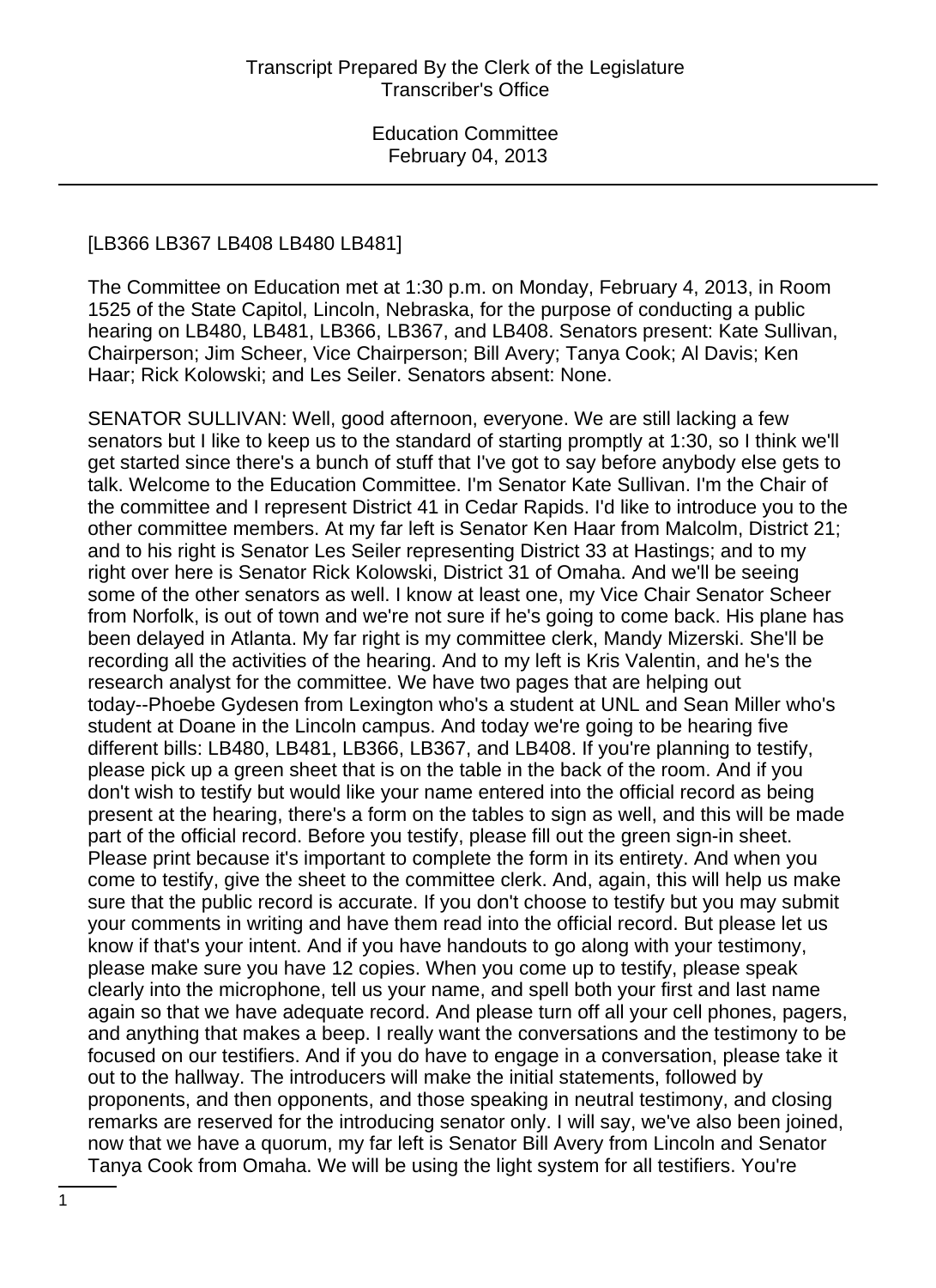[LB366 LB367 LB408 LB480 LB481]

The Committee on Education met at 1:30 p.m. on Monday, February 4, 2013, in Room 1525 of the State Capitol, Lincoln, Nebraska, for the purpose of conducting a public hearing on LB480, LB481, LB366, LB367, and LB408. Senators present: Kate Sullivan, Chairperson; Jim Scheer, Vice Chairperson; Bill Avery; Tanya Cook; Al Davis; Ken Haar; Rick Kolowski; and Les Seiler. Senators absent: None.

SENATOR SULLIVAN: Well, good afternoon, everyone. We are still lacking a few senators but I like to keep us to the standard of starting promptly at 1:30, so I think we'll get started since there's a bunch of stuff that I've got to say before anybody else gets to talk. Welcome to the Education Committee. I'm Senator Kate Sullivan. I'm the Chair of the committee and I represent District 41 in Cedar Rapids. I'd like to introduce you to the other committee members. At my far left is Senator Ken Haar from Malcolm, District 21; and to his right is Senator Les Seiler representing District 33 at Hastings; and to my right over here is Senator Rick Kolowski, District 31 of Omaha. And we'll be seeing some of the other senators as well. I know at least one, my Vice Chair Senator Scheer from Norfolk, is out of town and we're not sure if he's going to come back. His plane has been delayed in Atlanta. My far right is my committee clerk, Mandy Mizerski. She'll be recording all the activities of the hearing. And to my left is Kris Valentin, and he's the research analyst for the committee. We have two pages that are helping out today--Phoebe Gydesen from Lexington who's a student at UNL and Sean Miller who's student at Doane in the Lincoln campus. And today we're going to be hearing five different bills: LB480, LB481, LB366, LB367, and LB408. If you're planning to testify, please pick up a green sheet that is on the table in the back of the room. And if you don't wish to testify but would like your name entered into the official record as being present at the hearing, there's a form on the tables to sign as well, and this will be made part of the official record. Before you testify, please fill out the green sign-in sheet. Please print because it's important to complete the form in its entirety. And when you come to testify, give the sheet to the committee clerk. And, again, this will help us make sure that the public record is accurate. If you don't choose to testify but you may submit your comments in writing and have them read into the official record. But please let us know if that's your intent. And if you have handouts to go along with your testimony, please make sure you have 12 copies. When you come up to testify, please speak clearly into the microphone, tell us your name, and spell both your first and last name again so that we have adequate record. And please turn off all your cell phones, pagers, and anything that makes a beep. I really want the conversations and the testimony to be focused on our testifiers. And if you do have to engage in a conversation, please take it out to the hallway. The introducers will make the initial statements, followed by proponents, and then opponents, and those speaking in neutral testimony, and closing remarks are reserved for the introducing senator only. I will say, we've also been joined, now that we have a quorum, my far left is Senator Bill Avery from Lincoln and Senator Tanya Cook from Omaha. We will be using the light system for all testifiers. You're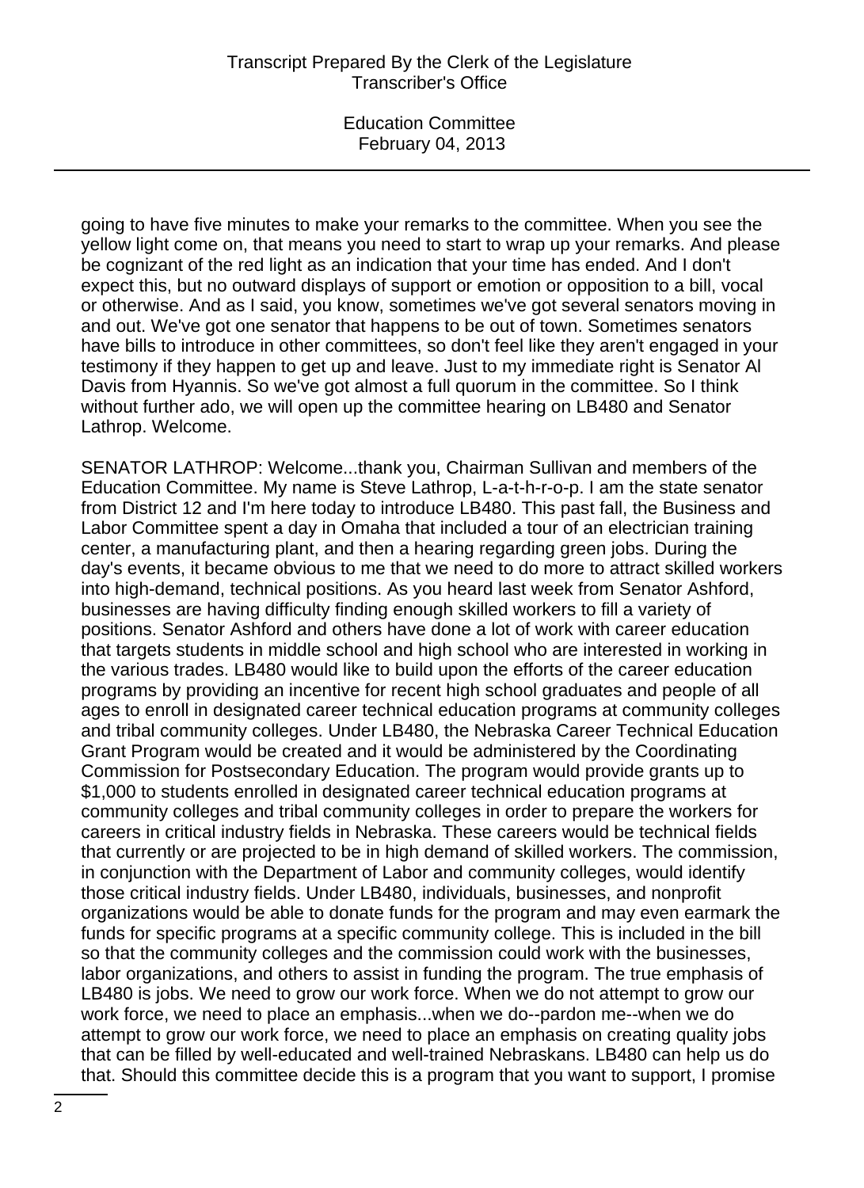going to have five minutes to make your remarks to the committee. When you see the yellow light come on, that means you need to start to wrap up your remarks. And please be cognizant of the red light as an indication that your time has ended. And I don't expect this, but no outward displays of support or emotion or opposition to a bill, vocal or otherwise. And as I said, you know, sometimes we've got several senators moving in and out. We've got one senator that happens to be out of town. Sometimes senators have bills to introduce in other committees, so don't feel like they aren't engaged in your testimony if they happen to get up and leave. Just to my immediate right is Senator Al Davis from Hyannis. So we've got almost a full quorum in the committee. So I think without further ado, we will open up the committee hearing on LB480 and Senator Lathrop. Welcome.

SENATOR LATHROP: Welcome...thank you, Chairman Sullivan and members of the Education Committee. My name is Steve Lathrop, L-a-t-h-r-o-p. I am the state senator from District 12 and I'm here today to introduce LB480. This past fall, the Business and Labor Committee spent a day in Omaha that included a tour of an electrician training center, a manufacturing plant, and then a hearing regarding green jobs. During the day's events, it became obvious to me that we need to do more to attract skilled workers into high-demand, technical positions. As you heard last week from Senator Ashford, businesses are having difficulty finding enough skilled workers to fill a variety of positions. Senator Ashford and others have done a lot of work with career education that targets students in middle school and high school who are interested in working in the various trades. LB480 would like to build upon the efforts of the career education programs by providing an incentive for recent high school graduates and people of all ages to enroll in designated career technical education programs at community colleges and tribal community colleges. Under LB480, the Nebraska Career Technical Education Grant Program would be created and it would be administered by the Coordinating Commission for Postsecondary Education. The program would provide grants up to $1,000 to students enrolled in designated career technical education programs at community colleges and tribal community colleges in order to prepare the workers for careers in critical industry fields in Nebraska. These careers would be technical fields that currently or are projected to be in high demand of skilled workers. The commission, in conjunction with the Department of Labor and community colleges, would identify those critical industry fields. Under LB480, individuals, businesses, and nonprofit organizations would be able to donate funds for the program and may even earmark the funds for specific programs at a specific community college. This is included in the bill so that the community colleges and the commission could work with the businesses, labor organizations, and others to assist in funding the program. The true emphasis of LB480 is jobs. We need to grow our work force. When we do not attempt to grow our work force, we need to place an emphasis...when we do--pardon me--when we do attempt to grow our work force, we need to place an emphasis on creating quality jobs that can be filled by well-educated and well-trained Nebraskans. LB480 can help us do that. Should this committee decide this is a program that you want to support, I promise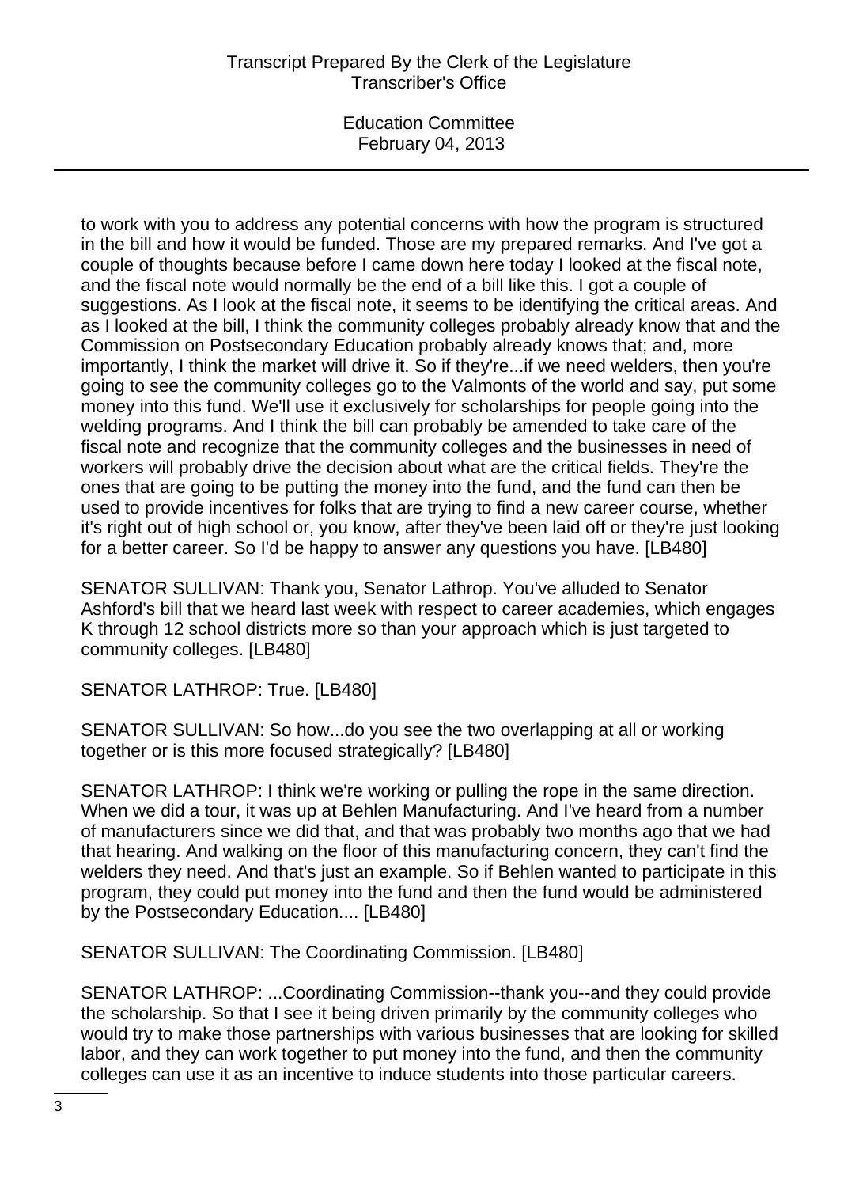to work with you to address any potential concerns with how the program is structured in the bill and how it would be funded. Those are my prepared remarks. And I've got a couple of thoughts because before I came down here today I looked at the fiscal note, and the fiscal note would normally be the end of a bill like this. I got a couple of suggestions. As I look at the fiscal note, it seems to be identifying the critical areas. And as I looked at the bill, I think the community colleges probably already know that and the Commission on Postsecondary Education probably already knows that; and, more importantly, I think the market will drive it. So if they're...if we need welders, then you're going to see the community colleges go to the Valmonts of the world and say, put some money into this fund. We'll use it exclusively for scholarships for people going into the welding programs. And I think the bill can probably be amended to take care of the fiscal note and recognize that the community colleges and the businesses in need of workers will probably drive the decision about what are the critical fields. They're the ones that are going to be putting the money into the fund, and the fund can then be used to provide incentives for folks that are trying to find a new career course, whether it's right out of high school or, you know, after they've been laid off or they're just looking for a better career. So I'd be happy to answer any questions you have. [LB480]

SENATOR SULLIVAN: Thank you, Senator Lathrop. You've alluded to Senator Ashford's bill that we heard last week with respect to career academies, which engages K through 12 school districts more so than your approach which is just targeted to community colleges. [LB480]

SENATOR LATHROP: True. [LB480]

SENATOR SULLIVAN: So how...do you see the two overlapping at all or working together or is this more focused strategically? [LB480]

SENATOR LATHROP: I think we're working or pulling the rope in the same direction. When we did a tour, it was up at Behlen Manufacturing. And I've heard from a number of manufacturers since we did that, and that was probably two months ago that we had that hearing. And walking on the floor of this manufacturing concern, they can't find the welders they need. And that's just an example. So if Behlen wanted to participate in this program, they could put money into the fund and then the fund would be administered by the Postsecondary Education.... [LB480]

SENATOR SULLIVAN: The Coordinating Commission. [LB480]

SENATOR LATHROP: ...Coordinating Commission--thank you--and they could provide the scholarship. So that I see it being driven primarily by the community colleges who would try to make those partnerships with various businesses that are looking for skilled labor, and they can work together to put money into the fund, and then the community colleges can use it as an incentive to induce students into those particular careers.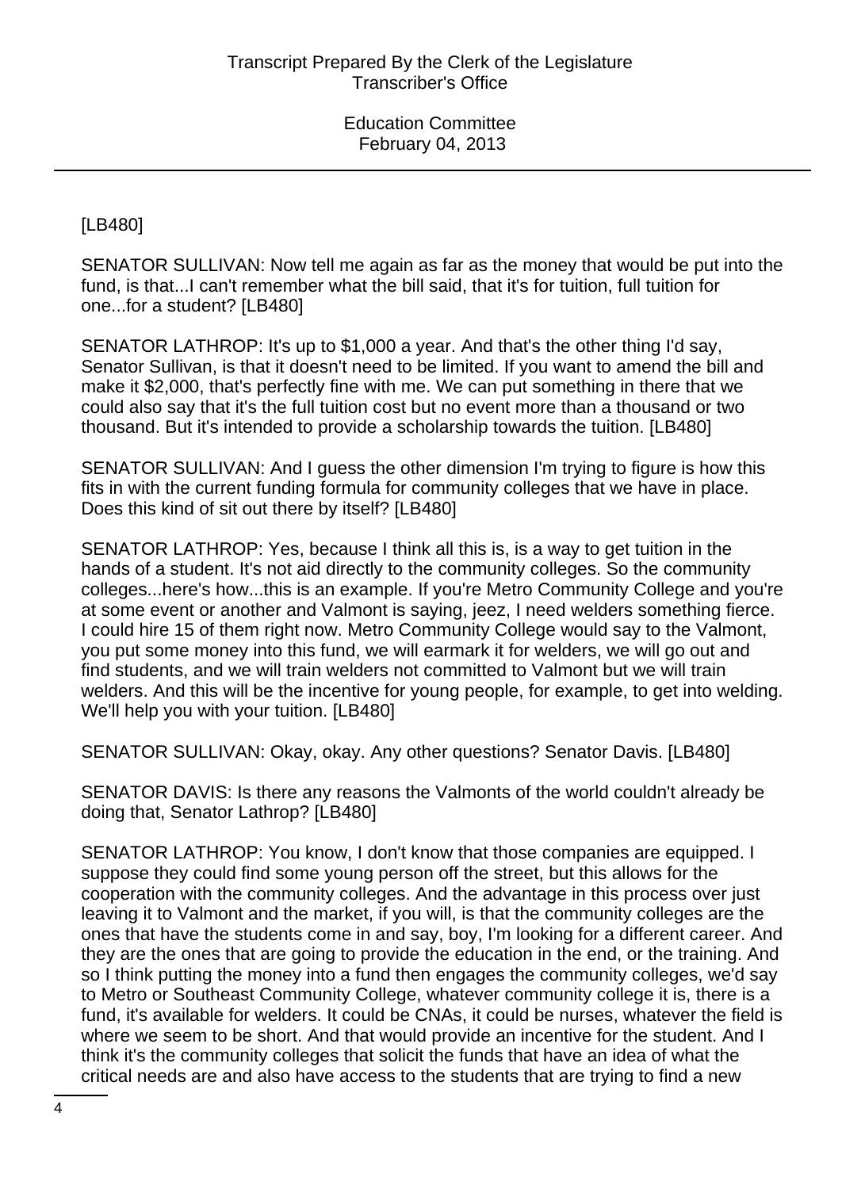[LB480]

SENATOR SULLIVAN: Now tell me again as far as the money that would be put into the fund, is that...I can't remember what the bill said, that it's for tuition, full tuition for one...for a student? [LB480]

SENATOR LATHROP: It's up to $1,000 a year. And that's the other thing I'd say, Senator Sullivan, is that it doesn't need to be limited. If you want to amend the bill and make it $2,000, that's perfectly fine with me. We can put something in there that we could also say that it's the full tuition cost but no event more than a thousand or two thousand. But it's intended to provide a scholarship towards the tuition. [LB480]

SENATOR SULLIVAN: And I guess the other dimension I'm trying to figure is how this fits in with the current funding formula for community colleges that we have in place. Does this kind of sit out there by itself? [LB480]

SENATOR LATHROP: Yes, because I think all this is, is a way to get tuition in the hands of a student. It's not aid directly to the community colleges. So the community colleges...here's how...this is an example. If you're Metro Community College and you're at some event or another and Valmont is saying, jeez, I need welders something fierce. I could hire 15 of them right now. Metro Community College would say to the Valmont, you put some money into this fund, we will earmark it for welders, we will go out and find students, and we will train welders not committed to Valmont but we will train welders. And this will be the incentive for young people, for example, to get into welding. We'll help you with your tuition. [LB480]

SENATOR SULLIVAN: Okay, okay. Any other questions? Senator Davis. [LB480]

SENATOR DAVIS: Is there any reasons the Valmonts of the world couldn't already be doing that, Senator Lathrop? [LB480]

SENATOR LATHROP: You know, I don't know that those companies are equipped. I suppose they could find some young person off the street, but this allows for the cooperation with the community colleges. And the advantage in this process over just leaving it to Valmont and the market, if you will, is that the community colleges are the ones that have the students come in and say, boy, I'm looking for a different career. And they are the ones that are going to provide the education in the end, or the training. And so I think putting the money into a fund then engages the community colleges, we'd say to Metro or Southeast Community College, whatever community college it is, there is a fund, it's available for welders. It could be CNAs, it could be nurses, whatever the field is where we seem to be short. And that would provide an incentive for the student. And I think it's the community colleges that solicit the funds that have an idea of what the critical needs are and also have access to the students that are trying to find a new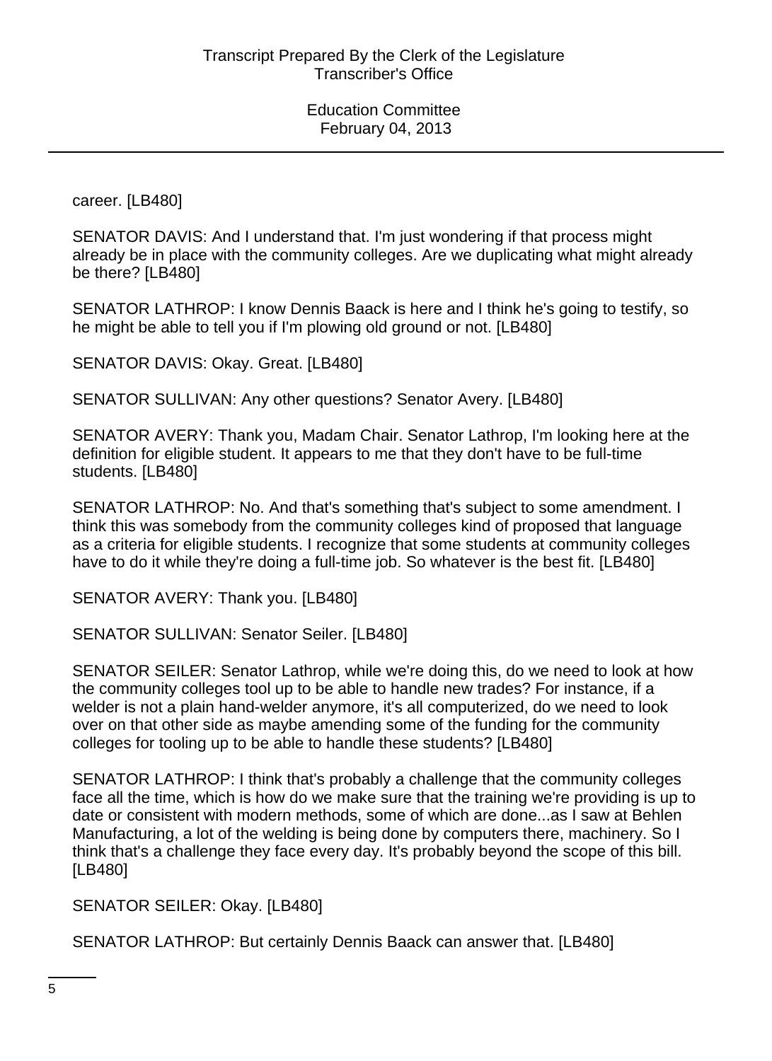career. [LB480]

SENATOR DAVIS: And I understand that. I'm just wondering if that process might already be in place with the community colleges. Are we duplicating what might already be there? [LB480]

SENATOR LATHROP: I know Dennis Baack is here and I think he's going to testify, so he might be able to tell you if I'm plowing old ground or not. [LB480]

SENATOR DAVIS: Okay. Great. [LB480]

SENATOR SULLIVAN: Any other questions? Senator Avery. [LB480]

SENATOR AVERY: Thank you, Madam Chair. Senator Lathrop, I'm looking here at the definition for eligible student. It appears to me that they don't have to be full-time students. [LB480]

SENATOR LATHROP: No. And that's something that's subject to some amendment. I think this was somebody from the community colleges kind of proposed that language as a criteria for eligible students. I recognize that some students at community colleges have to do it while they're doing a full-time job. So whatever is the best fit. [LB480]

SENATOR AVERY: Thank you. [LB480]

SENATOR SULLIVAN: Senator Seiler. [LB480]

SENATOR SEILER: Senator Lathrop, while we're doing this, do we need to look at how the community colleges tool up to be able to handle new trades? For instance, if a welder is not a plain hand-welder anymore, it's all computerized, do we need to look over on that other side as maybe amending some of the funding for the community colleges for tooling up to be able to handle these students? [LB480]

SENATOR LATHROP: I think that's probably a challenge that the community colleges face all the time, which is how do we make sure that the training we're providing is up to date or consistent with modern methods, some of which are done...as I saw at Behlen Manufacturing, a lot of the welding is being done by computers there, machinery. So I think that's a challenge they face every day. It's probably beyond the scope of this bill. [LB480]

SENATOR SEILER: Okay. [LB480]

SENATOR LATHROP: But certainly Dennis Baack can answer that. [LB480]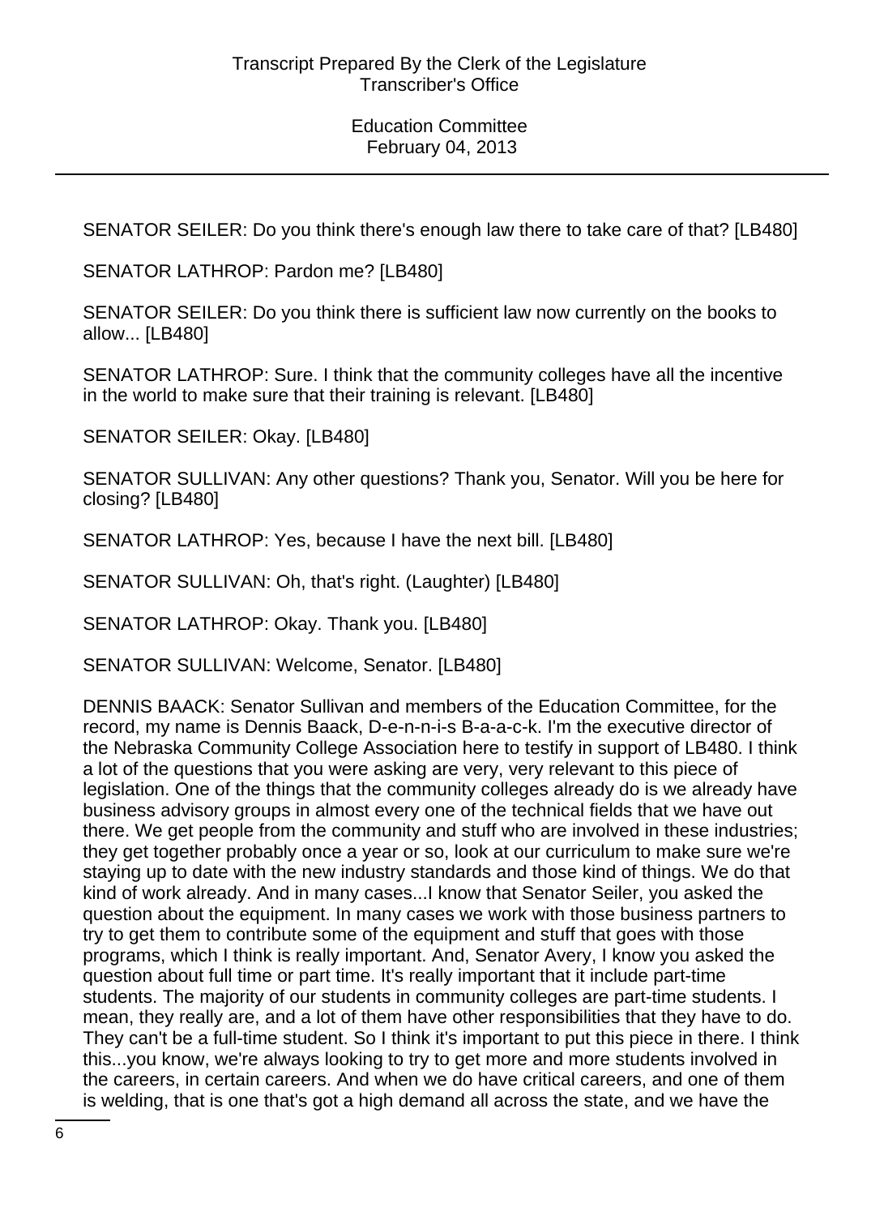SENATOR SEILER: Do you think there's enough law there to take care of that? [LB480]

SENATOR LATHROP: Pardon me? [LB480]

SENATOR SEILER: Do you think there is sufficient law now currently on the books to allow... [LB480]

SENATOR LATHROP: Sure. I think that the community colleges have all the incentive in the world to make sure that their training is relevant. [LB480]

SENATOR SEILER: Okay. [LB480]

SENATOR SULLIVAN: Any other questions? Thank you, Senator. Will you be here for closing? [LB480]

SENATOR LATHROP: Yes, because I have the next bill. [LB480]

SENATOR SULLIVAN: Oh, that's right. (Laughter) [LB480]

SENATOR LATHROP: Okay. Thank you. [LB480]

SENATOR SULLIVAN: Welcome, Senator. [LB480]

DENNIS BAACK: Senator Sullivan and members of the Education Committee, for the record, my name is Dennis Baack, D-e-n-n-i-s B-a-a-c-k. I'm the executive director of the Nebraska Community College Association here to testify in support of LB480. I think a lot of the questions that you were asking are very, very relevant to this piece of legislation. One of the things that the community colleges already do is we already have business advisory groups in almost every one of the technical fields that we have out there. We get people from the community and stuff who are involved in these industries; they get together probably once a year or so, look at our curriculum to make sure we're staying up to date with the new industry standards and those kind of things. We do that kind of work already. And in many cases...I know that Senator Seiler, you asked the question about the equipment. In many cases we work with those business partners to try to get them to contribute some of the equipment and stuff that goes with those programs, which I think is really important. And, Senator Avery, I know you asked the question about full time or part time. It's really important that it include part-time students. The majority of our students in community colleges are part-time students. I mean, they really are, and a lot of them have other responsibilities that they have to do. They can't be a full-time student. So I think it's important to put this piece in there. I think this...you know, we're always looking to try to get more and more students involved in the careers, in certain careers. And when we do have critical careers, and one of them is welding, that is one that's got a high demand all across the state, and we have the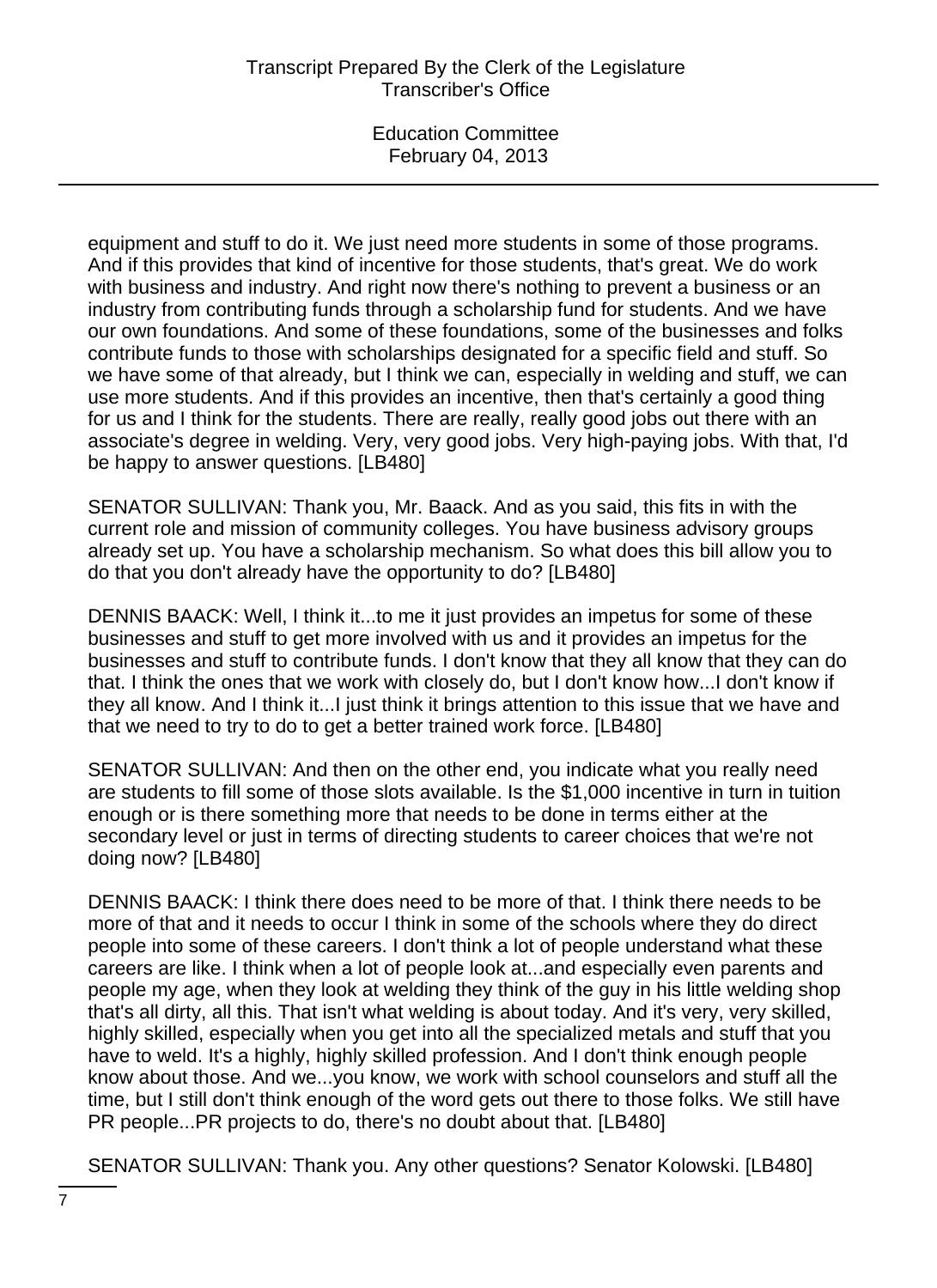equipment and stuff to do it. We just need more students in some of those programs. And if this provides that kind of incentive for those students, that's great. We do work with business and industry. And right now there's nothing to prevent a business or an industry from contributing funds through a scholarship fund for students. And we have our own foundations. And some of these foundations, some of the businesses and folks contribute funds to those with scholarships designated for a specific field and stuff. So we have some of that already, but I think we can, especially in welding and stuff, we can use more students. And if this provides an incentive, then that's certainly a good thing for us and I think for the students. There are really, really good jobs out there with an associate's degree in welding. Very, very good jobs. Very high-paying jobs. With that, I'd be happy to answer questions. [LB480]

SENATOR SULLIVAN: Thank you, Mr. Baack. And as you said, this fits in with the current role and mission of community colleges. You have business advisory groups already set up. You have a scholarship mechanism. So what does this bill allow you to do that you don't already have the opportunity to do? [LB480]

DENNIS BAACK: Well, I think it...to me it just provides an impetus for some of these businesses and stuff to get more involved with us and it provides an impetus for the businesses and stuff to contribute funds. I don't know that they all know that they can do that. I think the ones that we work with closely do, but I don't know how...I don't know if they all know. And I think it...I just think it brings attention to this issue that we have and that we need to try to do to get a better trained work force. [LB480]

SENATOR SULLIVAN: And then on the other end, you indicate what you really need are students to fill some of those slots available. Is the $1,000 incentive in turn in tuition enough or is there something more that needs to be done in terms either at the secondary level or just in terms of directing students to career choices that we're not doing now? [LB480]

DENNIS BAACK: I think there does need to be more of that. I think there needs to be more of that and it needs to occur I think in some of the schools where they do direct people into some of these careers. I don't think a lot of people understand what these careers are like. I think when a lot of people look at...and especially even parents and people my age, when they look at welding they think of the guy in his little welding shop that's all dirty, all this. That isn't what welding is about today. And it's very, very skilled, highly skilled, especially when you get into all the specialized metals and stuff that you have to weld. It's a highly, highly skilled profession. And I don't think enough people know about those. And we...you know, we work with school counselors and stuff all the time, but I still don't think enough of the word gets out there to those folks. We still have PR people...PR projects to do, there's no doubt about that. [LB480]

SENATOR SULLIVAN: Thank you. Any other questions? Senator Kolowski. [LB480]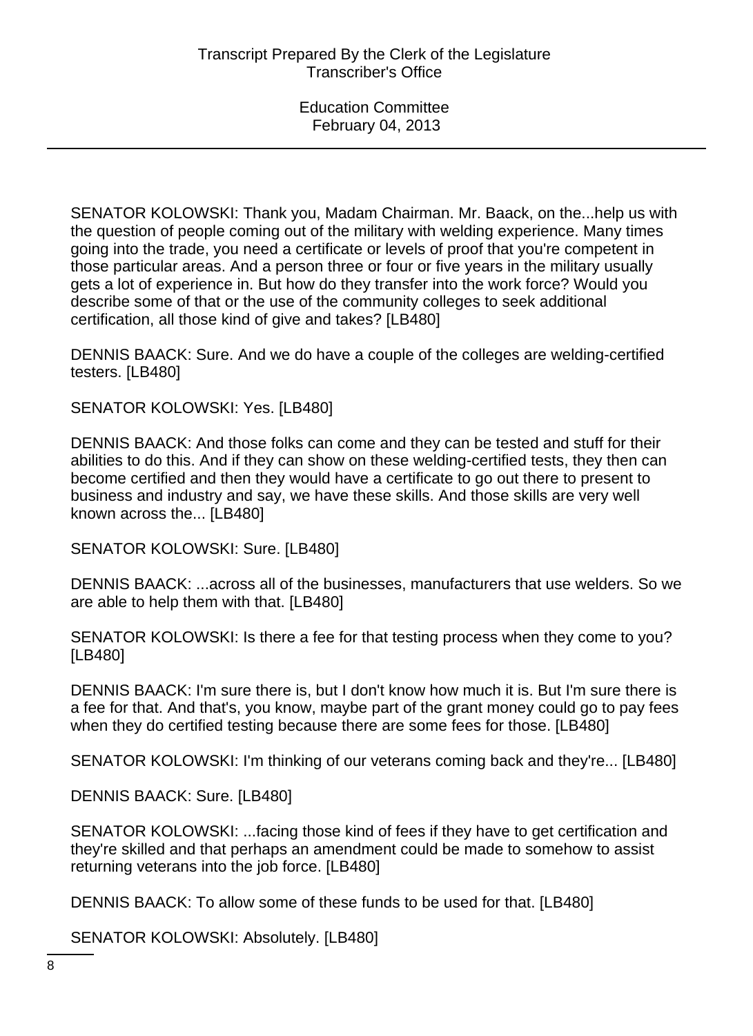SENATOR KOLOWSKI: Thank you, Madam Chairman. Mr. Baack, on the...help us with the question of people coming out of the military with welding experience. Many times going into the trade, you need a certificate or levels of proof that you're competent in those particular areas. And a person three or four or five years in the military usually gets a lot of experience in. But how do they transfer into the work force? Would you describe some of that or the use of the community colleges to seek additional certification, all those kind of give and takes? [LB480]

DENNIS BAACK: Sure. And we do have a couple of the colleges are welding-certified testers. [LB480]

SENATOR KOLOWSKI: Yes. [LB480]

DENNIS BAACK: And those folks can come and they can be tested and stuff for their abilities to do this. And if they can show on these welding-certified tests, they then can become certified and then they would have a certificate to go out there to present to business and industry and say, we have these skills. And those skills are very well known across the... [LB480]

SENATOR KOLOWSKI: Sure. [LB480]

DENNIS BAACK: ...across all of the businesses, manufacturers that use welders. So we are able to help them with that. [LB480]

SENATOR KOLOWSKI: Is there a fee for that testing process when they come to you? [LB480]

DENNIS BAACK: I'm sure there is, but I don't know how much it is. But I'm sure there is a fee for that. And that's, you know, maybe part of the grant money could go to pay fees when they do certified testing because there are some fees for those. [LB480]

SENATOR KOLOWSKI: I'm thinking of our veterans coming back and they're... [LB480]

DENNIS BAACK: Sure. [LB480]

SENATOR KOLOWSKI: ...facing those kind of fees if they have to get certification and they're skilled and that perhaps an amendment could be made to somehow to assist returning veterans into the job force. [LB480]

DENNIS BAACK: To allow some of these funds to be used for that. [LB480]

SENATOR KOLOWSKI: Absolutely. [LB480]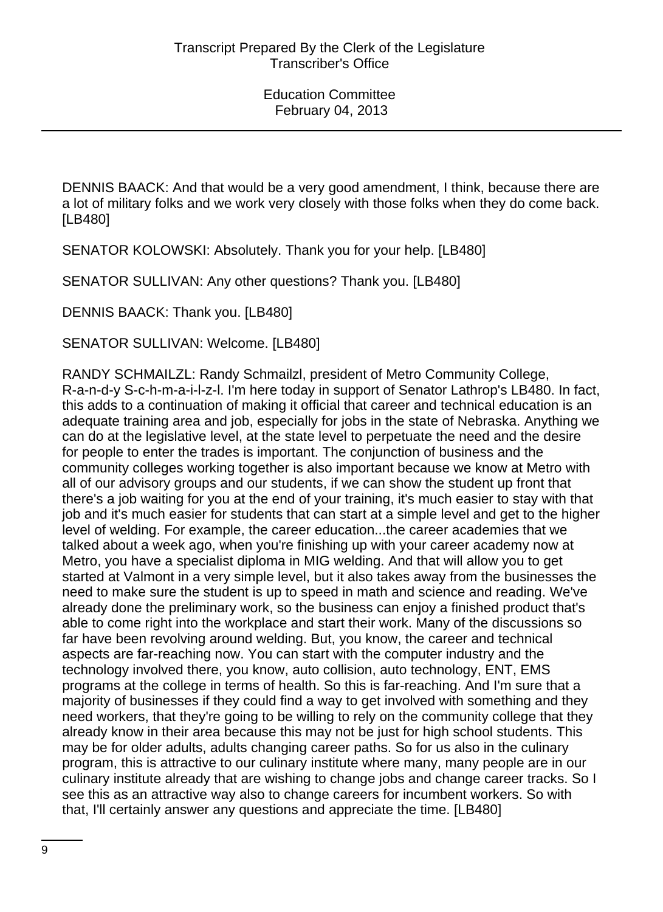DENNIS BAACK: And that would be a very good amendment, I think, because there are a lot of military folks and we work very closely with those folks when they do come back. [LB480]

SENATOR KOLOWSKI: Absolutely. Thank you for your help. [LB480]

SENATOR SULLIVAN: Any other questions? Thank you. [LB480]

DENNIS BAACK: Thank you. [LB480]

SENATOR SULLIVAN: Welcome. [LB480]

RANDY SCHMAILZL: Randy Schmailzl, president of Metro Community College, R-a-n-d-y S-c-h-m-a-i-l-z-l. I'm here today in support of Senator Lathrop's LB480. In fact, this adds to a continuation of making it official that career and technical education is an adequate training area and job, especially for jobs in the state of Nebraska. Anything we can do at the legislative level, at the state level to perpetuate the need and the desire for people to enter the trades is important. The conjunction of business and the community colleges working together is also important because we know at Metro with all of our advisory groups and our students, if we can show the student up front that there's a job waiting for you at the end of your training, it's much easier to stay with that job and it's much easier for students that can start at a simple level and get to the higher level of welding. For example, the career education...the career academies that we talked about a week ago, when you're finishing up with your career academy now at Metro, you have a specialist diploma in MIG welding. And that will allow you to get started at Valmont in a very simple level, but it also takes away from the businesses the need to make sure the student is up to speed in math and science and reading. We've already done the preliminary work, so the business can enjoy a finished product that's able to come right into the workplace and start their work. Many of the discussions so far have been revolving around welding. But, you know, the career and technical aspects are far-reaching now. You can start with the computer industry and the technology involved there, you know, auto collision, auto technology, ENT, EMS programs at the college in terms of health. So this is far-reaching. And I'm sure that a majority of businesses if they could find a way to get involved with something and they need workers, that they're going to be willing to rely on the community college that they already know in their area because this may not be just for high school students. This may be for older adults, adults changing career paths. So for us also in the culinary program, this is attractive to our culinary institute where many, many people are in our culinary institute already that are wishing to change jobs and change career tracks. So I see this as an attractive way also to change careers for incumbent workers. So with that, I'll certainly answer any questions and appreciate the time. [LB480]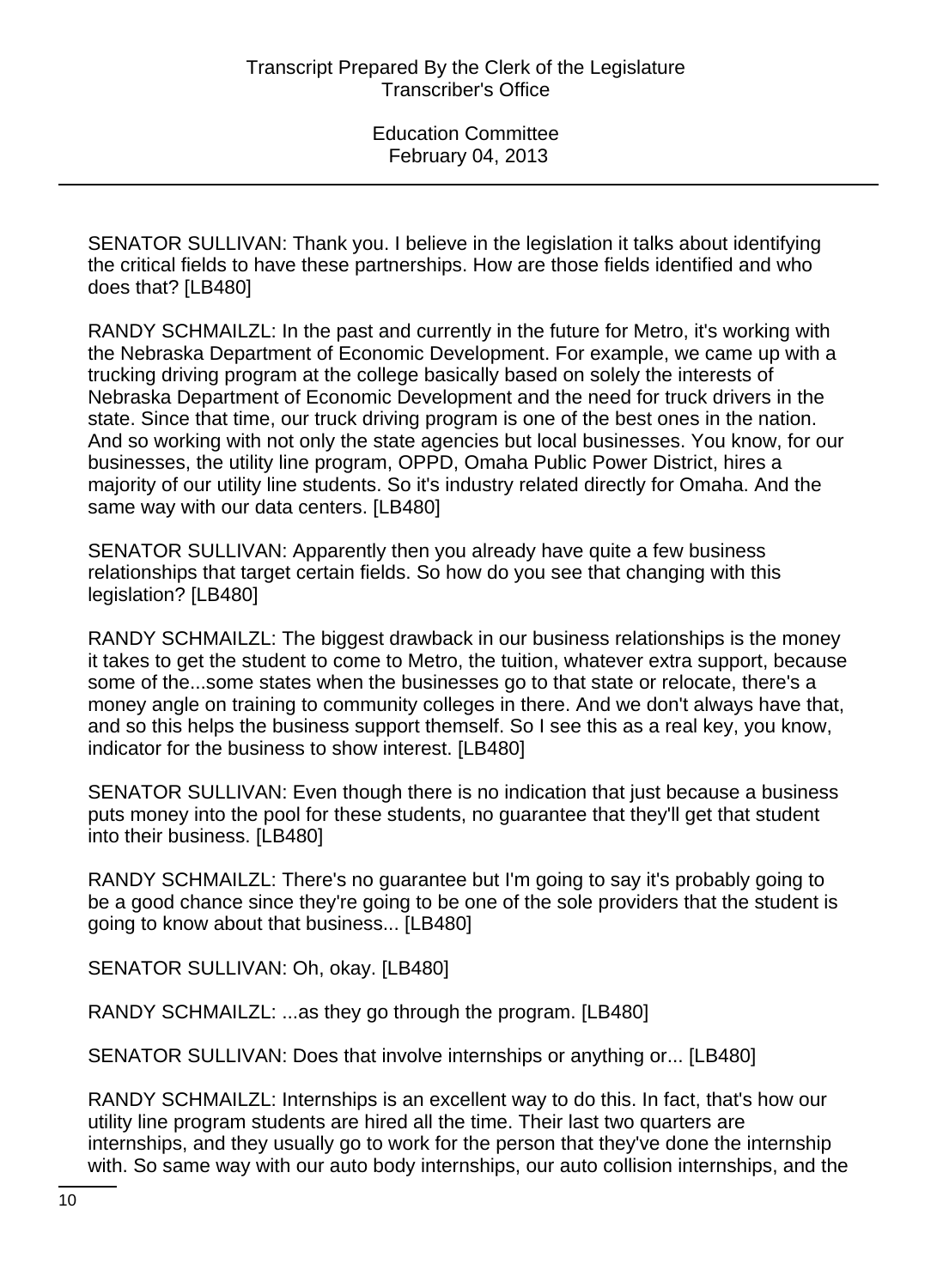SENATOR SULLIVAN: Thank you. I believe in the legislation it talks about identifying the critical fields to have these partnerships. How are those fields identified and who does that? [LB480]

RANDY SCHMAILZL: In the past and currently in the future for Metro, it's working with the Nebraska Department of Economic Development. For example, we came up with a trucking driving program at the college basically based on solely the interests of Nebraska Department of Economic Development and the need for truck drivers in the state. Since that time, our truck driving program is one of the best ones in the nation. And so working with not only the state agencies but local businesses. You know, for our businesses, the utility line program, OPPD, Omaha Public Power District, hires a majority of our utility line students. So it's industry related directly for Omaha. And the same way with our data centers. [LB480]

SENATOR SULLIVAN: Apparently then you already have quite a few business relationships that target certain fields. So how do you see that changing with this legislation? [LB480]

RANDY SCHMAILZL: The biggest drawback in our business relationships is the money it takes to get the student to come to Metro, the tuition, whatever extra support, because some of the...some states when the businesses go to that state or relocate, there's a money angle on training to community colleges in there. And we don't always have that, and so this helps the business support themself. So I see this as a real key, you know, indicator for the business to show interest. [LB480]

SENATOR SULLIVAN: Even though there is no indication that just because a business puts money into the pool for these students, no guarantee that they'll get that student into their business. [LB480]

RANDY SCHMAILZL: There's no guarantee but I'm going to say it's probably going to be a good chance since they're going to be one of the sole providers that the student is going to know about that business... [LB480]

SENATOR SULLIVAN: Oh, okay. [LB480]

RANDY SCHMAILZL: ...as they go through the program. [LB480]

SENATOR SULLIVAN: Does that involve internships or anything or... [LB480]

RANDY SCHMAILZL: Internships is an excellent way to do this. In fact, that's how our utility line program students are hired all the time. Their last two quarters are internships, and they usually go to work for the person that they've done the internship with. So same way with our auto body internships, our auto collision internships, and the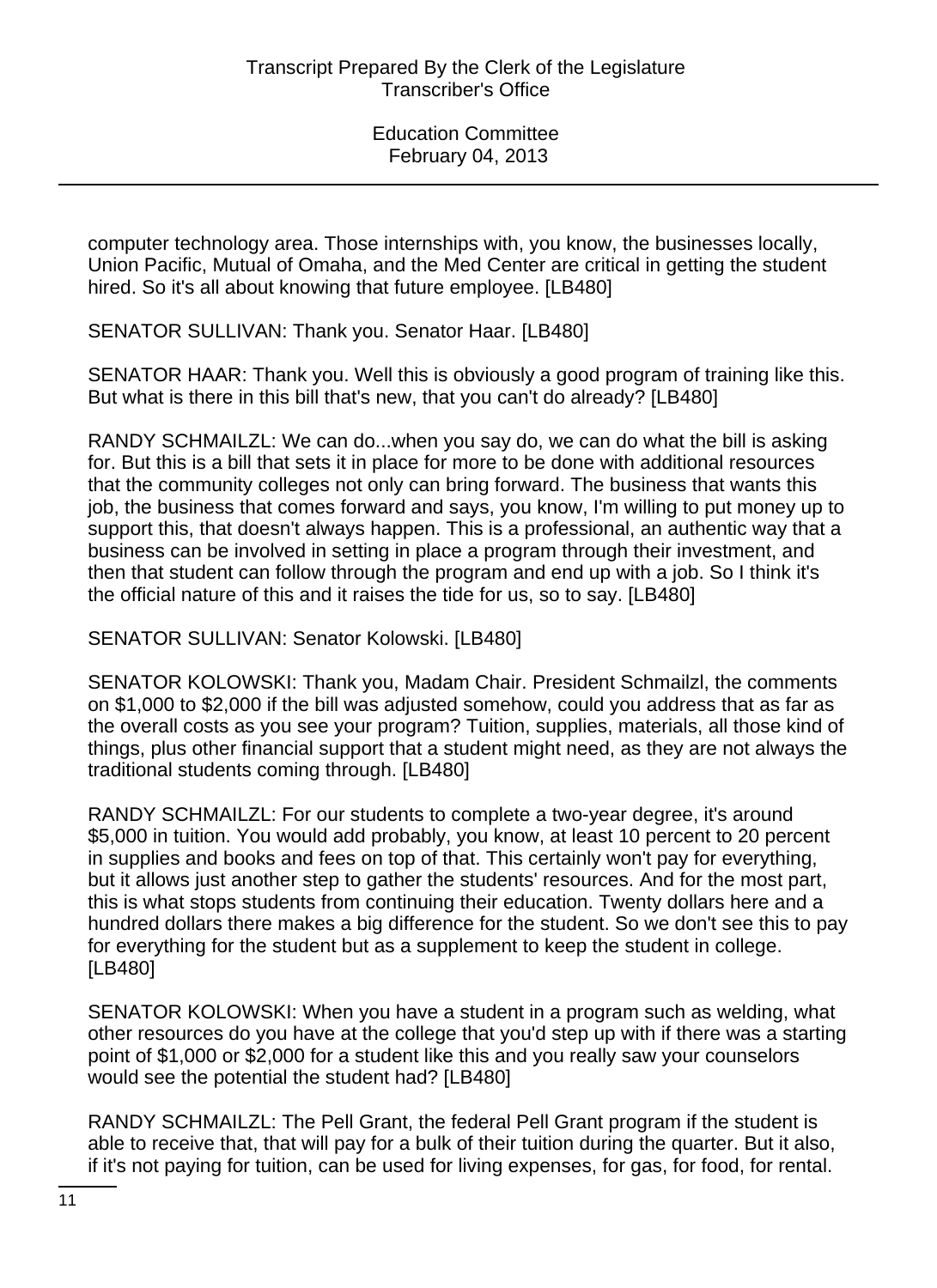computer technology area. Those internships with, you know, the businesses locally, Union Pacific, Mutual of Omaha, and the Med Center are critical in getting the student hired. So it's all about knowing that future employee. [LB480]

SENATOR SULLIVAN: Thank you. Senator Haar. [LB480]

SENATOR HAAR: Thank you. Well this is obviously a good program of training like this. But what is there in this bill that's new, that you can't do already? [LB480]

RANDY SCHMAILZL: We can do...when you say do, we can do what the bill is asking for. But this is a bill that sets it in place for more to be done with additional resources that the community colleges not only can bring forward. The business that wants this job, the business that comes forward and says, you know, I'm willing to put money up to support this, that doesn't always happen. This is a professional, an authentic way that a business can be involved in setting in place a program through their investment, and then that student can follow through the program and end up with a job. So I think it's the official nature of this and it raises the tide for us, so to say. [LB480]

SENATOR SULLIVAN: Senator Kolowski. [LB480]

SENATOR KOLOWSKI: Thank you, Madam Chair. President Schmailzl, the comments on $1,000 to $2,000 if the bill was adjusted somehow, could you address that as far as the overall costs as you see your program? Tuition, supplies, materials, all those kind of things, plus other financial support that a student might need, as they are not always the traditional students coming through. [LB480]

RANDY SCHMAILZL: For our students to complete a two-year degree, it's around $5,000 in tuition. You would add probably, you know, at least 10 percent to 20 percent in supplies and books and fees on top of that. This certainly won't pay for everything, but it allows just another step to gather the students' resources. And for the most part, this is what stops students from continuing their education. Twenty dollars here and a hundred dollars there makes a big difference for the student. So we don't see this to pay for everything for the student but as a supplement to keep the student in college. [LB480]

SENATOR KOLOWSKI: When you have a student in a program such as welding, what other resources do you have at the college that you'd step up with if there was a starting point of $1,000 or $2,000 for a student like this and you really saw your counselors would see the potential the student had? [LB480]

RANDY SCHMAILZL: The Pell Grant, the federal Pell Grant program if the student is able to receive that, that will pay for a bulk of their tuition during the quarter. But it also, if it's not paying for tuition, can be used for living expenses, for gas, for food, for rental.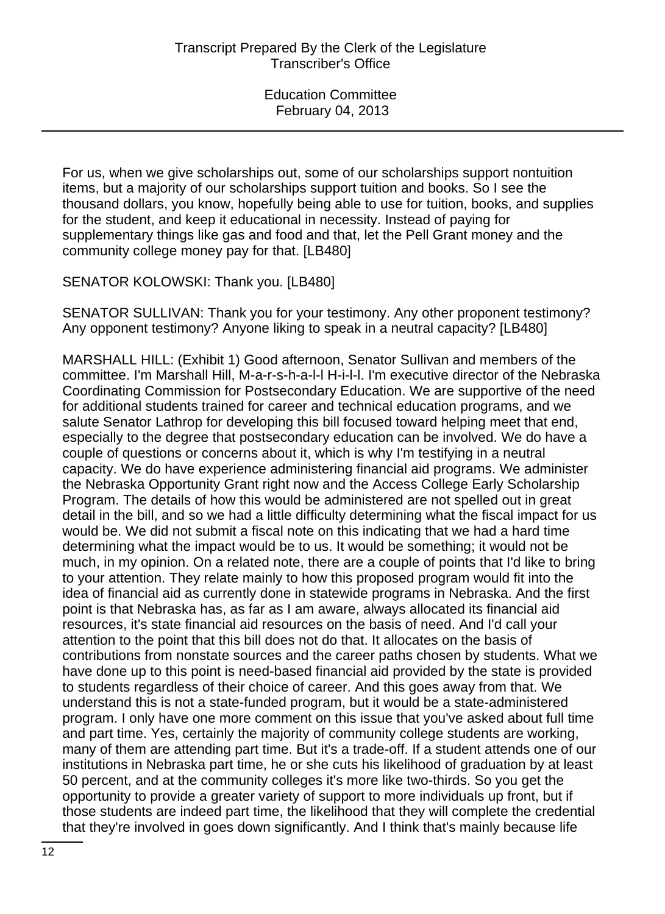For us, when we give scholarships out, some of our scholarships support nontuition items, but a majority of our scholarships support tuition and books. So I see the thousand dollars, you know, hopefully being able to use for tuition, books, and supplies for the student, and keep it educational in necessity. Instead of paying for supplementary things like gas and food and that, let the Pell Grant money and the community college money pay for that. [LB480]

SENATOR KOLOWSKI: Thank you. [LB480]

SENATOR SULLIVAN: Thank you for your testimony. Any other proponent testimony? Any opponent testimony? Anyone liking to speak in a neutral capacity? [LB480]

MARSHALL HILL: (Exhibit 1) Good afternoon, Senator Sullivan and members of the committee. I'm Marshall Hill, M-a-r-s-h-a-l-l H-i-l-l. I'm executive director of the Nebraska Coordinating Commission for Postsecondary Education. We are supportive of the need for additional students trained for career and technical education programs, and we salute Senator Lathrop for developing this bill focused toward helping meet that end, especially to the degree that postsecondary education can be involved. We do have a couple of questions or concerns about it, which is why I'm testifying in a neutral capacity. We do have experience administering financial aid programs. We administer the Nebraska Opportunity Grant right now and the Access College Early Scholarship Program. The details of how this would be administered are not spelled out in great detail in the bill, and so we had a little difficulty determining what the fiscal impact for us would be. We did not submit a fiscal note on this indicating that we had a hard time determining what the impact would be to us. It would be something; it would not be much, in my opinion. On a related note, there are a couple of points that I'd like to bring to your attention. They relate mainly to how this proposed program would fit into the idea of financial aid as currently done in statewide programs in Nebraska. And the first point is that Nebraska has, as far as I am aware, always allocated its financial aid resources, it's state financial aid resources on the basis of need. And I'd call your attention to the point that this bill does not do that. It allocates on the basis of contributions from nonstate sources and the career paths chosen by students. What we have done up to this point is need-based financial aid provided by the state is provided to students regardless of their choice of career. And this goes away from that. We understand this is not a state-funded program, but it would be a state-administered program. I only have one more comment on this issue that you've asked about full time and part time. Yes, certainly the majority of community college students are working, many of them are attending part time. But it's a trade-off. If a student attends one of our institutions in Nebraska part time, he or she cuts his likelihood of graduation by at least 50 percent, and at the community colleges it's more like two-thirds. So you get the opportunity to provide a greater variety of support to more individuals up front, but if those students are indeed part time, the likelihood that they will complete the credential that they're involved in goes down significantly. And I think that's mainly because life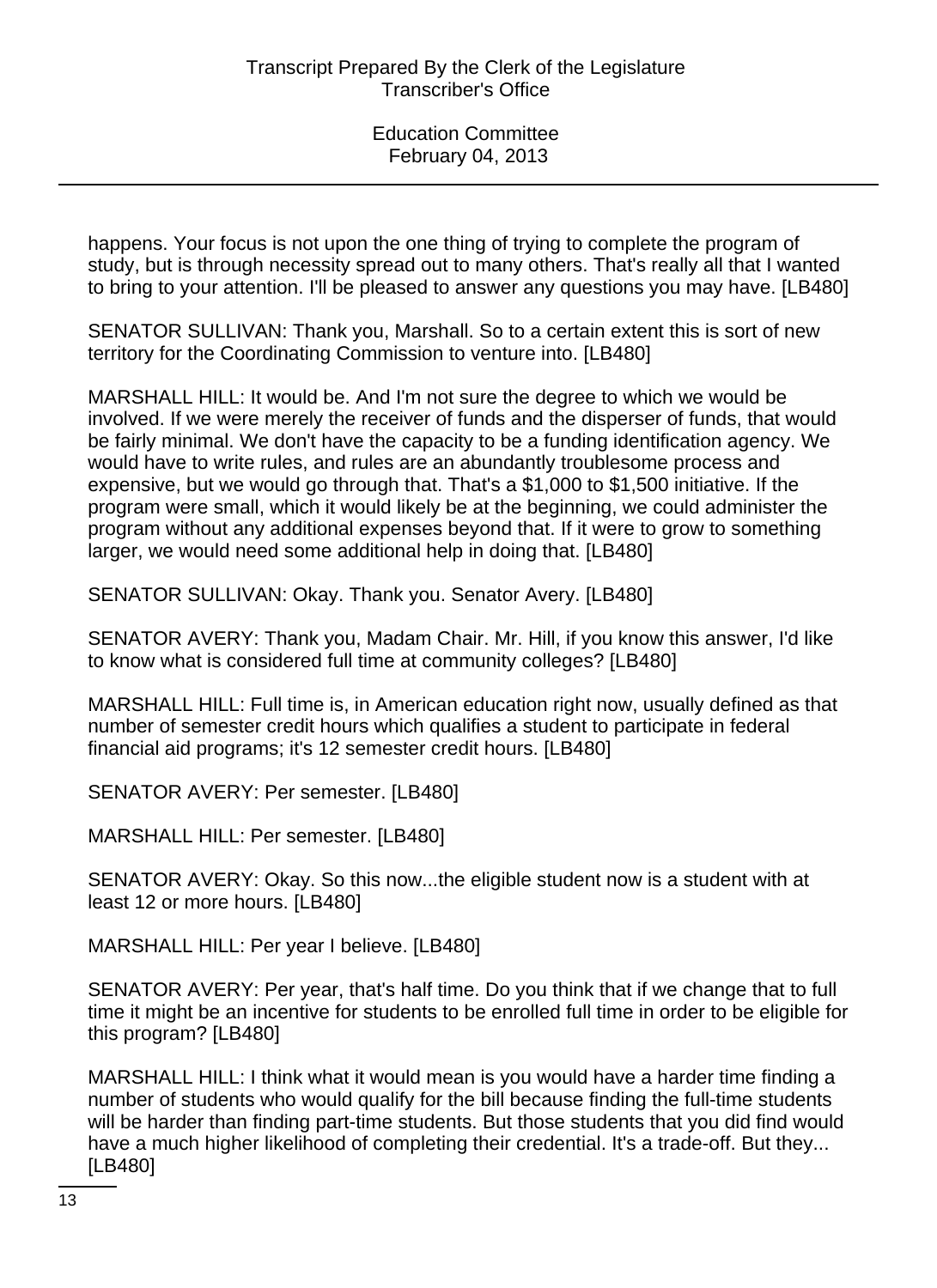happens. Your focus is not upon the one thing of trying to complete the program of study, but is through necessity spread out to many others. That's really all that I wanted to bring to your attention. I'll be pleased to answer any questions you may have. [LB480]

SENATOR SULLIVAN: Thank you, Marshall. So to a certain extent this is sort of new territory for the Coordinating Commission to venture into. [LB480]

MARSHALL HILL: It would be. And I'm not sure the degree to which we would be involved. If we were merely the receiver of funds and the disperser of funds, that would be fairly minimal. We don't have the capacity to be a funding identification agency. We would have to write rules, and rules are an abundantly troublesome process and expensive, but we would go through that. That's a $1,000 to $1,500 initiative. If the program were small, which it would likely be at the beginning, we could administer the program without any additional expenses beyond that. If it were to grow to something larger, we would need some additional help in doing that. [LB480]

SENATOR SULLIVAN: Okay. Thank you. Senator Avery. [LB480]

SENATOR AVERY: Thank you, Madam Chair. Mr. Hill, if you know this answer, I'd like to know what is considered full time at community colleges? [LB480]

MARSHALL HILL: Full time is, in American education right now, usually defined as that number of semester credit hours which qualifies a student to participate in federal financial aid programs; it's 12 semester credit hours. [LB480]

SENATOR AVERY: Per semester. [LB480]

MARSHALL HILL: Per semester. [LB480]

SENATOR AVERY: Okay. So this now...the eligible student now is a student with at least 12 or more hours. [LB480]

MARSHALL HILL: Per year I believe. [LB480]

SENATOR AVERY: Per year, that's half time. Do you think that if we change that to full time it might be an incentive for students to be enrolled full time in order to be eligible for this program? [LB480]

MARSHALL HILL: I think what it would mean is you would have a harder time finding a number of students who would qualify for the bill because finding the full-time students will be harder than finding part-time students. But those students that you did find would have a much higher likelihood of completing their credential. It's a trade-off. But they... [LB480]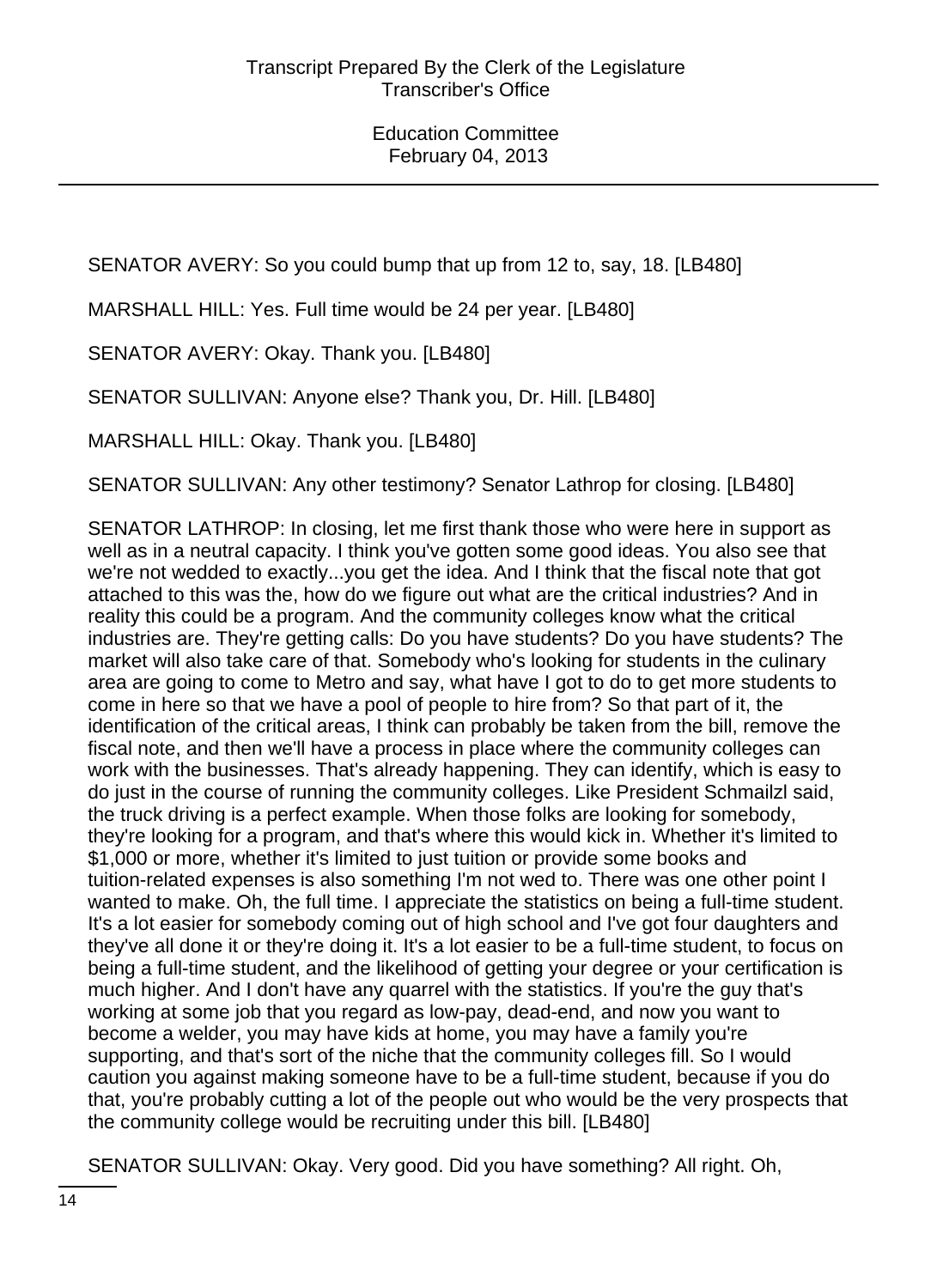SENATOR AVERY: So you could bump that up from 12 to, say, 18. [LB480]

MARSHALL HILL: Yes. Full time would be 24 per year. [LB480]

SENATOR AVERY: Okay. Thank you. [LB480]

SENATOR SULLIVAN: Anyone else? Thank you, Dr. Hill. [LB480]

MARSHALL HILL: Okay. Thank you. [LB480]

SENATOR SULLIVAN: Any other testimony? Senator Lathrop for closing. [LB480]

SENATOR LATHROP: In closing, let me first thank those who were here in support as well as in a neutral capacity. I think you've gotten some good ideas. You also see that we're not wedded to exactly...you get the idea. And I think that the fiscal note that got attached to this was the, how do we figure out what are the critical industries? And in reality this could be a program. And the community colleges know what the critical industries are. They're getting calls: Do you have students? Do you have students? The market will also take care of that. Somebody who's looking for students in the culinary area are going to come to Metro and say, what have I got to do to get more students to come in here so that we have a pool of people to hire from? So that part of it, the identification of the critical areas, I think can probably be taken from the bill, remove the fiscal note, and then we'll have a process in place where the community colleges can work with the businesses. That's already happening. They can identify, which is easy to do just in the course of running the community colleges. Like President Schmailzl said, the truck driving is a perfect example. When those folks are looking for somebody, they're looking for a program, and that's where this would kick in. Whether it's limited to $1,000 or more, whether it's limited to just tuition or provide some books and tuition-related expenses is also something I'm not wed to. There was one other point I wanted to make. Oh, the full time. I appreciate the statistics on being a full-time student. It's a lot easier for somebody coming out of high school and I've got four daughters and they've all done it or they're doing it. It's a lot easier to be a full-time student, to focus on being a full-time student, and the likelihood of getting your degree or your certification is much higher. And I don't have any quarrel with the statistics. If you're the guy that's working at some job that you regard as low-pay, dead-end, and now you want to become a welder, you may have kids at home, you may have a family you're supporting, and that's sort of the niche that the community colleges fill. So I would caution you against making someone have to be a full-time student, because if you do that, you're probably cutting a lot of the people out who would be the very prospects that the community college would be recruiting under this bill. [LB480]

SENATOR SULLIVAN: Okay. Very good. Did you have something? All right. Oh,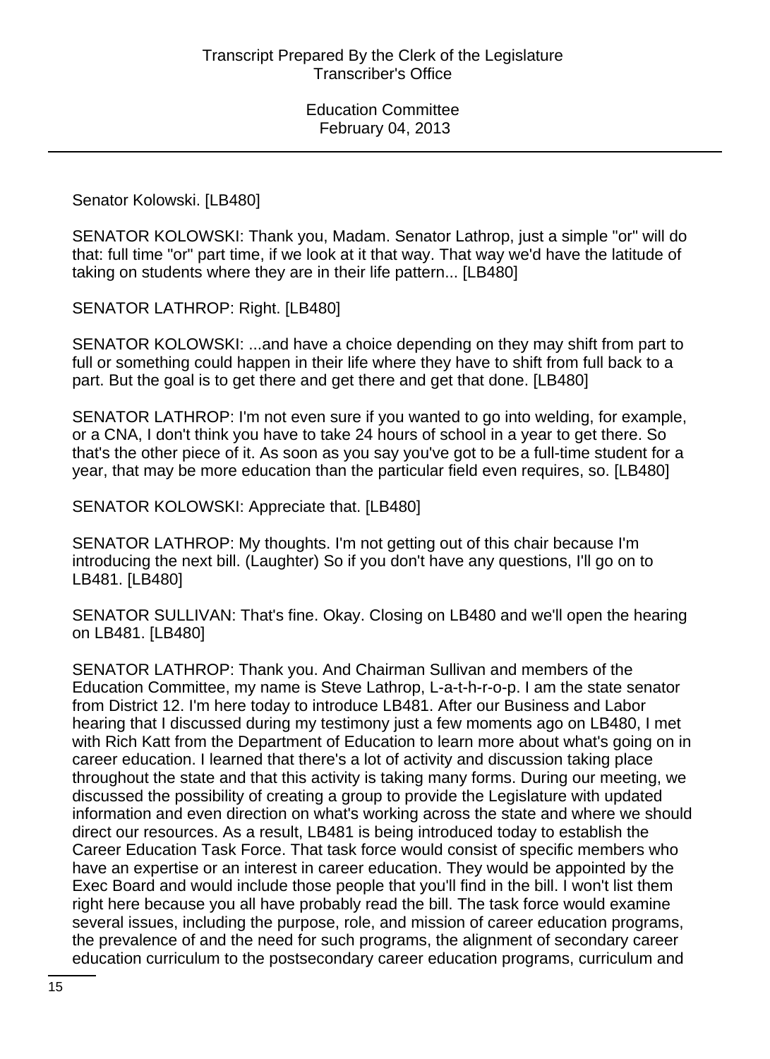Senator Kolowski. [LB480]

SENATOR KOLOWSKI: Thank you, Madam. Senator Lathrop, just a simple "or" will do that: full time "or" part time, if we look at it that way. That way we'd have the latitude of taking on students where they are in their life pattern... [LB480]

SENATOR LATHROP: Right. [LB480]

SENATOR KOLOWSKI: ...and have a choice depending on they may shift from part to full or something could happen in their life where they have to shift from full back to a part. But the goal is to get there and get there and get that done. [LB480]

SENATOR LATHROP: I'm not even sure if you wanted to go into welding, for example, or a CNA, I don't think you have to take 24 hours of school in a year to get there. So that's the other piece of it. As soon as you say you've got to be a full-time student for a year, that may be more education than the particular field even requires, so. [LB480]

SENATOR KOLOWSKI: Appreciate that. [LB480]

SENATOR LATHROP: My thoughts. I'm not getting out of this chair because I'm introducing the next bill. (Laughter) So if you don't have any questions, I'll go on to LB481. [LB480]

SENATOR SULLIVAN: That's fine. Okay. Closing on LB480 and we'll open the hearing on LB481. [LB480]

SENATOR LATHROP: Thank you. And Chairman Sullivan and members of the Education Committee, my name is Steve Lathrop, L-a-t-h-r-o-p. I am the state senator from District 12. I'm here today to introduce LB481. After our Business and Labor hearing that I discussed during my testimony just a few moments ago on LB480, I met with Rich Katt from the Department of Education to learn more about what's going on in career education. I learned that there's a lot of activity and discussion taking place throughout the state and that this activity is taking many forms. During our meeting, we discussed the possibility of creating a group to provide the Legislature with updated information and even direction on what's working across the state and where we should direct our resources. As a result, LB481 is being introduced today to establish the Career Education Task Force. That task force would consist of specific members who have an expertise or an interest in career education. They would be appointed by the Exec Board and would include those people that you'll find in the bill. I won't list them right here because you all have probably read the bill. The task force would examine several issues, including the purpose, role, and mission of career education programs, the prevalence of and the need for such programs, the alignment of secondary career education curriculum to the postsecondary career education programs, curriculum and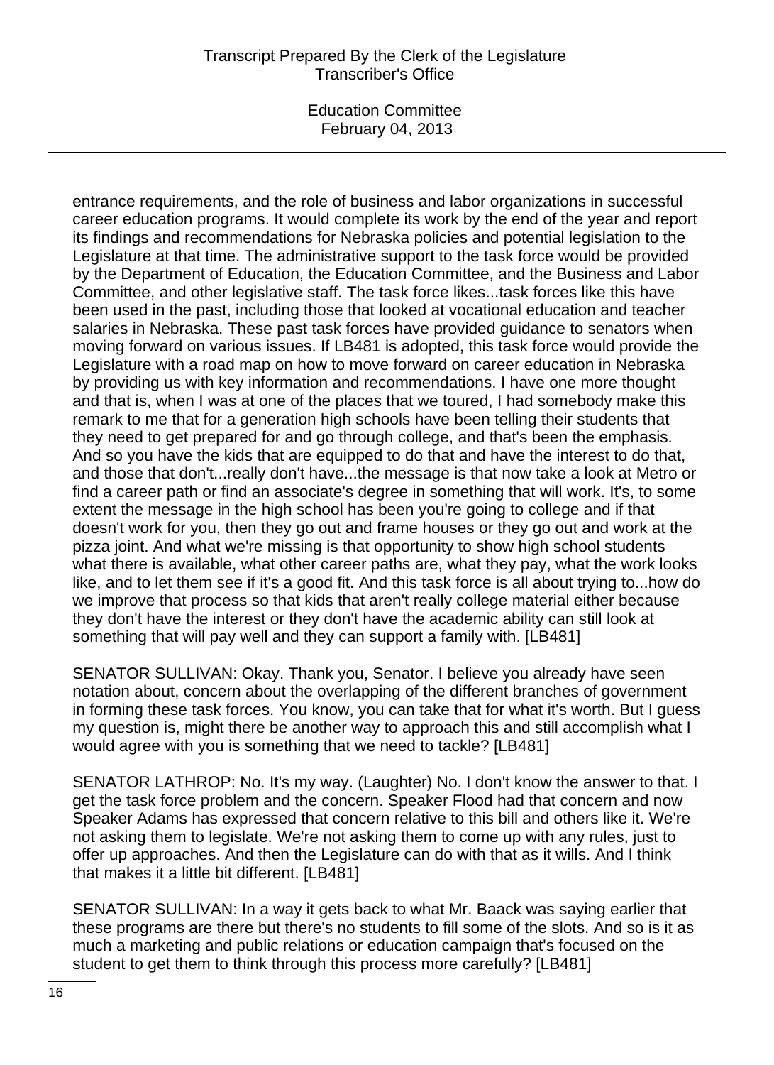entrance requirements, and the role of business and labor organizations in successful career education programs. It would complete its work by the end of the year and report its findings and recommendations for Nebraska policies and potential legislation to the Legislature at that time. The administrative support to the task force would be provided by the Department of Education, the Education Committee, and the Business and Labor Committee, and other legislative staff. The task force likes...task forces like this have been used in the past, including those that looked at vocational education and teacher salaries in Nebraska. These past task forces have provided guidance to senators when moving forward on various issues. If LB481 is adopted, this task force would provide the Legislature with a road map on how to move forward on career education in Nebraska by providing us with key information and recommendations. I have one more thought and that is, when I was at one of the places that we toured, I had somebody make this remark to me that for a generation high schools have been telling their students that they need to get prepared for and go through college, and that's been the emphasis. And so you have the kids that are equipped to do that and have the interest to do that, and those that don't...really don't have...the message is that now take a look at Metro or find a career path or find an associate's degree in something that will work. It's, to some extent the message in the high school has been you're going to college and if that doesn't work for you, then they go out and frame houses or they go out and work at the pizza joint. And what we're missing is that opportunity to show high school students what there is available, what other career paths are, what they pay, what the work looks like, and to let them see if it's a good fit. And this task force is all about trying to...how do we improve that process so that kids that aren't really college material either because they don't have the interest or they don't have the academic ability can still look at something that will pay well and they can support a family with. [LB481]

SENATOR SULLIVAN: Okay. Thank you, Senator. I believe you already have seen notation about, concern about the overlapping of the different branches of government in forming these task forces. You know, you can take that for what it's worth. But I guess my question is, might there be another way to approach this and still accomplish what I would agree with you is something that we need to tackle? [LB481]

SENATOR LATHROP: No. It's my way. (Laughter) No. I don't know the answer to that. I get the task force problem and the concern. Speaker Flood had that concern and now Speaker Adams has expressed that concern relative to this bill and others like it. We're not asking them to legislate. We're not asking them to come up with any rules, just to offer up approaches. And then the Legislature can do with that as it wills. And I think that makes it a little bit different. [LB481]

SENATOR SULLIVAN: In a way it gets back to what Mr. Baack was saying earlier that these programs are there but there's no students to fill some of the slots. And so is it as much a marketing and public relations or education campaign that's focused on the student to get them to think through this process more carefully? [LB481]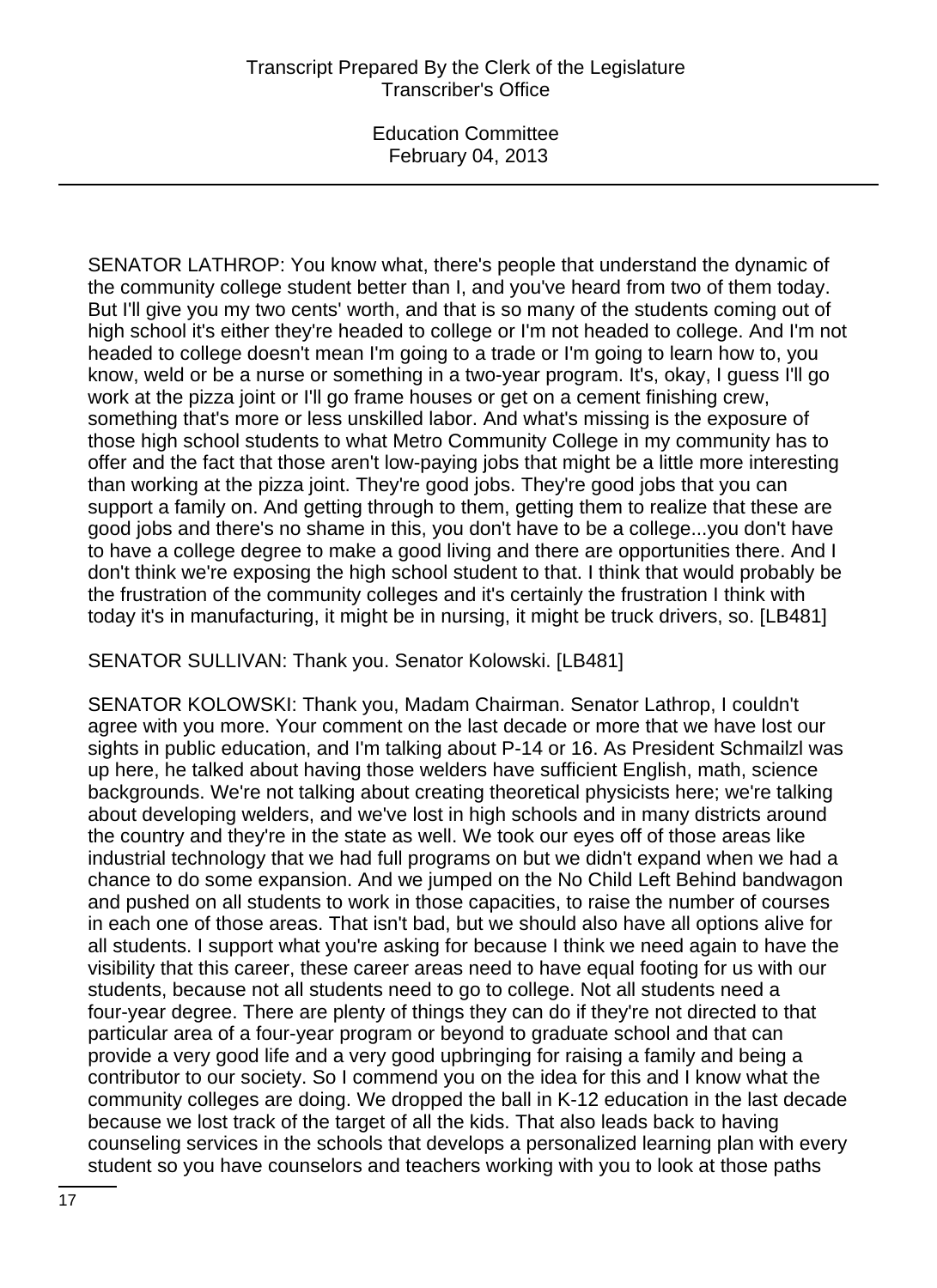SENATOR LATHROP: You know what, there's people that understand the dynamic of the community college student better than I, and you've heard from two of them today. But I'll give you my two cents' worth, and that is so many of the students coming out of high school it's either they're headed to college or I'm not headed to college. And I'm not headed to college doesn't mean I'm going to a trade or I'm going to learn how to, you know, weld or be a nurse or something in a two-year program. It's, okay, I guess I'll go work at the pizza joint or I'll go frame houses or get on a cement finishing crew, something that's more or less unskilled labor. And what's missing is the exposure of those high school students to what Metro Community College in my community has to offer and the fact that those aren't low-paying jobs that might be a little more interesting than working at the pizza joint. They're good jobs. They're good jobs that you can support a family on. And getting through to them, getting them to realize that these are good jobs and there's no shame in this, you don't have to be a college...you don't have to have a college degree to make a good living and there are opportunities there. And I don't think we're exposing the high school student to that. I think that would probably be the frustration of the community colleges and it's certainly the frustration I think with today it's in manufacturing, it might be in nursing, it might be truck drivers, so. [LB481]

SENATOR SULLIVAN: Thank you. Senator Kolowski. [LB481]

SENATOR KOLOWSKI: Thank you, Madam Chairman. Senator Lathrop, I couldn't agree with you more. Your comment on the last decade or more that we have lost our sights in public education, and I'm talking about P-14 or 16. As President Schmailzl was up here, he talked about having those welders have sufficient English, math, science backgrounds. We're not talking about creating theoretical physicists here; we're talking about developing welders, and we've lost in high schools and in many districts around the country and they're in the state as well. We took our eyes off of those areas like industrial technology that we had full programs on but we didn't expand when we had a chance to do some expansion. And we jumped on the No Child Left Behind bandwagon and pushed on all students to work in those capacities, to raise the number of courses in each one of those areas. That isn't bad, but we should also have all options alive for all students. I support what you're asking for because I think we need again to have the visibility that this career, these career areas need to have equal footing for us with our students, because not all students need to go to college. Not all students need a four-year degree. There are plenty of things they can do if they're not directed to that particular area of a four-year program or beyond to graduate school and that can provide a very good life and a very good upbringing for raising a family and being a contributor to our society. So I commend you on the idea for this and I know what the community colleges are doing. We dropped the ball in K-12 education in the last decade because we lost track of the target of all the kids. That also leads back to having counseling services in the schools that develops a personalized learning plan with every student so you have counselors and teachers working with you to look at those paths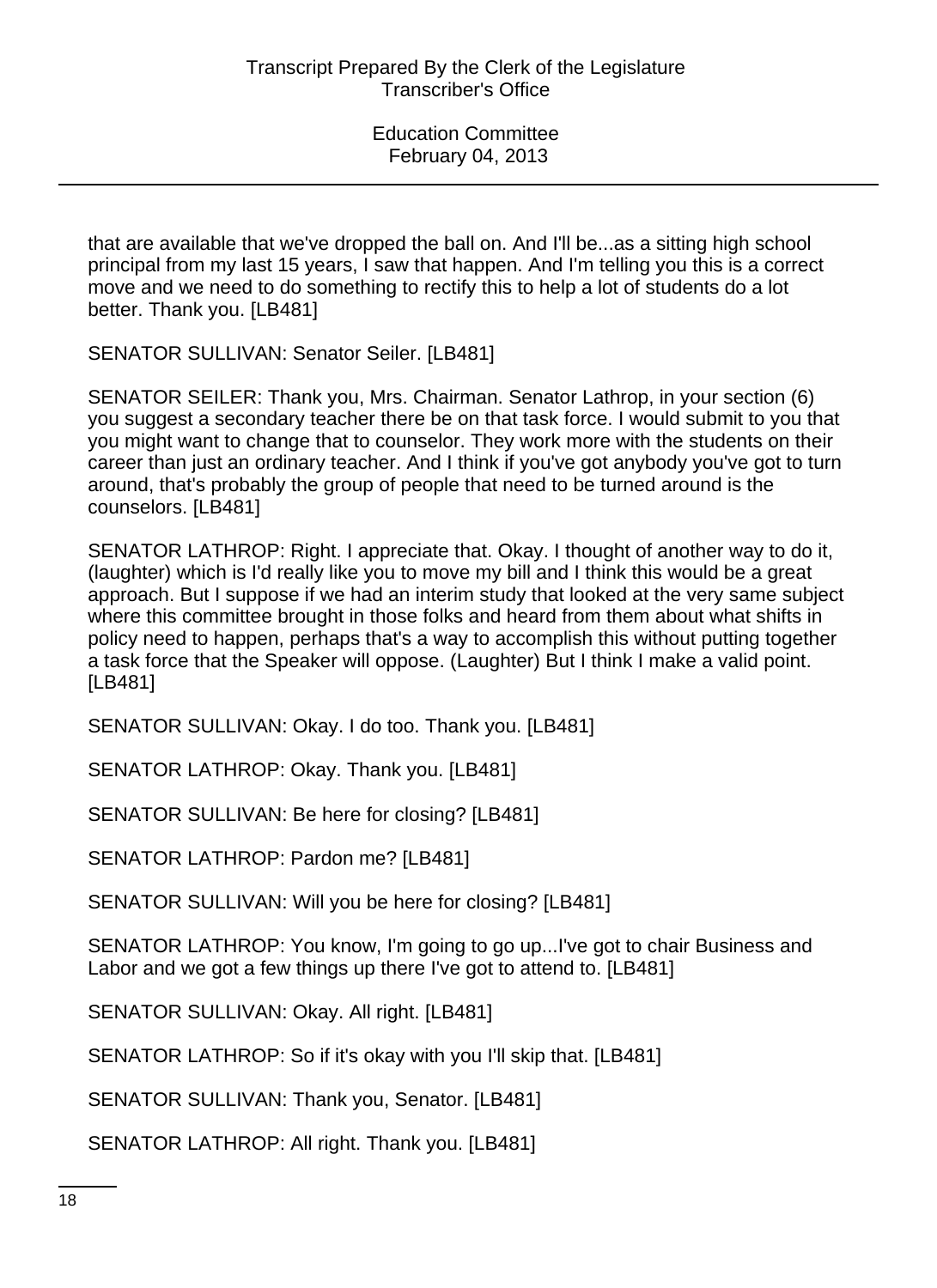that are available that we've dropped the ball on. And I'll be...as a sitting high school principal from my last 15 years, I saw that happen. And I'm telling you this is a correct move and we need to do something to rectify this to help a lot of students do a lot better. Thank you. [LB481]

SENATOR SULLIVAN: Senator Seiler. [LB481]

SENATOR SEILER: Thank you, Mrs. Chairman. Senator Lathrop, in your section (6) you suggest a secondary teacher there be on that task force. I would submit to you that you might want to change that to counselor. They work more with the students on their career than just an ordinary teacher. And I think if you've got anybody you've got to turn around, that's probably the group of people that need to be turned around is the counselors. [LB481]

SENATOR LATHROP: Right. I appreciate that. Okay. I thought of another way to do it, (laughter) which is I'd really like you to move my bill and I think this would be a great approach. But I suppose if we had an interim study that looked at the very same subject where this committee brought in those folks and heard from them about what shifts in policy need to happen, perhaps that's a way to accomplish this without putting together a task force that the Speaker will oppose. (Laughter) But I think I make a valid point. [LB481]

SENATOR SULLIVAN: Okay. I do too. Thank you. [LB481]

SENATOR LATHROP: Okay. Thank you. [LB481]

SENATOR SULLIVAN: Be here for closing? [LB481]

SENATOR LATHROP: Pardon me? [LB481]

SENATOR SULLIVAN: Will you be here for closing? [LB481]

SENATOR LATHROP: You know, I'm going to go up...I've got to chair Business and Labor and we got a few things up there I've got to attend to. [LB481]

SENATOR SULLIVAN: Okay. All right. [LB481]

SENATOR LATHROP: So if it's okay with you I'll skip that. [LB481]

SENATOR SULLIVAN: Thank you, Senator. [LB481]

SENATOR LATHROP: All right. Thank you. [LB481]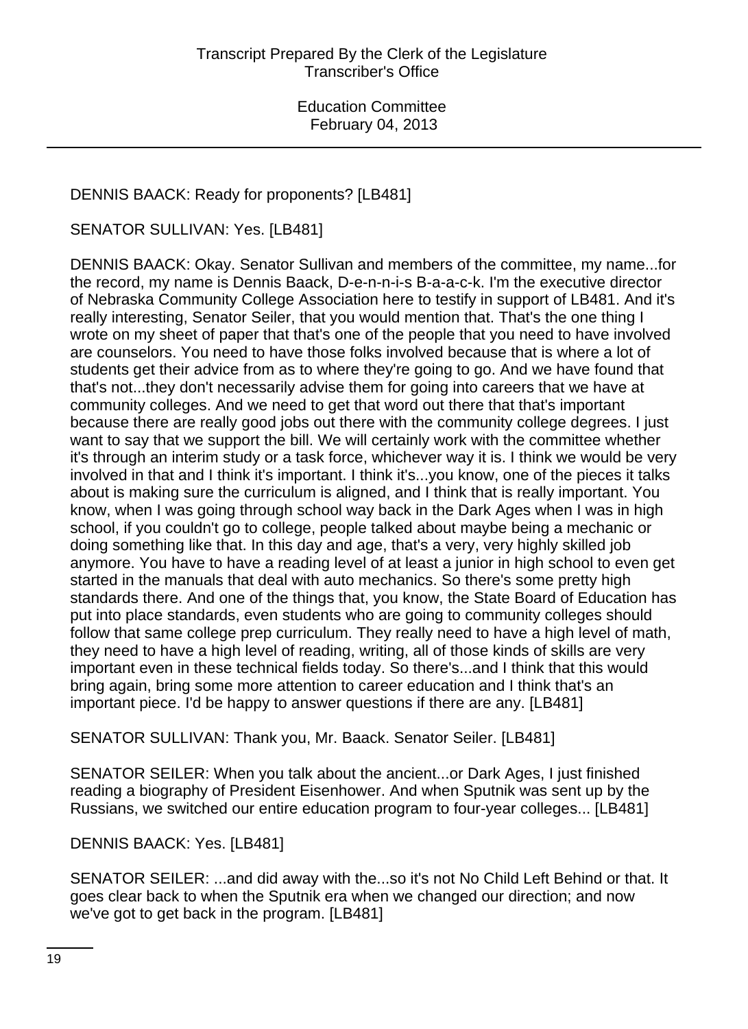DENNIS BAACK: Ready for proponents? [LB481]

SENATOR SULLIVAN: Yes. [LB481]

DENNIS BAACK: Okay. Senator Sullivan and members of the committee, my name...for the record, my name is Dennis Baack, D-e-n-n-i-s B-a-a-c-k. I'm the executive director of Nebraska Community College Association here to testify in support of LB481. And it's really interesting, Senator Seiler, that you would mention that. That's the one thing I wrote on my sheet of paper that that's one of the people that you need to have involved are counselors. You need to have those folks involved because that is where a lot of students get their advice from as to where they're going to go. And we have found that that's not...they don't necessarily advise them for going into careers that we have at community colleges. And we need to get that word out there that that's important because there are really good jobs out there with the community college degrees. I just want to say that we support the bill. We will certainly work with the committee whether it's through an interim study or a task force, whichever way it is. I think we would be very involved in that and I think it's important. I think it's...you know, one of the pieces it talks about is making sure the curriculum is aligned, and I think that is really important. You know, when I was going through school way back in the Dark Ages when I was in high school, if you couldn't go to college, people talked about maybe being a mechanic or doing something like that. In this day and age, that's a very, very highly skilled job anymore. You have to have a reading level of at least a junior in high school to even get started in the manuals that deal with auto mechanics. So there's some pretty high standards there. And one of the things that, you know, the State Board of Education has put into place standards, even students who are going to community colleges should follow that same college prep curriculum. They really need to have a high level of math, they need to have a high level of reading, writing, all of those kinds of skills are very important even in these technical fields today. So there's...and I think that this would bring again, bring some more attention to career education and I think that's an important piece. I'd be happy to answer questions if there are any. [LB481]

SENATOR SULLIVAN: Thank you, Mr. Baack. Senator Seiler. [LB481]

SENATOR SEILER: When you talk about the ancient...or Dark Ages, I just finished reading a biography of President Eisenhower. And when Sputnik was sent up by the Russians, we switched our entire education program to four-year colleges... [LB481]

DENNIS BAACK: Yes. [LB481]

SENATOR SEILER: ...and did away with the...so it's not No Child Left Behind or that. It goes clear back to when the Sputnik era when we changed our direction; and now we've got to get back in the program. [LB481]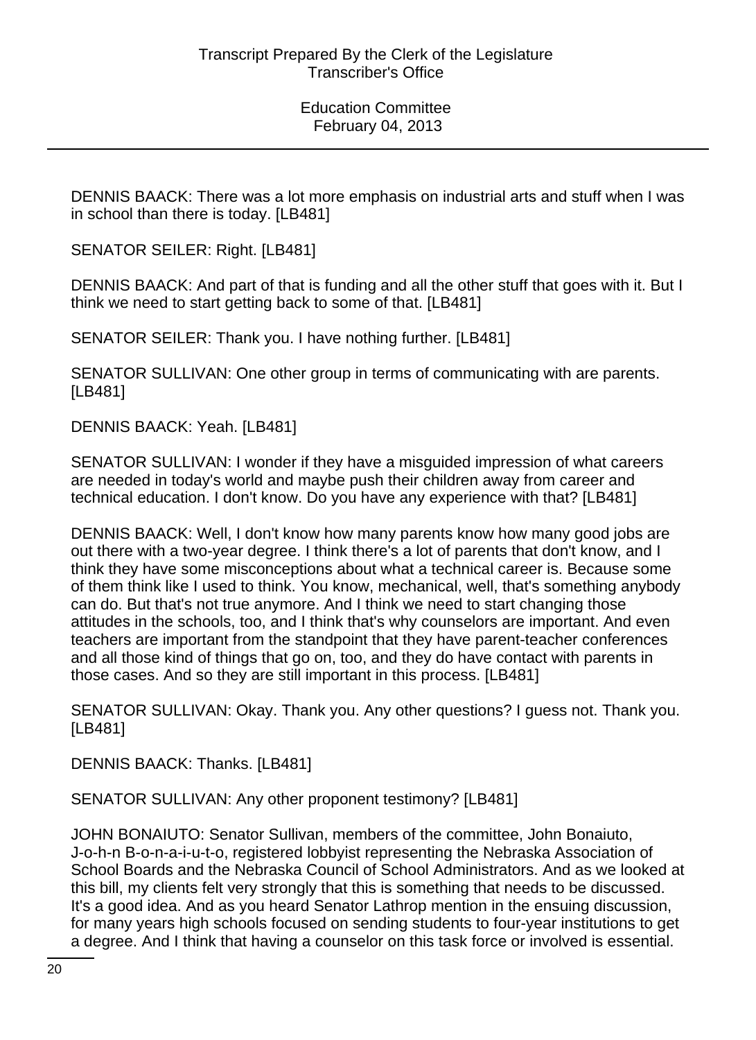DENNIS BAACK: There was a lot more emphasis on industrial arts and stuff when I was in school than there is today. [LB481]

SENATOR SEILER: Right. [LB481]

DENNIS BAACK: And part of that is funding and all the other stuff that goes with it. But I think we need to start getting back to some of that. [LB481]

SENATOR SEILER: Thank you. I have nothing further. [LB481]

SENATOR SULLIVAN: One other group in terms of communicating with are parents. [LB481]

DENNIS BAACK: Yeah. [LB481]

SENATOR SULLIVAN: I wonder if they have a misguided impression of what careers are needed in today's world and maybe push their children away from career and technical education. I don't know. Do you have any experience with that? [LB481]

DENNIS BAACK: Well, I don't know how many parents know how many good jobs are out there with a two-year degree. I think there's a lot of parents that don't know, and I think they have some misconceptions about what a technical career is. Because some of them think like I used to think. You know, mechanical, well, that's something anybody can do. But that's not true anymore. And I think we need to start changing those attitudes in the schools, too, and I think that's why counselors are important. And even teachers are important from the standpoint that they have parent-teacher conferences and all those kind of things that go on, too, and they do have contact with parents in those cases. And so they are still important in this process. [LB481]

SENATOR SULLIVAN: Okay. Thank you. Any other questions? I guess not. Thank you. [LB481]

DENNIS BAACK: Thanks. [LB481]

SENATOR SULLIVAN: Any other proponent testimony? [LB481]

JOHN BONAIUTO: Senator Sullivan, members of the committee, John Bonaiuto, J-o-h-n B-o-n-a-i-u-t-o, registered lobbyist representing the Nebraska Association of School Boards and the Nebraska Council of School Administrators. And as we looked at this bill, my clients felt very strongly that this is something that needs to be discussed. It's a good idea. And as you heard Senator Lathrop mention in the ensuing discussion, for many years high schools focused on sending students to four-year institutions to get a degree. And I think that having a counselor on this task force or involved is essential.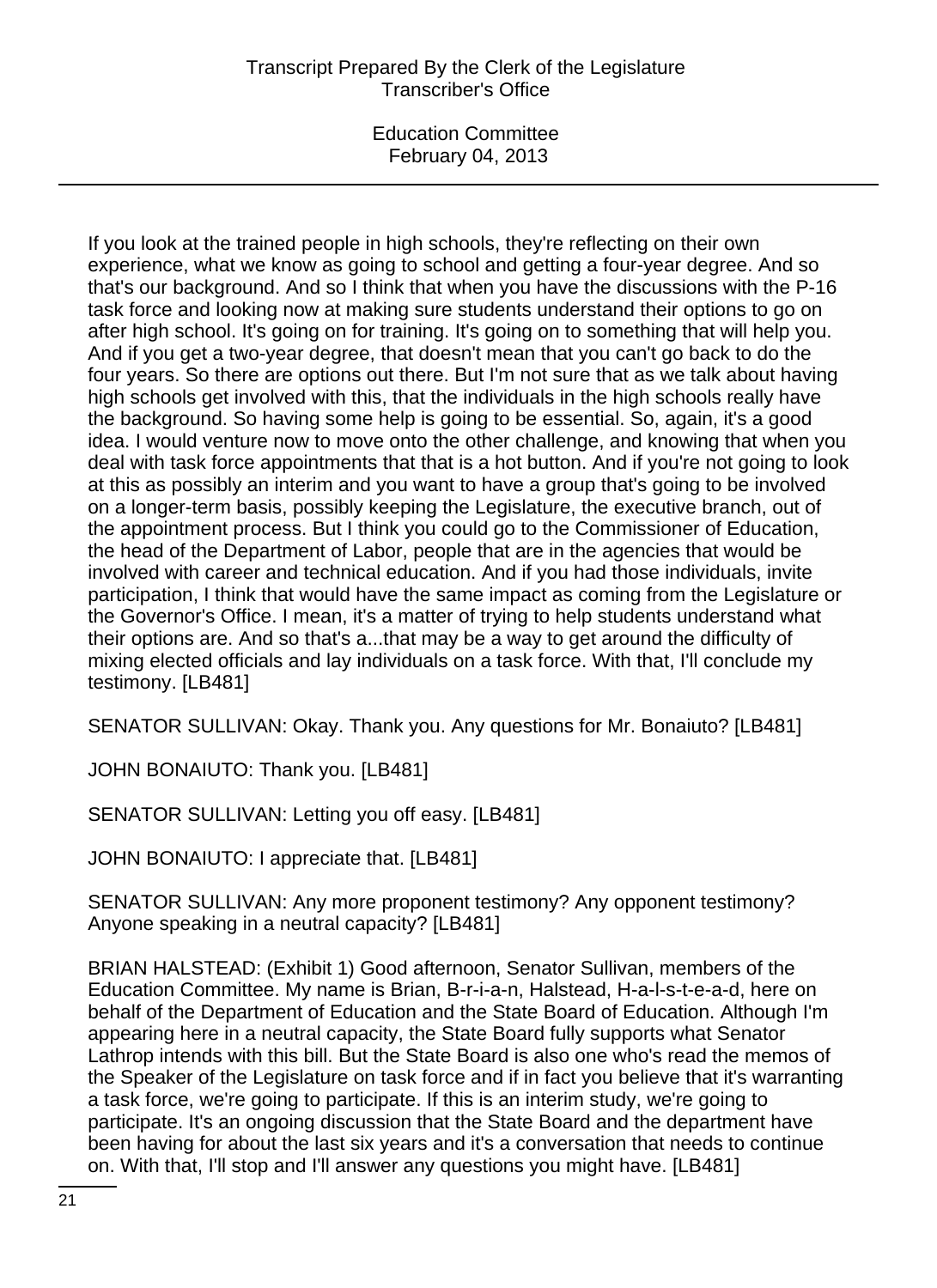If you look at the trained people in high schools, they're reflecting on their own experience, what we know as going to school and getting a four-year degree. And so that's our background. And so I think that when you have the discussions with the P-16 task force and looking now at making sure students understand their options to go on after high school. It's going on for training. It's going on to something that will help you. And if you get a two-year degree, that doesn't mean that you can't go back to do the four years. So there are options out there. But I'm not sure that as we talk about having high schools get involved with this, that the individuals in the high schools really have the background. So having some help is going to be essential. So, again, it's a good idea. I would venture now to move onto the other challenge, and knowing that when you deal with task force appointments that that is a hot button. And if you're not going to look at this as possibly an interim and you want to have a group that's going to be involved on a longer-term basis, possibly keeping the Legislature, the executive branch, out of the appointment process. But I think you could go to the Commissioner of Education, the head of the Department of Labor, people that are in the agencies that would be involved with career and technical education. And if you had those individuals, invite participation, I think that would have the same impact as coming from the Legislature or the Governor's Office. I mean, it's a matter of trying to help students understand what their options are. And so that's a...that may be a way to get around the difficulty of mixing elected officials and lay individuals on a task force. With that, I'll conclude my testimony. [LB481]

SENATOR SULLIVAN: Okay. Thank you. Any questions for Mr. Bonaiuto? [LB481]

JOHN BONAIUTO: Thank you. [LB481]

SENATOR SULLIVAN: Letting you off easy. [LB481]

JOHN BONAIUTO: I appreciate that. [LB481]

SENATOR SULLIVAN: Any more proponent testimony? Any opponent testimony? Anyone speaking in a neutral capacity? [LB481]

BRIAN HALSTEAD: (Exhibit 1) Good afternoon, Senator Sullivan, members of the Education Committee. My name is Brian, B-r-i-a-n, Halstead, H-a-l-s-t-e-a-d, here on behalf of the Department of Education and the State Board of Education. Although I'm appearing here in a neutral capacity, the State Board fully supports what Senator Lathrop intends with this bill. But the State Board is also one who's read the memos of the Speaker of the Legislature on task force and if in fact you believe that it's warranting a task force, we're going to participate. If this is an interim study, we're going to participate. It's an ongoing discussion that the State Board and the department have been having for about the last six years and it's a conversation that needs to continue on. With that, I'll stop and I'll answer any questions you might have. [LB481]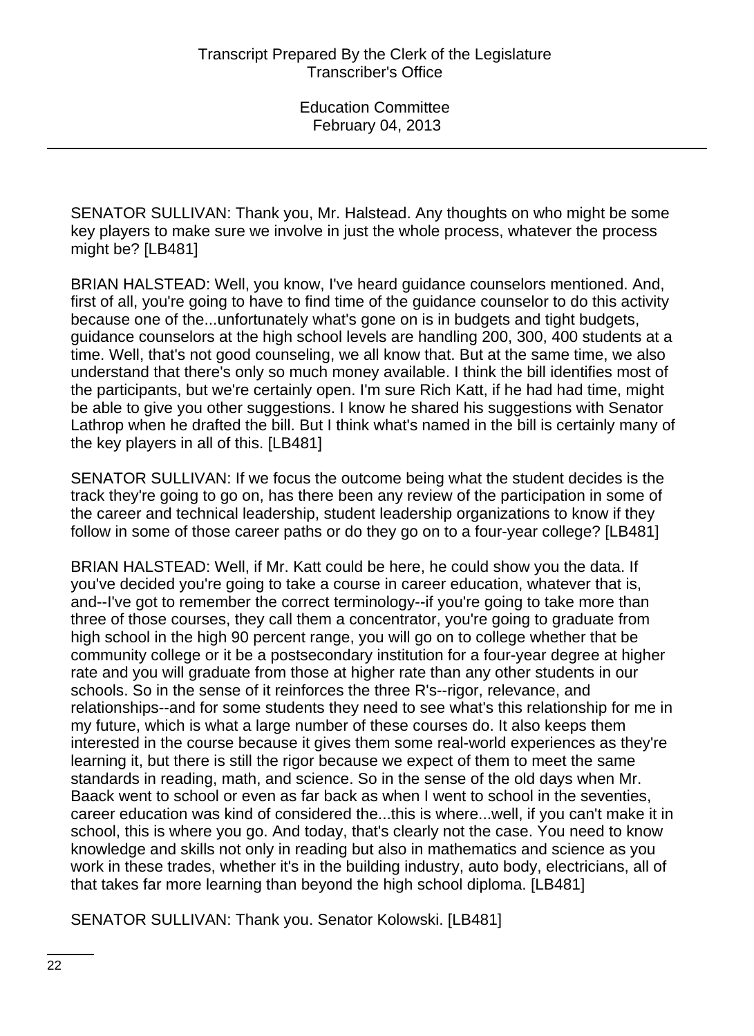SENATOR SULLIVAN: Thank you, Mr. Halstead. Any thoughts on who might be some key players to make sure we involve in just the whole process, whatever the process might be? [LB481]

BRIAN HALSTEAD: Well, you know, I've heard guidance counselors mentioned. And, first of all, you're going to have to find time of the guidance counselor to do this activity because one of the...unfortunately what's gone on is in budgets and tight budgets, guidance counselors at the high school levels are handling 200, 300, 400 students at a time. Well, that's not good counseling, we all know that. But at the same time, we also understand that there's only so much money available. I think the bill identifies most of the participants, but we're certainly open. I'm sure Rich Katt, if he had had time, might be able to give you other suggestions. I know he shared his suggestions with Senator Lathrop when he drafted the bill. But I think what's named in the bill is certainly many of the key players in all of this. [LB481]

SENATOR SULLIVAN: If we focus the outcome being what the student decides is the track they're going to go on, has there been any review of the participation in some of the career and technical leadership, student leadership organizations to know if they follow in some of those career paths or do they go on to a four-year college? [LB481]

BRIAN HALSTEAD: Well, if Mr. Katt could be here, he could show you the data. If you've decided you're going to take a course in career education, whatever that is, and--I've got to remember the correct terminology--if you're going to take more than three of those courses, they call them a concentrator, you're going to graduate from high school in the high 90 percent range, you will go on to college whether that be community college or it be a postsecondary institution for a four-year degree at higher rate and you will graduate from those at higher rate than any other students in our schools. So in the sense of it reinforces the three R's--rigor, relevance, and relationships--and for some students they need to see what's this relationship for me in my future, which is what a large number of these courses do. It also keeps them interested in the course because it gives them some real-world experiences as they're learning it, but there is still the rigor because we expect of them to meet the same standards in reading, math, and science. So in the sense of the old days when Mr. Baack went to school or even as far back as when I went to school in the seventies, career education was kind of considered the...this is where...well, if you can't make it in school, this is where you go. And today, that's clearly not the case. You need to know knowledge and skills not only in reading but also in mathematics and science as you work in these trades, whether it's in the building industry, auto body, electricians, all of that takes far more learning than beyond the high school diploma. [LB481]

SENATOR SULLIVAN: Thank you. Senator Kolowski. [LB481]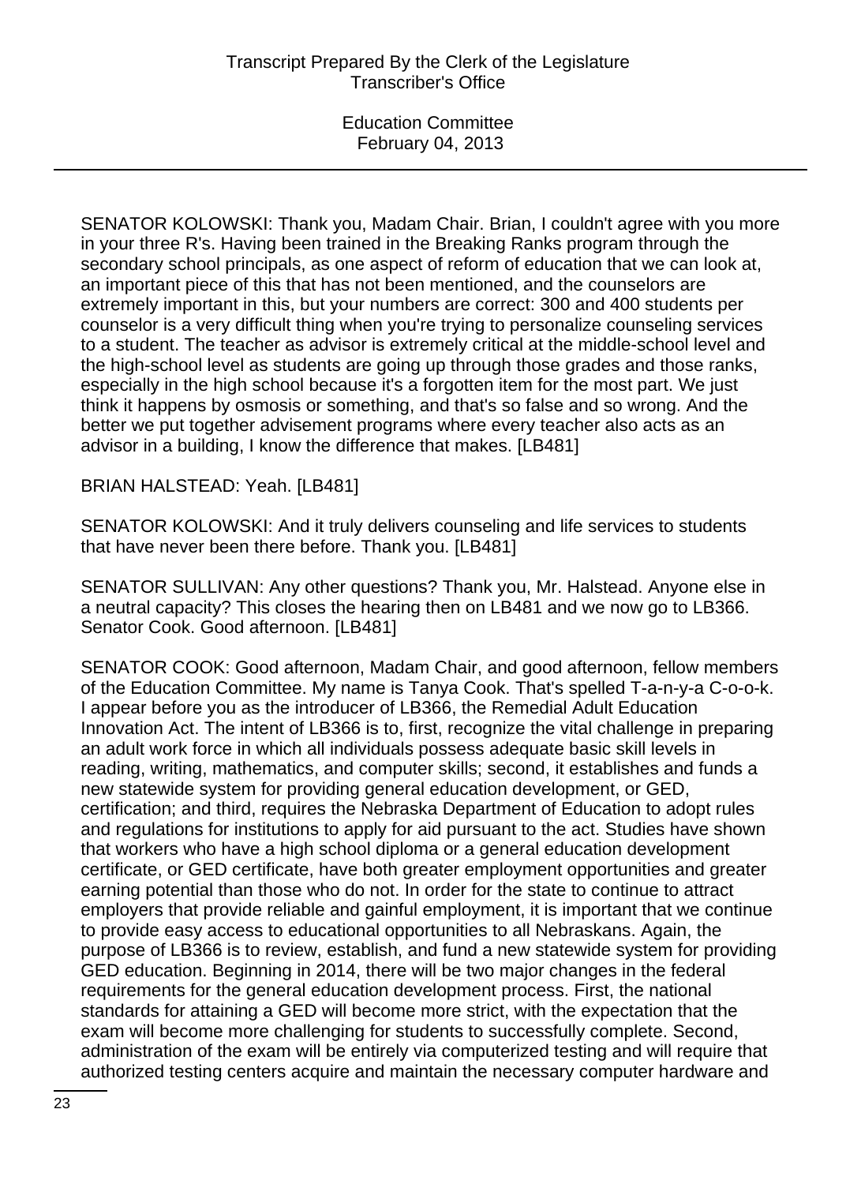SENATOR KOLOWSKI: Thank you, Madam Chair. Brian, I couldn't agree with you more in your three R's. Having been trained in the Breaking Ranks program through the secondary school principals, as one aspect of reform of education that we can look at, an important piece of this that has not been mentioned, and the counselors are extremely important in this, but your numbers are correct: 300 and 400 students per counselor is a very difficult thing when you're trying to personalize counseling services to a student. The teacher as advisor is extremely critical at the middle-school level and the high-school level as students are going up through those grades and those ranks, especially in the high school because it's a forgotten item for the most part. We just think it happens by osmosis or something, and that's so false and so wrong. And the better we put together advisement programs where every teacher also acts as an advisor in a building, I know the difference that makes. [LB481]

BRIAN HALSTEAD: Yeah. [LB481]

SENATOR KOLOWSKI: And it truly delivers counseling and life services to students that have never been there before. Thank you. [LB481]

SENATOR SULLIVAN: Any other questions? Thank you, Mr. Halstead. Anyone else in a neutral capacity? This closes the hearing then on LB481 and we now go to LB366. Senator Cook. Good afternoon. [LB481]

SENATOR COOK: Good afternoon, Madam Chair, and good afternoon, fellow members of the Education Committee. My name is Tanya Cook. That's spelled T-a-n-y-a C-o-o-k. I appear before you as the introducer of LB366, the Remedial Adult Education Innovation Act. The intent of LB366 is to, first, recognize the vital challenge in preparing an adult work force in which all individuals possess adequate basic skill levels in reading, writing, mathematics, and computer skills; second, it establishes and funds a new statewide system for providing general education development, or GED, certification; and third, requires the Nebraska Department of Education to adopt rules and regulations for institutions to apply for aid pursuant to the act. Studies have shown that workers who have a high school diploma or a general education development certificate, or GED certificate, have both greater employment opportunities and greater earning potential than those who do not. In order for the state to continue to attract employers that provide reliable and gainful employment, it is important that we continue to provide easy access to educational opportunities to all Nebraskans. Again, the purpose of LB366 is to review, establish, and fund a new statewide system for providing GED education. Beginning in 2014, there will be two major changes in the federal requirements for the general education development process. First, the national standards for attaining a GED will become more strict, with the expectation that the exam will become more challenging for students to successfully complete. Second, administration of the exam will be entirely via computerized testing and will require that authorized testing centers acquire and maintain the necessary computer hardware and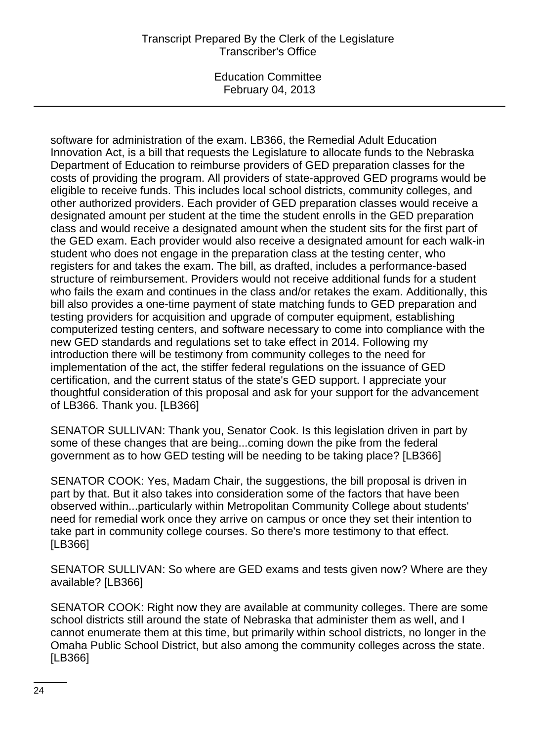software for administration of the exam. LB366, the Remedial Adult Education Innovation Act, is a bill that requests the Legislature to allocate funds to the Nebraska Department of Education to reimburse providers of GED preparation classes for the costs of providing the program. All providers of state-approved GED programs would be eligible to receive funds. This includes local school districts, community colleges, and other authorized providers. Each provider of GED preparation classes would receive a designated amount per student at the time the student enrolls in the GED preparation class and would receive a designated amount when the student sits for the first part of the GED exam. Each provider would also receive a designated amount for each walk-in student who does not engage in the preparation class at the testing center, who registers for and takes the exam. The bill, as drafted, includes a performance-based structure of reimbursement. Providers would not receive additional funds for a student who fails the exam and continues in the class and/or retakes the exam. Additionally, this bill also provides a one-time payment of state matching funds to GED preparation and testing providers for acquisition and upgrade of computer equipment, establishing computerized testing centers, and software necessary to come into compliance with the new GED standards and regulations set to take effect in 2014. Following my introduction there will be testimony from community colleges to the need for implementation of the act, the stiffer federal regulations on the issuance of GED certification, and the current status of the state's GED support. I appreciate your thoughtful consideration of this proposal and ask for your support for the advancement of LB366. Thank you. [LB366]

SENATOR SULLIVAN: Thank you, Senator Cook. Is this legislation driven in part by some of these changes that are being...coming down the pike from the federal government as to how GED testing will be needing to be taking place? [LB366]

SENATOR COOK: Yes, Madam Chair, the suggestions, the bill proposal is driven in part by that. But it also takes into consideration some of the factors that have been observed within...particularly within Metropolitan Community College about students' need for remedial work once they arrive on campus or once they set their intention to take part in community college courses. So there's more testimony to that effect. [LB366]

SENATOR SULLIVAN: So where are GED exams and tests given now? Where are they available? [LB366]

SENATOR COOK: Right now they are available at community colleges. There are some school districts still around the state of Nebraska that administer them as well, and I cannot enumerate them at this time, but primarily within school districts, no longer in the Omaha Public School District, but also among the community colleges across the state. [LB366]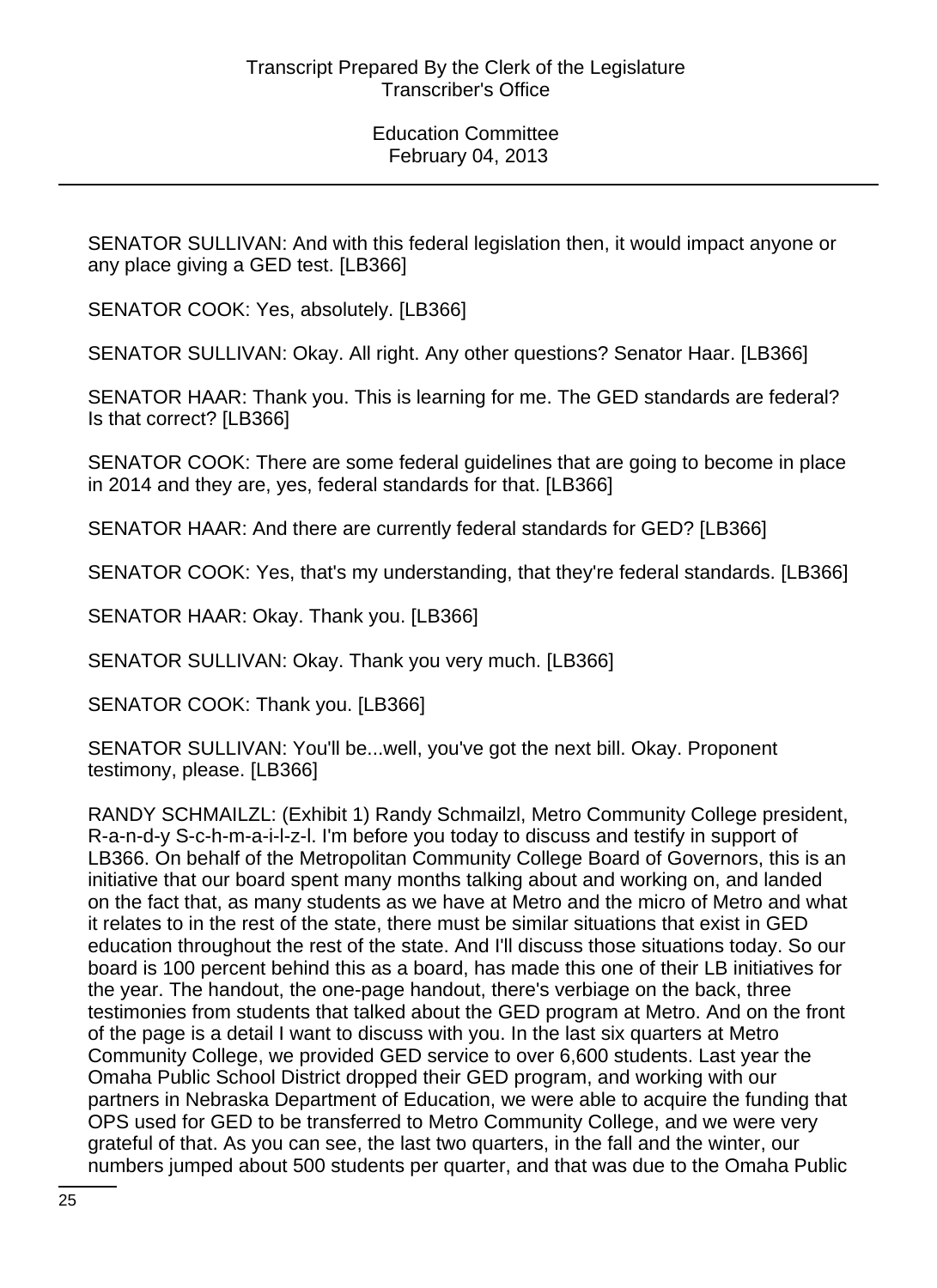SENATOR SULLIVAN: And with this federal legislation then, it would impact anyone or any place giving a GED test. [LB366]

SENATOR COOK: Yes, absolutely. [LB366]

SENATOR SULLIVAN: Okay. All right. Any other questions? Senator Haar. [LB366]

SENATOR HAAR: Thank you. This is learning for me. The GED standards are federal? Is that correct? [LB366]

SENATOR COOK: There are some federal guidelines that are going to become in place in 2014 and they are, yes, federal standards for that. [LB366]

SENATOR HAAR: And there are currently federal standards for GED? [LB366]

SENATOR COOK: Yes, that's my understanding, that they're federal standards. [LB366]

SENATOR HAAR: Okay. Thank you. [LB366]

SENATOR SULLIVAN: Okay. Thank you very much. [LB366]

SENATOR COOK: Thank you. [LB366]

SENATOR SULLIVAN: You'll be...well, you've got the next bill. Okay. Proponent testimony, please. [LB366]

RANDY SCHMAILZL: (Exhibit 1) Randy Schmailzl, Metro Community College president, R-a-n-d-y S-c-h-m-a-i-l-z-l. I'm before you today to discuss and testify in support of LB366. On behalf of the Metropolitan Community College Board of Governors, this is an initiative that our board spent many months talking about and working on, and landed on the fact that, as many students as we have at Metro and the micro of Metro and what it relates to in the rest of the state, there must be similar situations that exist in GED education throughout the rest of the state. And I'll discuss those situations today. So our board is 100 percent behind this as a board, has made this one of their LB initiatives for the year. The handout, the one-page handout, there's verbiage on the back, three testimonies from students that talked about the GED program at Metro. And on the front of the page is a detail I want to discuss with you. In the last six quarters at Metro Community College, we provided GED service to over 6,600 students. Last year the Omaha Public School District dropped their GED program, and working with our partners in Nebraska Department of Education, we were able to acquire the funding that OPS used for GED to be transferred to Metro Community College, and we were very grateful of that. As you can see, the last two quarters, in the fall and the winter, our numbers jumped about 500 students per quarter, and that was due to the Omaha Public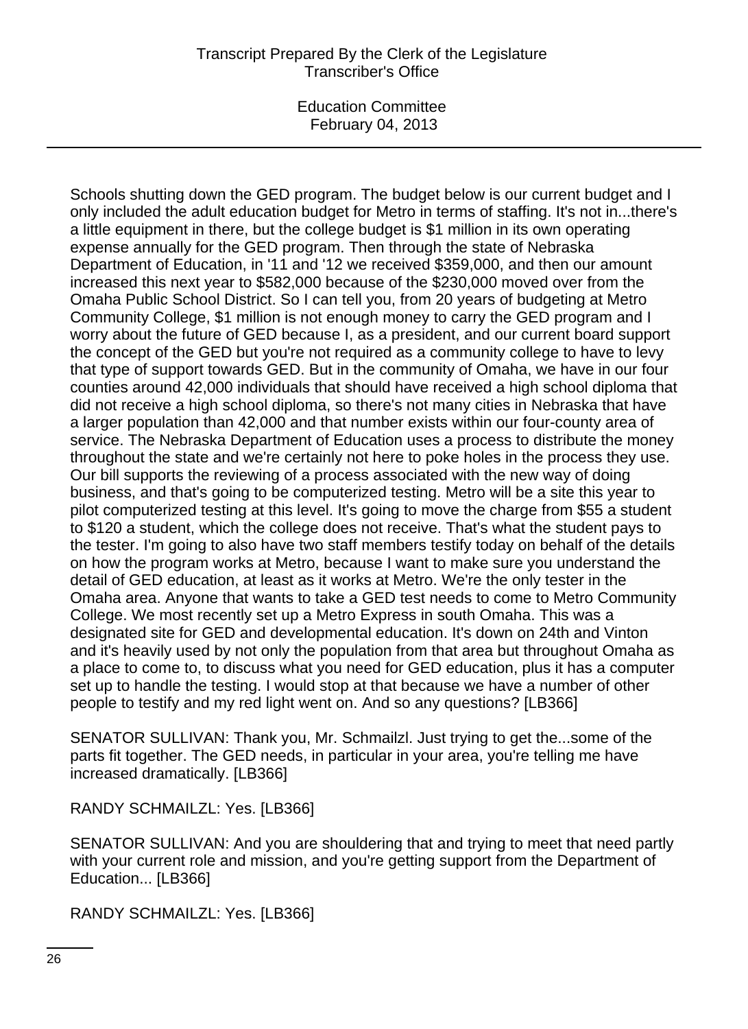Schools shutting down the GED program. The budget below is our current budget and I only included the adult education budget for Metro in terms of staffing. It's not in...there's a little equipment in there, but the college budget is $1 million in its own operating expense annually for the GED program. Then through the state of Nebraska Department of Education, in '11 and '12 we received $359,000, and then our amount increased this next year to $582,000 because of the $230,000 moved over from the Omaha Public School District. So I can tell you, from 20 years of budgeting at Metro Community College, $1 million is not enough money to carry the GED program and I worry about the future of GED because I, as a president, and our current board support the concept of the GED but you're not required as a community college to have to levy that type of support towards GED. But in the community of Omaha, we have in our four counties around 42,000 individuals that should have received a high school diploma that did not receive a high school diploma, so there's not many cities in Nebraska that have a larger population than 42,000 and that number exists within our four-county area of service. The Nebraska Department of Education uses a process to distribute the money throughout the state and we're certainly not here to poke holes in the process they use. Our bill supports the reviewing of a process associated with the new way of doing business, and that's going to be computerized testing. Metro will be a site this year to pilot computerized testing at this level. It's going to move the charge from $55 a student to $120 a student, which the college does not receive. That's what the student pays to the tester. I'm going to also have two staff members testify today on behalf of the details on how the program works at Metro, because I want to make sure you understand the detail of GED education, at least as it works at Metro. We're the only tester in the Omaha area. Anyone that wants to take a GED test needs to come to Metro Community College. We most recently set up a Metro Express in south Omaha. This was a designated site for GED and developmental education. It's down on 24th and Vinton and it's heavily used by not only the population from that area but throughout Omaha as a place to come to, to discuss what you need for GED education, plus it has a computer set up to handle the testing. I would stop at that because we have a number of other people to testify and my red light went on. And so any questions? [LB366]

SENATOR SULLIVAN: Thank you, Mr. Schmailzl. Just trying to get the...some of the parts fit together. The GED needs, in particular in your area, you're telling me have increased dramatically. [LB366]

RANDY SCHMAILZL: Yes. [LB366]

SENATOR SULLIVAN: And you are shouldering that and trying to meet that need partly with your current role and mission, and you're getting support from the Department of Education... [LB366]

RANDY SCHMAILZL: Yes. [LB366]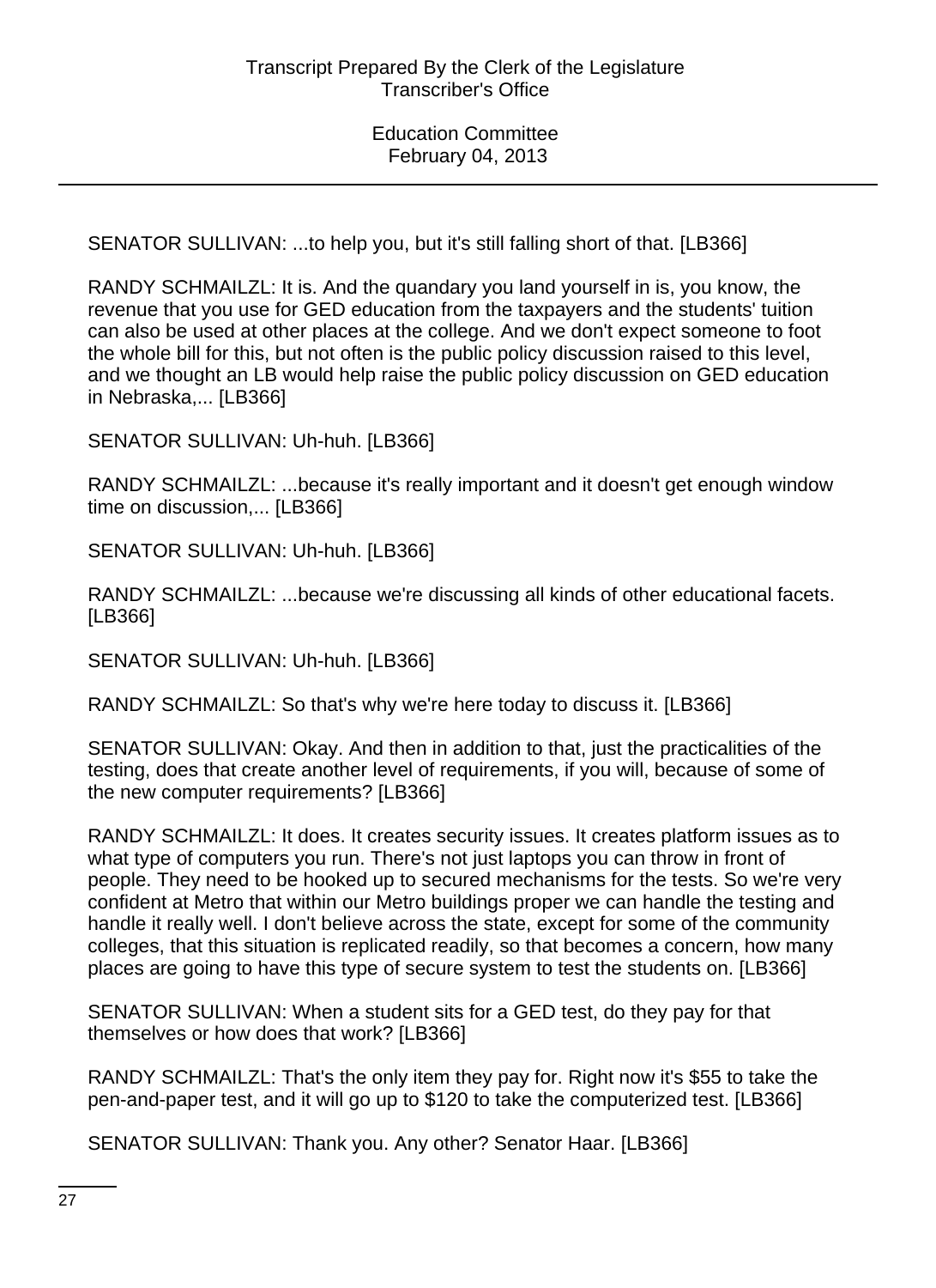SENATOR SULLIVAN: ...to help you, but it's still falling short of that. [LB366]

RANDY SCHMAILZL: It is. And the quandary you land yourself in is, you know, the revenue that you use for GED education from the taxpayers and the students' tuition can also be used at other places at the college. And we don't expect someone to foot the whole bill for this, but not often is the public policy discussion raised to this level, and we thought an LB would help raise the public policy discussion on GED education in Nebraska,... [LB366]

SENATOR SULLIVAN: Uh-huh. [LB366]

RANDY SCHMAILZL: ...because it's really important and it doesn't get enough window time on discussion,... [LB366]

SENATOR SULLIVAN: Uh-huh. [LB366]

RANDY SCHMAILZL: ...because we're discussing all kinds of other educational facets. [LB366]

SENATOR SULLIVAN: Uh-huh. [LB366]

RANDY SCHMAILZL: So that's why we're here today to discuss it. [LB366]

SENATOR SULLIVAN: Okay. And then in addition to that, just the practicalities of the testing, does that create another level of requirements, if you will, because of some of the new computer requirements? [LB366]

RANDY SCHMAILZL: It does. It creates security issues. It creates platform issues as to what type of computers you run. There's not just laptops you can throw in front of people. They need to be hooked up to secured mechanisms for the tests. So we're very confident at Metro that within our Metro buildings proper we can handle the testing and handle it really well. I don't believe across the state, except for some of the community colleges, that this situation is replicated readily, so that becomes a concern, how many places are going to have this type of secure system to test the students on. [LB366]

SENATOR SULLIVAN: When a student sits for a GED test, do they pay for that themselves or how does that work? [LB366]

RANDY SCHMAILZL: That's the only item they pay for. Right now it's $55 to take the pen-and-paper test, and it will go up to $120 to take the computerized test. [LB366]

SENATOR SULLIVAN: Thank you. Any other? Senator Haar. [LB366]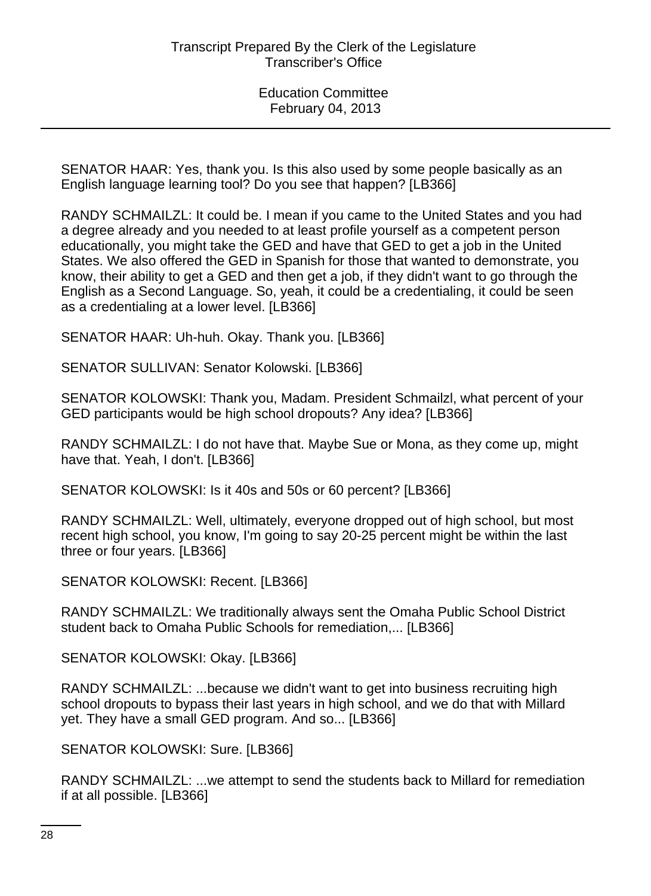SENATOR HAAR: Yes, thank you. Is this also used by some people basically as an English language learning tool? Do you see that happen? [LB366]

RANDY SCHMAILZL: It could be. I mean if you came to the United States and you had a degree already and you needed to at least profile yourself as a competent person educationally, you might take the GED and have that GED to get a job in the United States. We also offered the GED in Spanish for those that wanted to demonstrate, you know, their ability to get a GED and then get a job, if they didn't want to go through the English as a Second Language. So, yeah, it could be a credentialing, it could be seen as a credentialing at a lower level. [LB366]

SENATOR HAAR: Uh-huh. Okay. Thank you. [LB366]

SENATOR SULLIVAN: Senator Kolowski. [LB366]

SENATOR KOLOWSKI: Thank you, Madam. President Schmailzl, what percent of your GED participants would be high school dropouts? Any idea? [LB366]

RANDY SCHMAILZL: I do not have that. Maybe Sue or Mona, as they come up, might have that. Yeah, I don't. [LB366]

SENATOR KOLOWSKI: Is it 40s and 50s or 60 percent? [LB366]

RANDY SCHMAILZL: Well, ultimately, everyone dropped out of high school, but most recent high school, you know, I'm going to say 20-25 percent might be within the last three or four years. [LB366]

SENATOR KOLOWSKI: Recent. [LB366]

RANDY SCHMAILZL: We traditionally always sent the Omaha Public School District student back to Omaha Public Schools for remediation,... [LB366]

SENATOR KOLOWSKI: Okay. [LB366]

RANDY SCHMAILZL: ...because we didn't want to get into business recruiting high school dropouts to bypass their last years in high school, and we do that with Millard yet. They have a small GED program. And so... [LB366]

SENATOR KOLOWSKI: Sure. [LB366]

RANDY SCHMAILZL: ...we attempt to send the students back to Millard for remediation if at all possible. [LB366]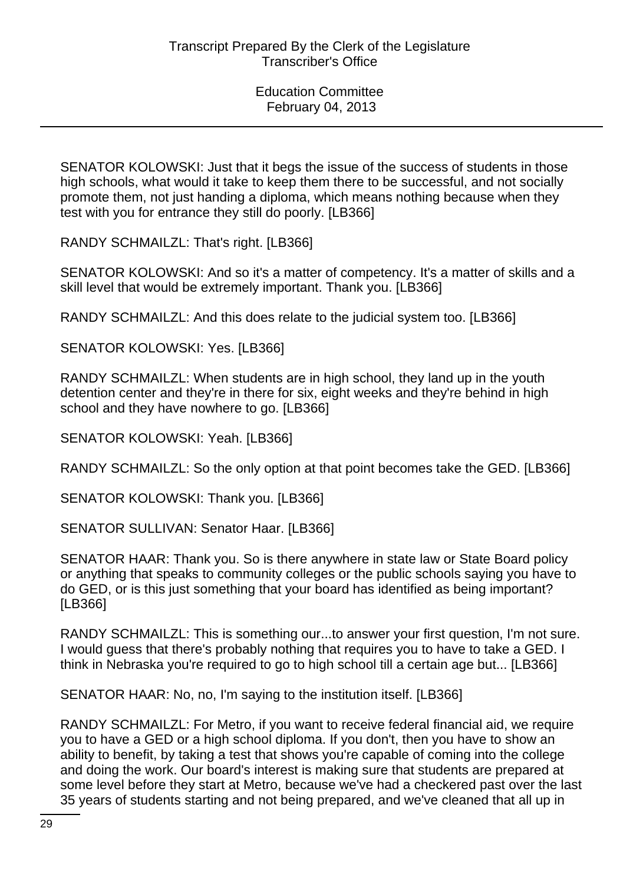SENATOR KOLOWSKI: Just that it begs the issue of the success of students in those high schools, what would it take to keep them there to be successful, and not socially promote them, not just handing a diploma, which means nothing because when they test with you for entrance they still do poorly. [LB366]

RANDY SCHMAILZL: That's right. [LB366]

SENATOR KOLOWSKI: And so it's a matter of competency. It's a matter of skills and a skill level that would be extremely important. Thank you. [LB366]

RANDY SCHMAILZL: And this does relate to the judicial system too. [LB366]

SENATOR KOLOWSKI: Yes. [LB366]

RANDY SCHMAILZL: When students are in high school, they land up in the youth detention center and they're in there for six, eight weeks and they're behind in high school and they have nowhere to go. [LB366]

SENATOR KOLOWSKI: Yeah. [LB366]

RANDY SCHMAILZL: So the only option at that point becomes take the GED. [LB366]

SENATOR KOLOWSKI: Thank you. [LB366]

SENATOR SULLIVAN: Senator Haar. [LB366]

SENATOR HAAR: Thank you. So is there anywhere in state law or State Board policy or anything that speaks to community colleges or the public schools saying you have to do GED, or is this just something that your board has identified as being important? [LB366]

RANDY SCHMAILZL: This is something our...to answer your first question, I'm not sure. I would guess that there's probably nothing that requires you to have to take a GED. I think in Nebraska you're required to go to high school till a certain age but... [LB366]

SENATOR HAAR: No, no, I'm saying to the institution itself. [LB366]

RANDY SCHMAILZL: For Metro, if you want to receive federal financial aid, we require you to have a GED or a high school diploma. If you don't, then you have to show an ability to benefit, by taking a test that shows you're capable of coming into the college and doing the work. Our board's interest is making sure that students are prepared at some level before they start at Metro, because we've had a checkered past over the last 35 years of students starting and not being prepared, and we've cleaned that all up in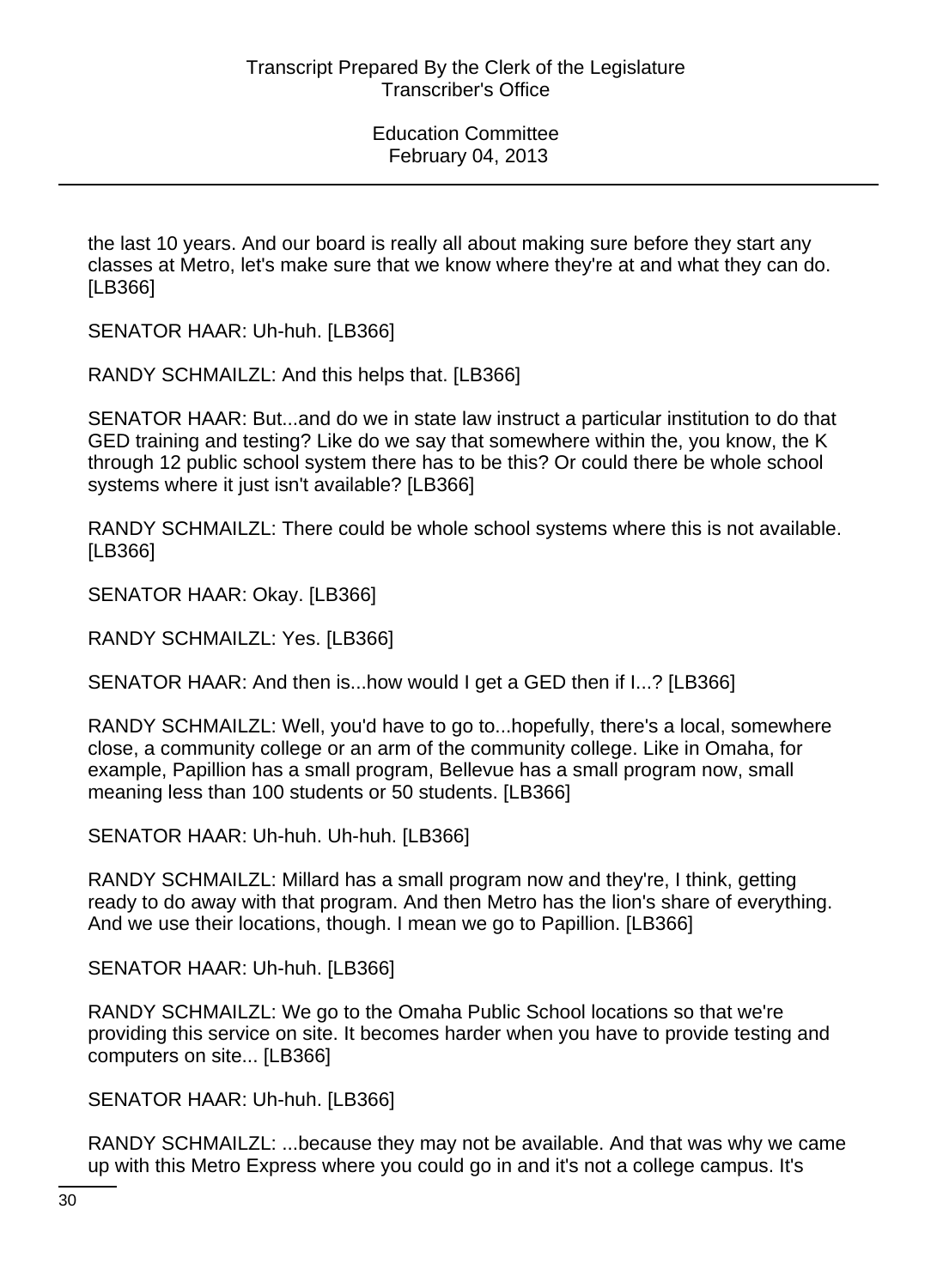the last 10 years. And our board is really all about making sure before they start any classes at Metro, let's make sure that we know where they're at and what they can do. [LB366]

SENATOR HAAR: Uh-huh. [LB366]

RANDY SCHMAILZL: And this helps that. [LB366]

SENATOR HAAR: But...and do we in state law instruct a particular institution to do that GED training and testing? Like do we say that somewhere within the, you know, the K through 12 public school system there has to be this? Or could there be whole school systems where it just isn't available? [LB366]

RANDY SCHMAILZL: There could be whole school systems where this is not available. [LB366]

SENATOR HAAR: Okay. [LB366]

RANDY SCHMAILZL: Yes. [LB366]

SENATOR HAAR: And then is...how would I get a GED then if I...? [LB366]

RANDY SCHMAILZL: Well, you'd have to go to...hopefully, there's a local, somewhere close, a community college or an arm of the community college. Like in Omaha, for example, Papillion has a small program, Bellevue has a small program now, small meaning less than 100 students or 50 students. [LB366]

SENATOR HAAR: Uh-huh. Uh-huh. [LB366]

RANDY SCHMAILZL: Millard has a small program now and they're, I think, getting ready to do away with that program. And then Metro has the lion's share of everything. And we use their locations, though. I mean we go to Papillion. [LB366]

SENATOR HAAR: Uh-huh. [LB366]

RANDY SCHMAILZL: We go to the Omaha Public School locations so that we're providing this service on site. It becomes harder when you have to provide testing and computers on site... [LB366]

SENATOR HAAR: Uh-huh. [LB366]

RANDY SCHMAILZL: ...because they may not be available. And that was why we came up with this Metro Express where you could go in and it's not a college campus. It's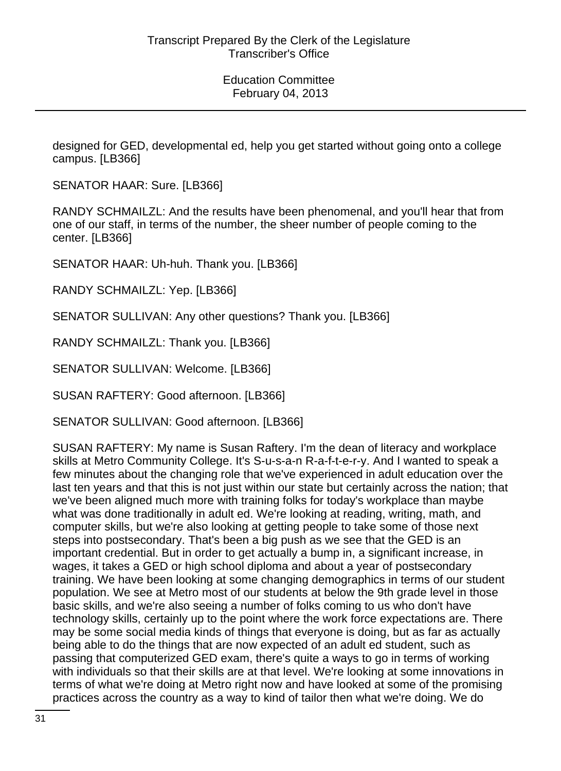designed for GED, developmental ed, help you get started without going onto a college campus. [LB366]

SENATOR HAAR: Sure. [LB366]

RANDY SCHMAILZL: And the results have been phenomenal, and you'll hear that from one of our staff, in terms of the number, the sheer number of people coming to the center. [LB366]

SENATOR HAAR: Uh-huh. Thank you. [LB366]

RANDY SCHMAILZL: Yep. [LB366]

SENATOR SULLIVAN: Any other questions? Thank you. [LB366]

RANDY SCHMAILZL: Thank you. [LB366]

SENATOR SULLIVAN: Welcome. [LB366]

SUSAN RAFTERY: Good afternoon. [LB366]

SENATOR SULLIVAN: Good afternoon. [LB366]

SUSAN RAFTERY: My name is Susan Raftery. I'm the dean of literacy and workplace skills at Metro Community College. It's S-u-s-a-n R-a-f-t-e-r-y. And I wanted to speak a few minutes about the changing role that we've experienced in adult education over the last ten years and that this is not just within our state but certainly across the nation; that we've been aligned much more with training folks for today's workplace than maybe what was done traditionally in adult ed. We're looking at reading, writing, math, and computer skills, but we're also looking at getting people to take some of those next steps into postsecondary. That's been a big push as we see that the GED is an important credential. But in order to get actually a bump in, a significant increase, in wages, it takes a GED or high school diploma and about a year of postsecondary training. We have been looking at some changing demographics in terms of our student population. We see at Metro most of our students at below the 9th grade level in those basic skills, and we're also seeing a number of folks coming to us who don't have technology skills, certainly up to the point where the work force expectations are. There may be some social media kinds of things that everyone is doing, but as far as actually being able to do the things that are now expected of an adult ed student, such as passing that computerized GED exam, there's quite a ways to go in terms of working with individuals so that their skills are at that level. We're looking at some innovations in terms of what we're doing at Metro right now and have looked at some of the promising practices across the country as a way to kind of tailor then what we're doing. We do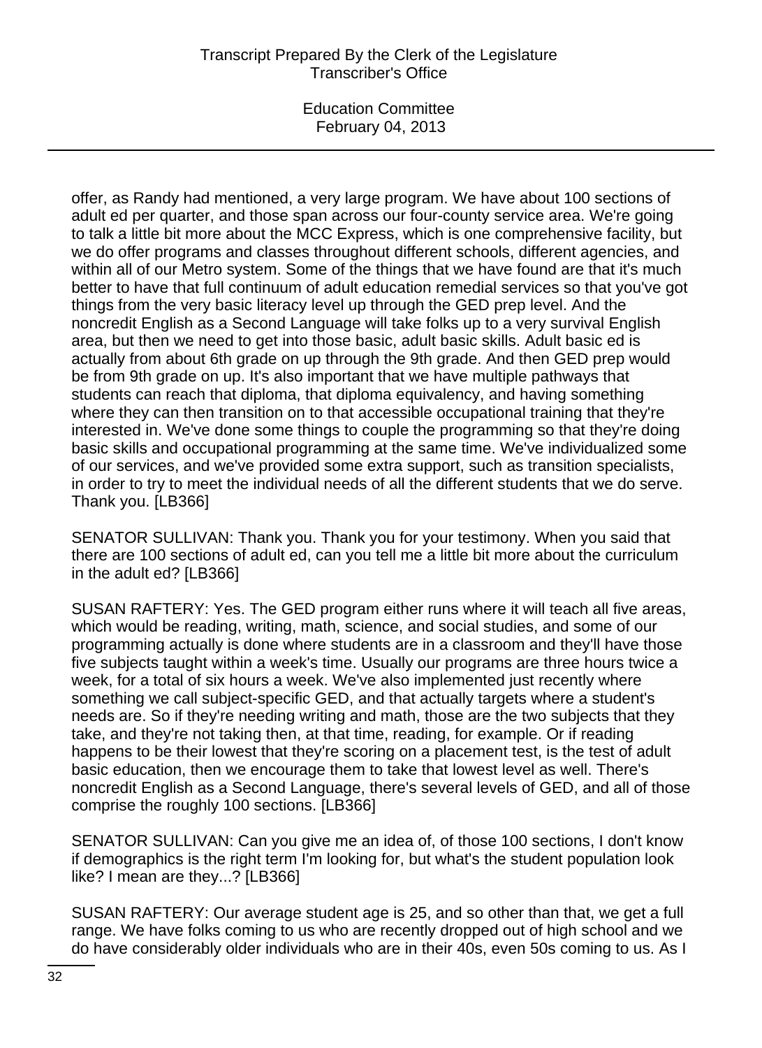offer, as Randy had mentioned, a very large program. We have about 100 sections of adult ed per quarter, and those span across our four-county service area. We're going to talk a little bit more about the MCC Express, which is one comprehensive facility, but we do offer programs and classes throughout different schools, different agencies, and within all of our Metro system. Some of the things that we have found are that it's much better to have that full continuum of adult education remedial services so that you've got things from the very basic literacy level up through the GED prep level. And the noncredit English as a Second Language will take folks up to a very survival English area, but then we need to get into those basic, adult basic skills. Adult basic ed is actually from about 6th grade on up through the 9th grade. And then GED prep would be from 9th grade on up. It's also important that we have multiple pathways that students can reach that diploma, that diploma equivalency, and having something where they can then transition on to that accessible occupational training that they're interested in. We've done some things to couple the programming so that they're doing basic skills and occupational programming at the same time. We've individualized some of our services, and we've provided some extra support, such as transition specialists, in order to try to meet the individual needs of all the different students that we do serve. Thank you. [LB366]

SENATOR SULLIVAN: Thank you. Thank you for your testimony. When you said that there are 100 sections of adult ed, can you tell me a little bit more about the curriculum in the adult ed? [LB366]

SUSAN RAFTERY: Yes. The GED program either runs where it will teach all five areas, which would be reading, writing, math, science, and social studies, and some of our programming actually is done where students are in a classroom and they'll have those five subjects taught within a week's time. Usually our programs are three hours twice a week, for a total of six hours a week. We've also implemented just recently where something we call subject-specific GED, and that actually targets where a student's needs are. So if they're needing writing and math, those are the two subjects that they take, and they're not taking then, at that time, reading, for example. Or if reading happens to be their lowest that they're scoring on a placement test, is the test of adult basic education, then we encourage them to take that lowest level as well. There's noncredit English as a Second Language, there's several levels of GED, and all of those comprise the roughly 100 sections. [LB366]

SENATOR SULLIVAN: Can you give me an idea of, of those 100 sections, I don't know if demographics is the right term I'm looking for, but what's the student population look like? I mean are they...? [LB366]

SUSAN RAFTERY: Our average student age is 25, and so other than that, we get a full range. We have folks coming to us who are recently dropped out of high school and we do have considerably older individuals who are in their 40s, even 50s coming to us. As I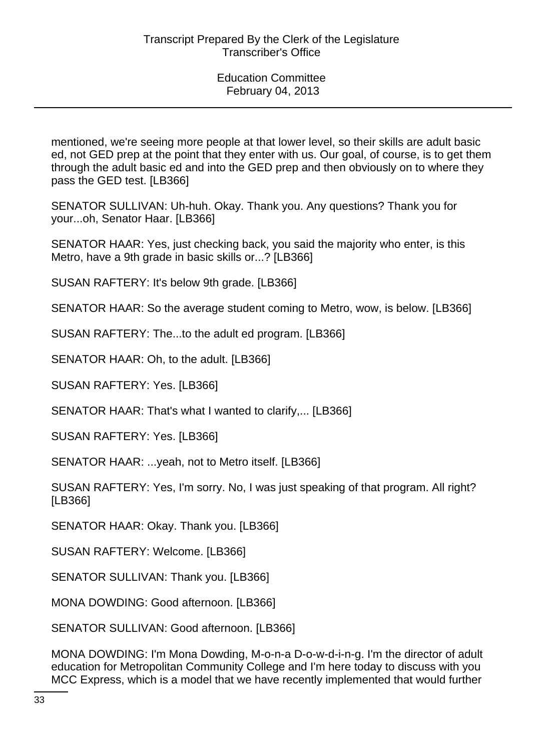mentioned, we're seeing more people at that lower level, so their skills are adult basic ed, not GED prep at the point that they enter with us. Our goal, of course, is to get them through the adult basic ed and into the GED prep and then obviously on to where they pass the GED test. [LB366]

SENATOR SULLIVAN: Uh-huh. Okay. Thank you. Any questions? Thank you for your...oh, Senator Haar. [LB366]

SENATOR HAAR: Yes, just checking back, you said the majority who enter, is this Metro, have a 9th grade in basic skills or...? [LB366]

SUSAN RAFTERY: It's below 9th grade. [LB366]

SENATOR HAAR: So the average student coming to Metro, wow, is below. [LB366]

SUSAN RAFTERY: The...to the adult ed program. [LB366]

SENATOR HAAR: Oh, to the adult. [LB366]

SUSAN RAFTERY: Yes. [LB366]

SENATOR HAAR: That's what I wanted to clarify,... [LB366]

SUSAN RAFTERY: Yes. [LB366]

SENATOR HAAR: ...yeah, not to Metro itself. [LB366]

SUSAN RAFTERY: Yes, I'm sorry. No, I was just speaking of that program. All right? [LB366]

SENATOR HAAR: Okay. Thank you. [LB366]

SUSAN RAFTERY: Welcome. [LB366]

SENATOR SULLIVAN: Thank you. [LB366]

MONA DOWDING: Good afternoon. [LB366]

SENATOR SULLIVAN: Good afternoon. [LB366]

MONA DOWDING: I'm Mona Dowding, M-o-n-a D-o-w-d-i-n-g. I'm the director of adult education for Metropolitan Community College and I'm here today to discuss with you MCC Express, which is a model that we have recently implemented that would further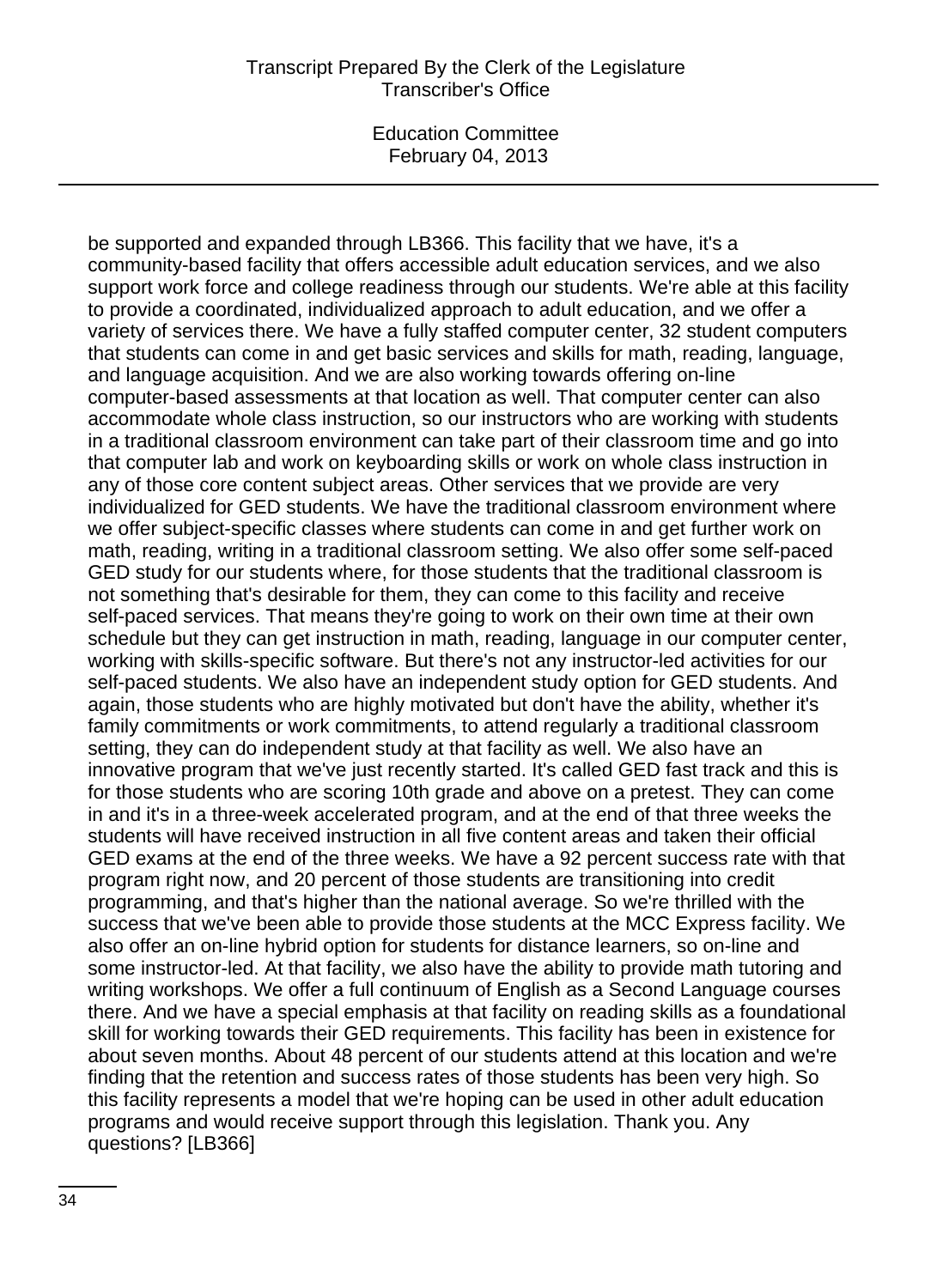be supported and expanded through LB366. This facility that we have, it's a community-based facility that offers accessible adult education services, and we also support work force and college readiness through our students. We're able at this facility to provide a coordinated, individualized approach to adult education, and we offer a variety of services there. We have a fully staffed computer center, 32 student computers that students can come in and get basic services and skills for math, reading, language, and language acquisition. And we are also working towards offering on-line computer-based assessments at that location as well. That computer center can also accommodate whole class instruction, so our instructors who are working with students in a traditional classroom environment can take part of their classroom time and go into that computer lab and work on keyboarding skills or work on whole class instruction in any of those core content subject areas. Other services that we provide are very individualized for GED students. We have the traditional classroom environment where we offer subject-specific classes where students can come in and get further work on math, reading, writing in a traditional classroom setting. We also offer some self-paced GED study for our students where, for those students that the traditional classroom is not something that's desirable for them, they can come to this facility and receive self-paced services. That means they're going to work on their own time at their own schedule but they can get instruction in math, reading, language in our computer center, working with skills-specific software. But there's not any instructor-led activities for our self-paced students. We also have an independent study option for GED students. And again, those students who are highly motivated but don't have the ability, whether it's family commitments or work commitments, to attend regularly a traditional classroom setting, they can do independent study at that facility as well. We also have an innovative program that we've just recently started. It's called GED fast track and this is for those students who are scoring 10th grade and above on a pretest. They can come in and it's in a three-week accelerated program, and at the end of that three weeks the students will have received instruction in all five content areas and taken their official GED exams at the end of the three weeks. We have a 92 percent success rate with that program right now, and 20 percent of those students are transitioning into credit programming, and that's higher than the national average. So we're thrilled with the success that we've been able to provide those students at the MCC Express facility. We also offer an on-line hybrid option for students for distance learners, so on-line and some instructor-led. At that facility, we also have the ability to provide math tutoring and writing workshops. We offer a full continuum of English as a Second Language courses there. And we have a special emphasis at that facility on reading skills as a foundational skill for working towards their GED requirements. This facility has been in existence for about seven months. About 48 percent of our students attend at this location and we're finding that the retention and success rates of those students has been very high. So this facility represents a model that we're hoping can be used in other adult education programs and would receive support through this legislation. Thank you. Any questions? [LB366]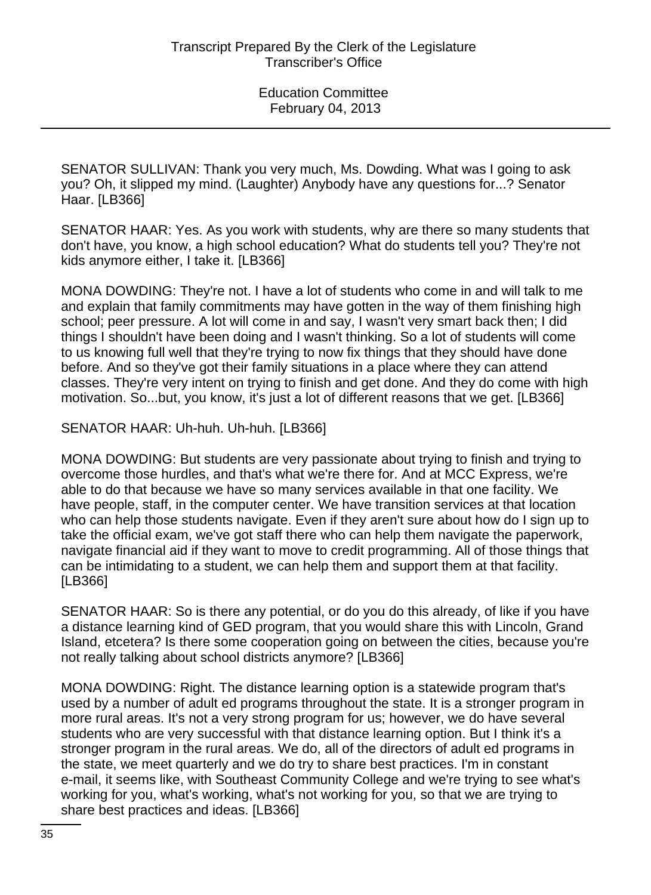SENATOR SULLIVAN: Thank you very much, Ms. Dowding. What was I going to ask you? Oh, it slipped my mind. (Laughter) Anybody have any questions for...? Senator Haar. [LB366]

SENATOR HAAR: Yes. As you work with students, why are there so many students that don't have, you know, a high school education? What do students tell you? They're not kids anymore either, I take it. [LB366]

MONA DOWDING: They're not. I have a lot of students who come in and will talk to me and explain that family commitments may have gotten in the way of them finishing high school; peer pressure. A lot will come in and say, I wasn't very smart back then; I did things I shouldn't have been doing and I wasn't thinking. So a lot of students will come to us knowing full well that they're trying to now fix things that they should have done before. And so they've got their family situations in a place where they can attend classes. They're very intent on trying to finish and get done. And they do come with high motivation. So...but, you know, it's just a lot of different reasons that we get. [LB366]

SENATOR HAAR: Uh-huh. Uh-huh. [LB366]

MONA DOWDING: But students are very passionate about trying to finish and trying to overcome those hurdles, and that's what we're there for. And at MCC Express, we're able to do that because we have so many services available in that one facility. We have people, staff, in the computer center. We have transition services at that location who can help those students navigate. Even if they aren't sure about how do I sign up to take the official exam, we've got staff there who can help them navigate the paperwork, navigate financial aid if they want to move to credit programming. All of those things that can be intimidating to a student, we can help them and support them at that facility. [LB366]

SENATOR HAAR: So is there any potential, or do you do this already, of like if you have a distance learning kind of GED program, that you would share this with Lincoln, Grand Island, etcetera? Is there some cooperation going on between the cities, because you're not really talking about school districts anymore? [LB366]

MONA DOWDING: Right. The distance learning option is a statewide program that's used by a number of adult ed programs throughout the state. It is a stronger program in more rural areas. It's not a very strong program for us; however, we do have several students who are very successful with that distance learning option. But I think it's a stronger program in the rural areas. We do, all of the directors of adult ed programs in the state, we meet quarterly and we do try to share best practices. I'm in constant e-mail, it seems like, with Southeast Community College and we're trying to see what's working for you, what's working, what's not working for you, so that we are trying to share best practices and ideas. [LB366]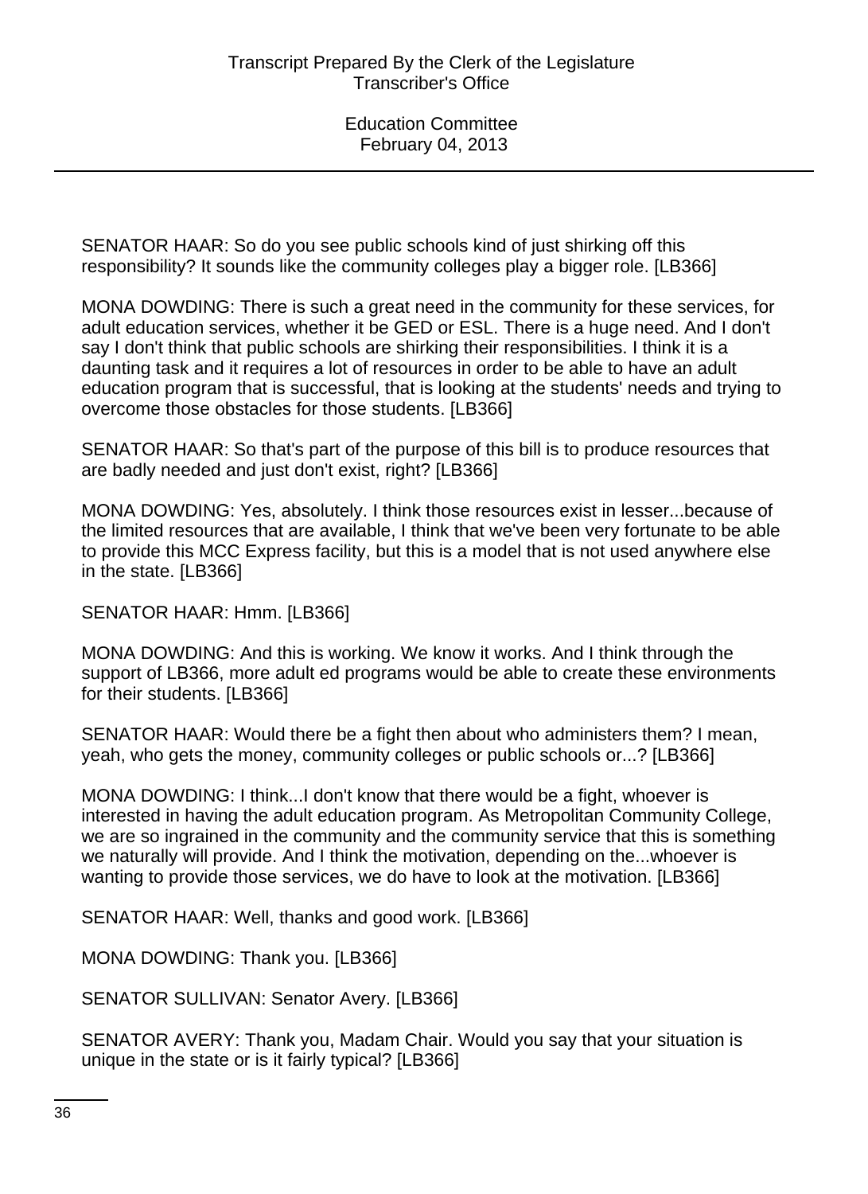SENATOR HAAR: So do you see public schools kind of just shirking off this responsibility? It sounds like the community colleges play a bigger role. [LB366]

MONA DOWDING: There is such a great need in the community for these services, for adult education services, whether it be GED or ESL. There is a huge need. And I don't say I don't think that public schools are shirking their responsibilities. I think it is a daunting task and it requires a lot of resources in order to be able to have an adult education program that is successful, that is looking at the students' needs and trying to overcome those obstacles for those students. [LB366]

SENATOR HAAR: So that's part of the purpose of this bill is to produce resources that are badly needed and just don't exist, right? [LB366]

MONA DOWDING: Yes, absolutely. I think those resources exist in lesser...because of the limited resources that are available, I think that we've been very fortunate to be able to provide this MCC Express facility, but this is a model that is not used anywhere else in the state. [LB366]

SENATOR HAAR: Hmm. [LB366]

MONA DOWDING: And this is working. We know it works. And I think through the support of LB366, more adult ed programs would be able to create these environments for their students. [LB366]

SENATOR HAAR: Would there be a fight then about who administers them? I mean, yeah, who gets the money, community colleges or public schools or...? [LB366]

MONA DOWDING: I think...I don't know that there would be a fight, whoever is interested in having the adult education program. As Metropolitan Community College, we are so ingrained in the community and the community service that this is something we naturally will provide. And I think the motivation, depending on the...whoever is wanting to provide those services, we do have to look at the motivation. [LB366]

SENATOR HAAR: Well, thanks and good work. [LB366]

MONA DOWDING: Thank you. [LB366]

SENATOR SULLIVAN: Senator Avery. [LB366]

SENATOR AVERY: Thank you, Madam Chair. Would you say that your situation is unique in the state or is it fairly typical? [LB366]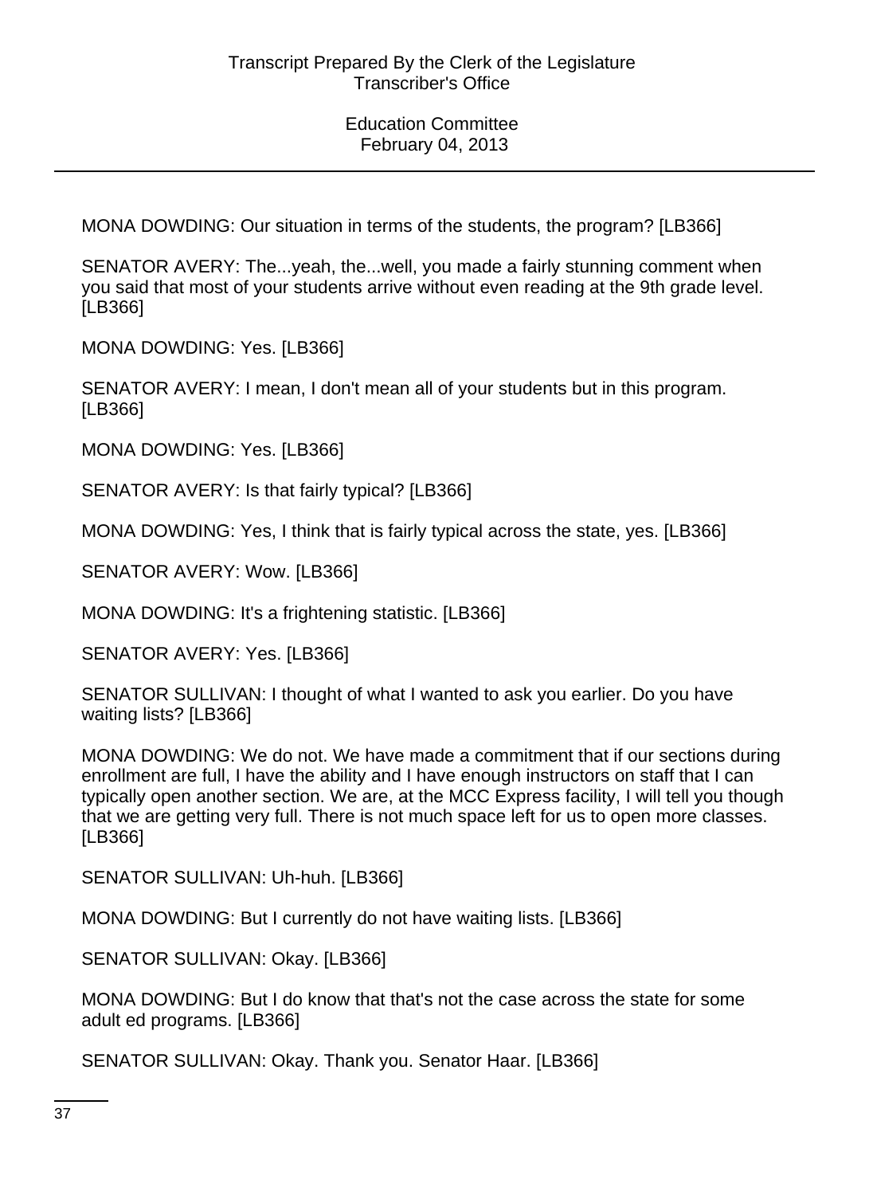MONA DOWDING: Our situation in terms of the students, the program? [LB366]

SENATOR AVERY: The...yeah, the...well, you made a fairly stunning comment when you said that most of your students arrive without even reading at the 9th grade level. [LB366]

MONA DOWDING: Yes. [LB366]

SENATOR AVERY: I mean, I don't mean all of your students but in this program. [LB366]

MONA DOWDING: Yes. [LB366]

SENATOR AVERY: Is that fairly typical? [LB366]

MONA DOWDING: Yes, I think that is fairly typical across the state, yes. [LB366]

SENATOR AVERY: Wow. [LB366]

MONA DOWDING: It's a frightening statistic. [LB366]

SENATOR AVERY: Yes. [LB366]

SENATOR SULLIVAN: I thought of what I wanted to ask you earlier. Do you have waiting lists? [LB366]

MONA DOWDING: We do not. We have made a commitment that if our sections during enrollment are full, I have the ability and I have enough instructors on staff that I can typically open another section. We are, at the MCC Express facility, I will tell you though that we are getting very full. There is not much space left for us to open more classes. [LB366]

SENATOR SULLIVAN: Uh-huh. [LB366]

MONA DOWDING: But I currently do not have waiting lists. [LB366]

SENATOR SULLIVAN: Okay. [LB366]

MONA DOWDING: But I do know that that's not the case across the state for some adult ed programs. [LB366]

SENATOR SULLIVAN: Okay. Thank you. Senator Haar. [LB366]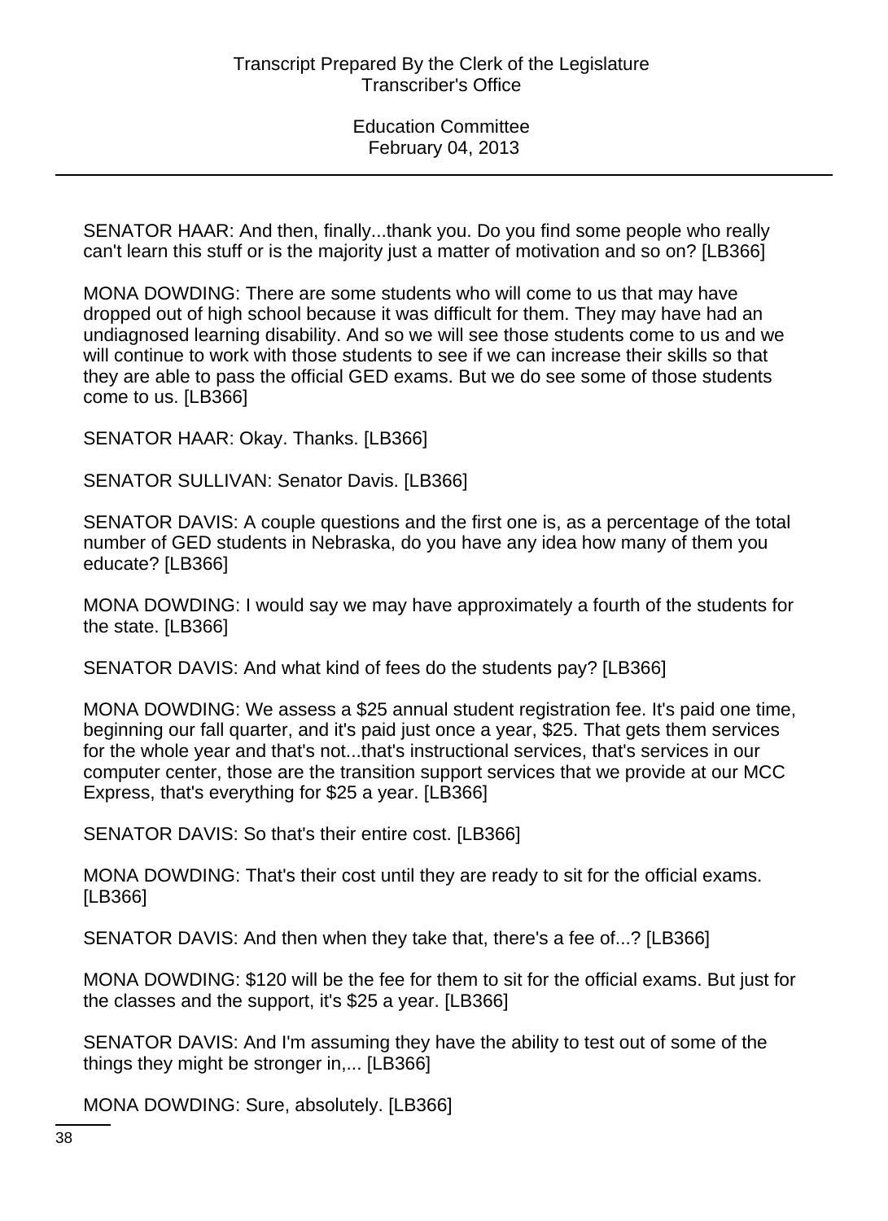SENATOR HAAR: And then, finally...thank you. Do you find some people who really can't learn this stuff or is the majority just a matter of motivation and so on? [LB366]

MONA DOWDING: There are some students who will come to us that may have dropped out of high school because it was difficult for them. They may have had an undiagnosed learning disability. And so we will see those students come to us and we will continue to work with those students to see if we can increase their skills so that they are able to pass the official GED exams. But we do see some of those students come to us. [LB366]

SENATOR HAAR: Okay. Thanks. [LB366]

SENATOR SULLIVAN: Senator Davis. [LB366]

SENATOR DAVIS: A couple questions and the first one is, as a percentage of the total number of GED students in Nebraska, do you have any idea how many of them you educate? [LB366]

MONA DOWDING: I would say we may have approximately a fourth of the students for the state. [LB366]

SENATOR DAVIS: And what kind of fees do the students pay? [LB366]

MONA DOWDING: We assess a $25 annual student registration fee. It's paid one time, beginning our fall quarter, and it's paid just once a year, $25. That gets them services for the whole year and that's not...that's instructional services, that's services in our computer center, those are the transition support services that we provide at our MCC Express, that's everything for $25 a year. [LB366]

SENATOR DAVIS: So that's their entire cost. [LB366]

MONA DOWDING: That's their cost until they are ready to sit for the official exams. [LB366]

SENATOR DAVIS: And then when they take that, there's a fee of...? [LB366]

MONA DOWDING: $120 will be the fee for them to sit for the official exams. But just for the classes and the support, it's $25 a year. [LB366]

SENATOR DAVIS: And I'm assuming they have the ability to test out of some of the things they might be stronger in,... [LB366]

MONA DOWDING: Sure, absolutely. [LB366]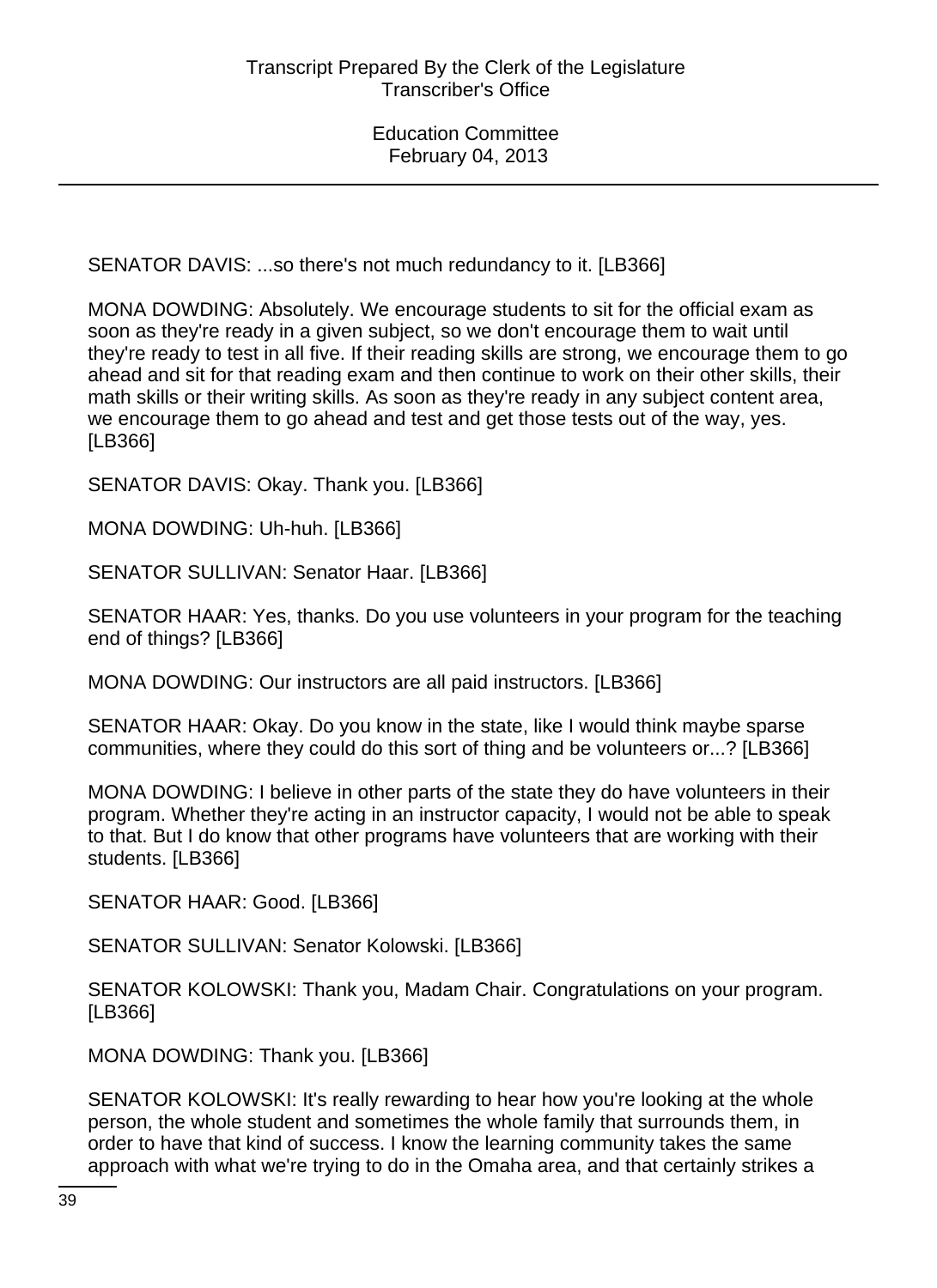SENATOR DAVIS: ...so there's not much redundancy to it. [LB366]

MONA DOWDING: Absolutely. We encourage students to sit for the official exam as soon as they're ready in a given subject, so we don't encourage them to wait until they're ready to test in all five. If their reading skills are strong, we encourage them to go ahead and sit for that reading exam and then continue to work on their other skills, their math skills or their writing skills. As soon as they're ready in any subject content area, we encourage them to go ahead and test and get those tests out of the way, yes. [LB366]

SENATOR DAVIS: Okay. Thank you. [LB366]

MONA DOWDING: Uh-huh. [LB366]

SENATOR SULLIVAN: Senator Haar. [LB366]

SENATOR HAAR: Yes, thanks. Do you use volunteers in your program for the teaching end of things? [LB366]

MONA DOWDING: Our instructors are all paid instructors. [LB366]

SENATOR HAAR: Okay. Do you know in the state, like I would think maybe sparse communities, where they could do this sort of thing and be volunteers or...? [LB366]

MONA DOWDING: I believe in other parts of the state they do have volunteers in their program. Whether they're acting in an instructor capacity, I would not be able to speak to that. But I do know that other programs have volunteers that are working with their students. [LB366]

SENATOR HAAR: Good. [LB366]

SENATOR SULLIVAN: Senator Kolowski. [LB366]

SENATOR KOLOWSKI: Thank you, Madam Chair. Congratulations on your program. [LB366]

MONA DOWDING: Thank you. [LB366]

SENATOR KOLOWSKI: It's really rewarding to hear how you're looking at the whole person, the whole student and sometimes the whole family that surrounds them, in order to have that kind of success. I know the learning community takes the same approach with what we're trying to do in the Omaha area, and that certainly strikes a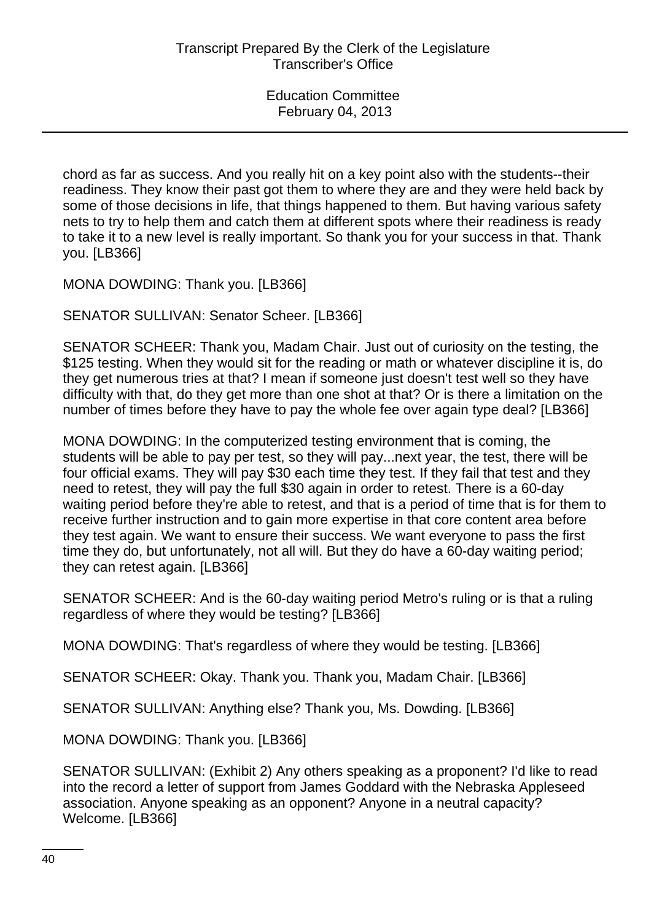chord as far as success. And you really hit on a key point also with the students--their readiness. They know their past got them to where they are and they were held back by some of those decisions in life, that things happened to them. But having various safety nets to try to help them and catch them at different spots where their readiness is ready to take it to a new level is really important. So thank you for your success in that. Thank you. [LB366]

MONA DOWDING: Thank you. [LB366]

SENATOR SULLIVAN: Senator Scheer. [LB366]

SENATOR SCHEER: Thank you, Madam Chair. Just out of curiosity on the testing, the $125 testing. When they would sit for the reading or math or whatever discipline it is, do they get numerous tries at that? I mean if someone just doesn't test well so they have difficulty with that, do they get more than one shot at that? Or is there a limitation on the number of times before they have to pay the whole fee over again type deal? [LB366]

MONA DOWDING: In the computerized testing environment that is coming, the students will be able to pay per test, so they will pay...next year, the test, there will be four official exams. They will pay $30 each time they test. If they fail that test and they need to retest, they will pay the full $30 again in order to retest. There is a 60-day waiting period before they're able to retest, and that is a period of time that is for them to receive further instruction and to gain more expertise in that core content area before they test again. We want to ensure their success. We want everyone to pass the first time they do, but unfortunately, not all will. But they do have a 60-day waiting period; they can retest again. [LB366]

SENATOR SCHEER: And is the 60-day waiting period Metro's ruling or is that a ruling regardless of where they would be testing? [LB366]

MONA DOWDING: That's regardless of where they would be testing. [LB366]

SENATOR SCHEER: Okay. Thank you. Thank you, Madam Chair. [LB366]

SENATOR SULLIVAN: Anything else? Thank you, Ms. Dowding. [LB366]

MONA DOWDING: Thank you. [LB366]

SENATOR SULLIVAN: (Exhibit 2) Any others speaking as a proponent? I'd like to read into the record a letter of support from James Goddard with the Nebraska Appleseed association. Anyone speaking as an opponent? Anyone in a neutral capacity? Welcome. [LB366]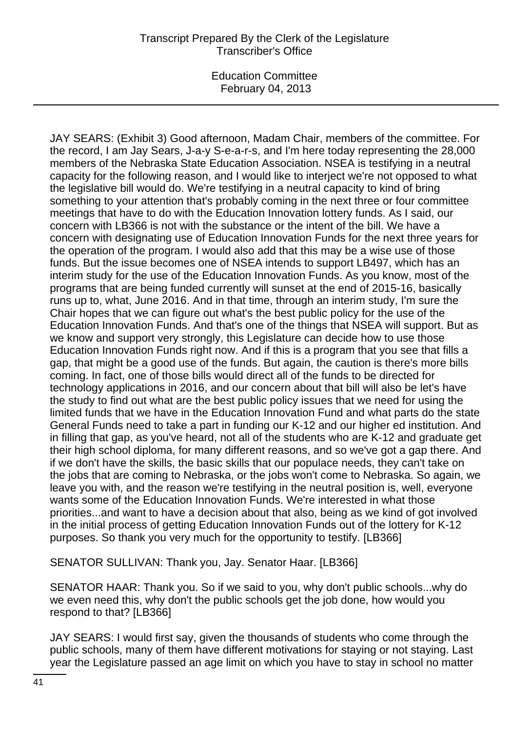JAY SEARS: (Exhibit 3) Good afternoon, Madam Chair, members of the committee. For the record, I am Jay Sears, J-a-y S-e-a-r-s, and I'm here today representing the 28,000 members of the Nebraska State Education Association. NSEA is testifying in a neutral capacity for the following reason, and I would like to interject we're not opposed to what the legislative bill would do. We're testifying in a neutral capacity to kind of bring something to your attention that's probably coming in the next three or four committee meetings that have to do with the Education Innovation lottery funds. As I said, our concern with LB366 is not with the substance or the intent of the bill. We have a concern with designating use of Education Innovation Funds for the next three years for the operation of the program. I would also add that this may be a wise use of those funds. But the issue becomes one of NSEA intends to support LB497, which has an interim study for the use of the Education Innovation Funds. As you know, most of the programs that are being funded currently will sunset at the end of 2015-16, basically runs up to, what, June 2016. And in that time, through an interim study, I'm sure the Chair hopes that we can figure out what's the best public policy for the use of the Education Innovation Funds. And that's one of the things that NSEA will support. But as we know and support very strongly, this Legislature can decide how to use those Education Innovation Funds right now. And if this is a program that you see that fills a gap, that might be a good use of the funds. But again, the caution is there's more bills coming. In fact, one of those bills would direct all of the funds to be directed for technology applications in 2016, and our concern about that bill will also be let's have the study to find out what are the best public policy issues that we need for using the limited funds that we have in the Education Innovation Fund and what parts do the state General Funds need to take a part in funding our K-12 and our higher ed institution. And in filling that gap, as you've heard, not all of the students who are K-12 and graduate get their high school diploma, for many different reasons, and so we've got a gap there. And if we don't have the skills, the basic skills that our populace needs, they can't take on the jobs that are coming to Nebraska, or the jobs won't come to Nebraska. So again, we leave you with, and the reason we're testifying in the neutral position is, well, everyone wants some of the Education Innovation Funds. We're interested in what those priorities...and want to have a decision about that also, being as we kind of got involved in the initial process of getting Education Innovation Funds out of the lottery for K-12 purposes. So thank you very much for the opportunity to testify. [LB366]

SENATOR SULLIVAN: Thank you, Jay. Senator Haar. [LB366]

SENATOR HAAR: Thank you. So if we said to you, why don't public schools...why do we even need this, why don't the public schools get the job done, how would you respond to that? [LB366]

JAY SEARS: I would first say, given the thousands of students who come through the public schools, many of them have different motivations for staying or not staying. Last year the Legislature passed an age limit on which you have to stay in school no matter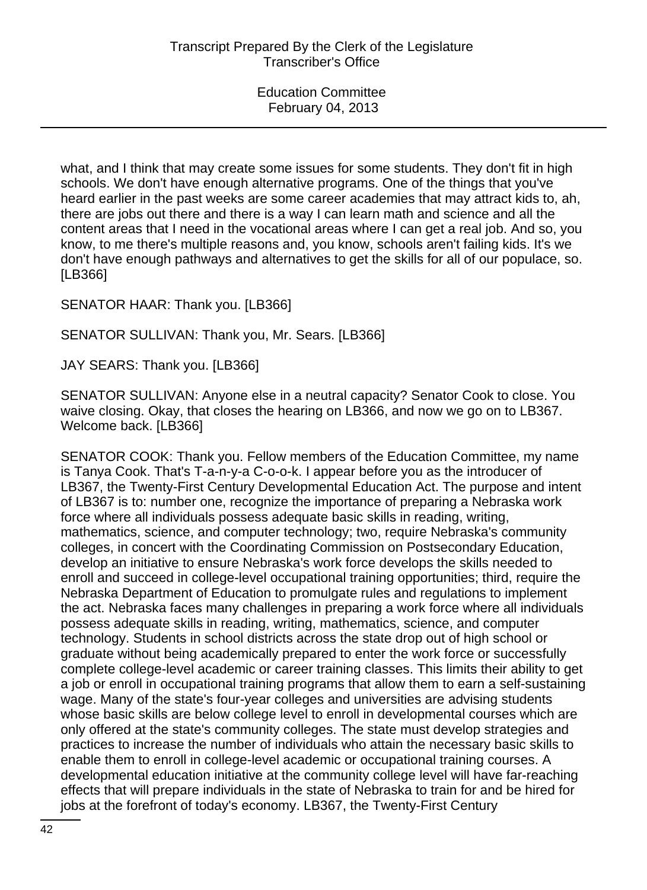what, and I think that may create some issues for some students. They don't fit in high schools. We don't have enough alternative programs. One of the things that you've heard earlier in the past weeks are some career academies that may attract kids to, ah, there are jobs out there and there is a way I can learn math and science and all the content areas that I need in the vocational areas where I can get a real job. And so, you know, to me there's multiple reasons and, you know, schools aren't failing kids. It's we don't have enough pathways and alternatives to get the skills for all of our populace, so. [LB366]

SENATOR HAAR: Thank you. [LB366]

SENATOR SULLIVAN: Thank you, Mr. Sears. [LB366]

JAY SEARS: Thank you. [LB366]

SENATOR SULLIVAN: Anyone else in a neutral capacity? Senator Cook to close. You waive closing. Okay, that closes the hearing on LB366, and now we go on to LB367. Welcome back. [LB366]

SENATOR COOK: Thank you. Fellow members of the Education Committee, my name is Tanya Cook. That's T-a-n-y-a C-o-o-k. I appear before you as the introducer of LB367, the Twenty-First Century Developmental Education Act. The purpose and intent of LB367 is to: number one, recognize the importance of preparing a Nebraska work force where all individuals possess adequate basic skills in reading, writing, mathematics, science, and computer technology; two, require Nebraska's community colleges, in concert with the Coordinating Commission on Postsecondary Education, develop an initiative to ensure Nebraska's work force develops the skills needed to enroll and succeed in college-level occupational training opportunities; third, require the Nebraska Department of Education to promulgate rules and regulations to implement the act. Nebraska faces many challenges in preparing a work force where all individuals possess adequate skills in reading, writing, mathematics, science, and computer technology. Students in school districts across the state drop out of high school or graduate without being academically prepared to enter the work force or successfully complete college-level academic or career training classes. This limits their ability to get a job or enroll in occupational training programs that allow them to earn a self-sustaining wage. Many of the state's four-year colleges and universities are advising students whose basic skills are below college level to enroll in developmental courses which are only offered at the state's community colleges. The state must develop strategies and practices to increase the number of individuals who attain the necessary basic skills to enable them to enroll in college-level academic or occupational training courses. A developmental education initiative at the community college level will have far-reaching effects that will prepare individuals in the state of Nebraska to train for and be hired for jobs at the forefront of today's economy. LB367, the Twenty-First Century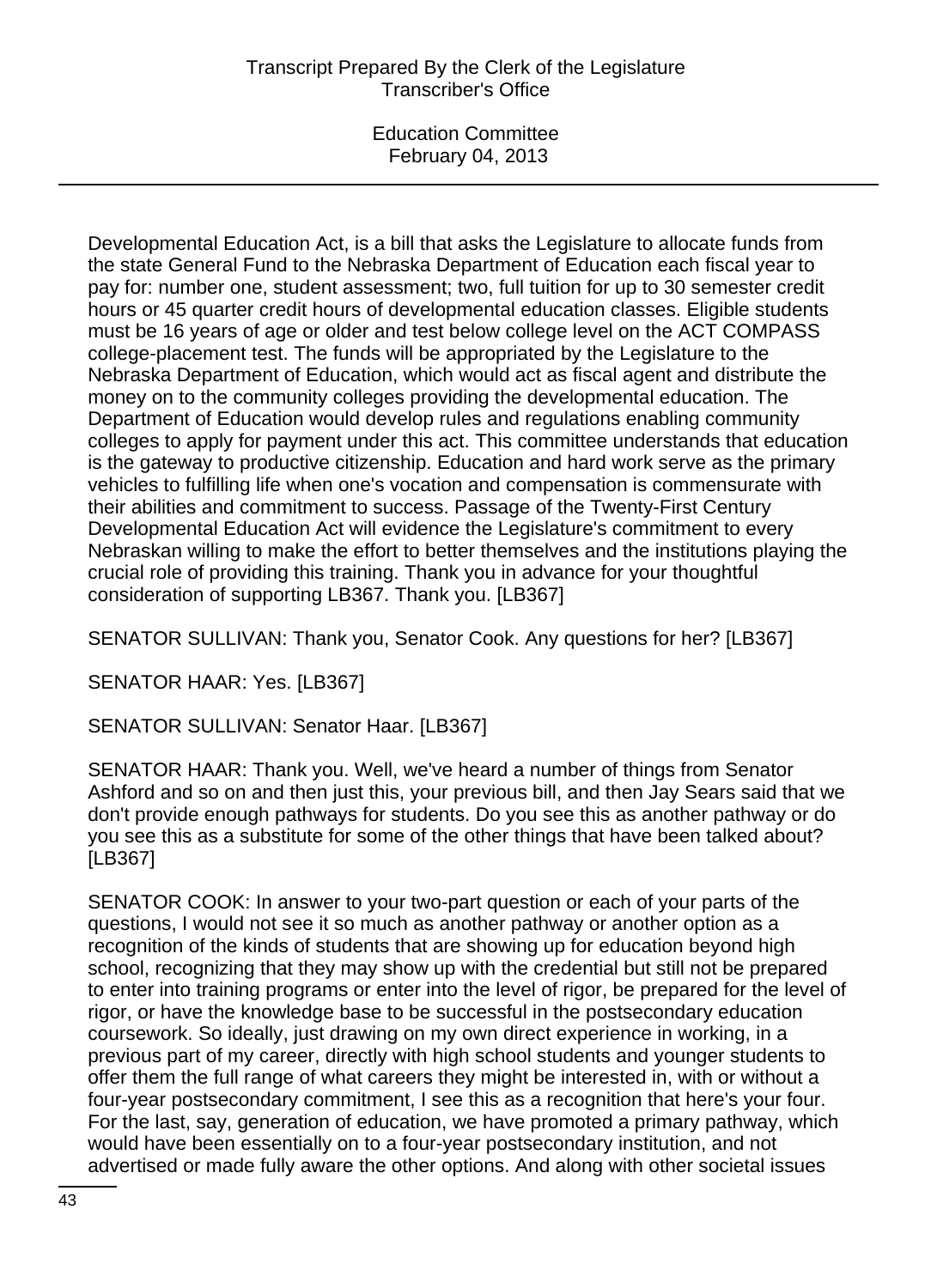Developmental Education Act, is a bill that asks the Legislature to allocate funds from the state General Fund to the Nebraska Department of Education each fiscal year to pay for: number one, student assessment; two, full tuition for up to 30 semester credit hours or 45 quarter credit hours of developmental education classes. Eligible students must be 16 years of age or older and test below college level on the ACT COMPASS college-placement test. The funds will be appropriated by the Legislature to the Nebraska Department of Education, which would act as fiscal agent and distribute the money on to the community colleges providing the developmental education. The Department of Education would develop rules and regulations enabling community colleges to apply for payment under this act. This committee understands that education is the gateway to productive citizenship. Education and hard work serve as the primary vehicles to fulfilling life when one's vocation and compensation is commensurate with their abilities and commitment to success. Passage of the Twenty-First Century Developmental Education Act will evidence the Legislature's commitment to every Nebraskan willing to make the effort to better themselves and the institutions playing the crucial role of providing this training. Thank you in advance for your thoughtful consideration of supporting LB367. Thank you. [LB367]

SENATOR SULLIVAN: Thank you, Senator Cook. Any questions for her? [LB367]

SENATOR HAAR: Yes. [LB367]

SENATOR SULLIVAN: Senator Haar. [LB367]

SENATOR HAAR: Thank you. Well, we've heard a number of things from Senator Ashford and so on and then just this, your previous bill, and then Jay Sears said that we don't provide enough pathways for students. Do you see this as another pathway or do you see this as a substitute for some of the other things that have been talked about? [LB367]

SENATOR COOK: In answer to your two-part question or each of your parts of the questions, I would not see it so much as another pathway or another option as a recognition of the kinds of students that are showing up for education beyond high school, recognizing that they may show up with the credential but still not be prepared to enter into training programs or enter into the level of rigor, be prepared for the level of rigor, or have the knowledge base to be successful in the postsecondary education coursework. So ideally, just drawing on my own direct experience in working, in a previous part of my career, directly with high school students and younger students to offer them the full range of what careers they might be interested in, with or without a four-year postsecondary commitment, I see this as a recognition that here's your four. For the last, say, generation of education, we have promoted a primary pathway, which would have been essentially on to a four-year postsecondary institution, and not advertised or made fully aware the other options. And along with other societal issues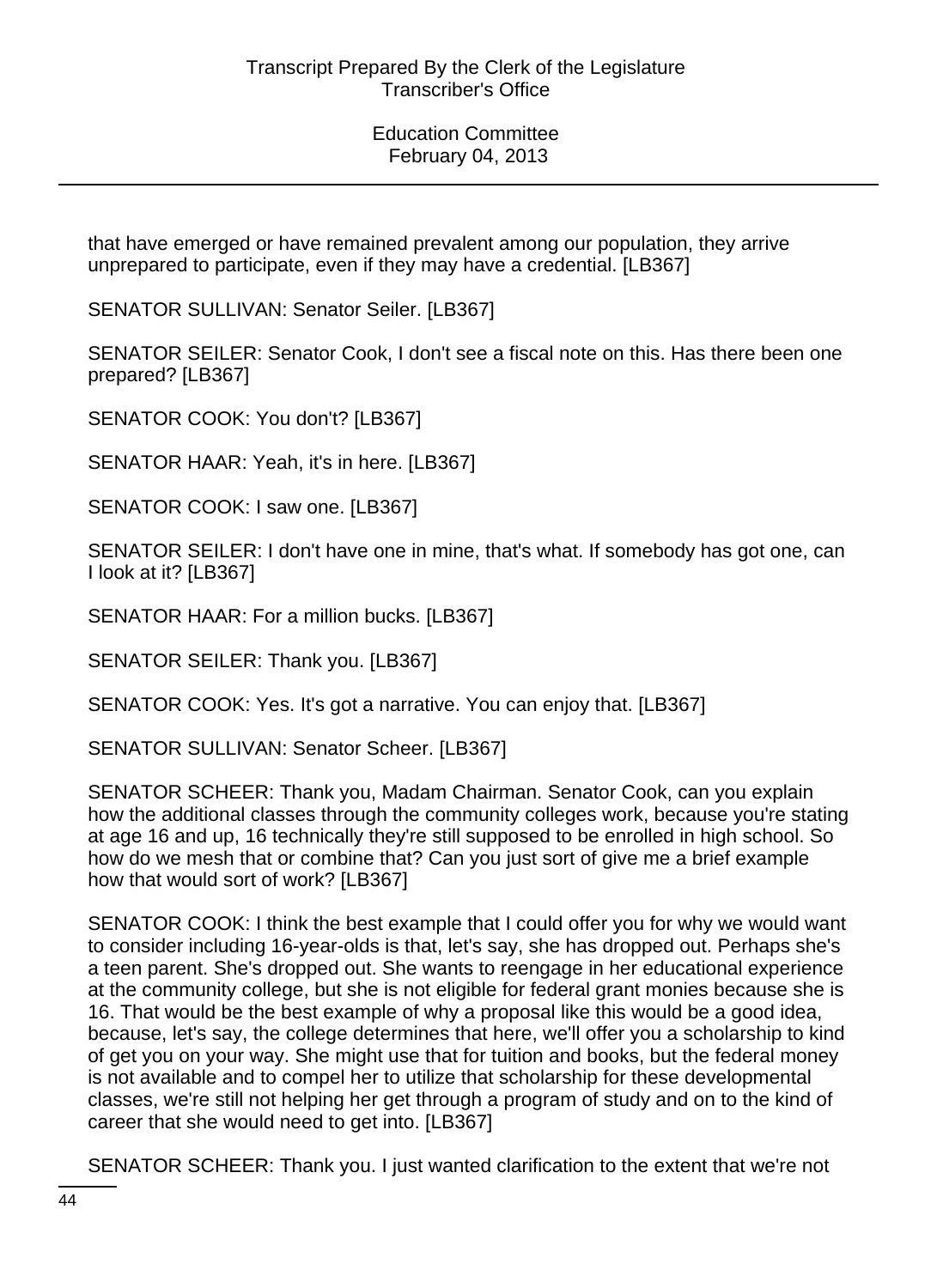that have emerged or have remained prevalent among our population, they arrive unprepared to participate, even if they may have a credential. [LB367]

SENATOR SULLIVAN: Senator Seiler. [LB367]

SENATOR SEILER: Senator Cook, I don't see a fiscal note on this. Has there been one prepared? [LB367]

SENATOR COOK: You don't? [LB367]

SENATOR HAAR: Yeah, it's in here. [LB367]

SENATOR COOK: I saw one. [LB367]

SENATOR SEILER: I don't have one in mine, that's what. If somebody has got one, can I look at it? [LB367]

SENATOR HAAR: For a million bucks. [LB367]

SENATOR SEILER: Thank you. [LB367]

SENATOR COOK: Yes. It's got a narrative. You can enjoy that. [LB367]

SENATOR SULLIVAN: Senator Scheer. [LB367]

SENATOR SCHEER: Thank you, Madam Chairman. Senator Cook, can you explain how the additional classes through the community colleges work, because you're stating at age 16 and up, 16 technically they're still supposed to be enrolled in high school. So how do we mesh that or combine that? Can you just sort of give me a brief example how that would sort of work? [LB367]

SENATOR COOK: I think the best example that I could offer you for why we would want to consider including 16-year-olds is that, let's say, she has dropped out. Perhaps she's a teen parent. She's dropped out. She wants to reengage in her educational experience at the community college, but she is not eligible for federal grant monies because she is 16. That would be the best example of why a proposal like this would be a good idea, because, let's say, the college determines that here, we'll offer you a scholarship to kind of get you on your way. She might use that for tuition and books, but the federal money is not available and to compel her to utilize that scholarship for these developmental classes, we're still not helping her get through a program of study and on to the kind of career that she would need to get into. [LB367]

SENATOR SCHEER: Thank you. I just wanted clarification to the extent that we're not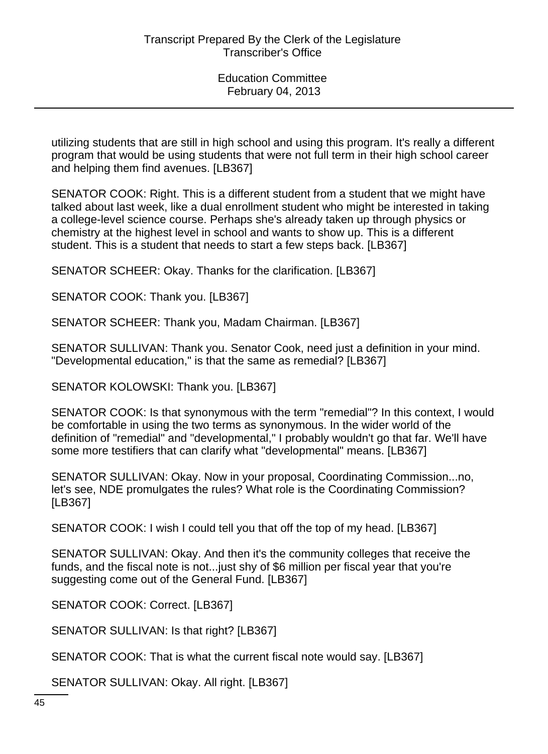utilizing students that are still in high school and using this program. It's really a different program that would be using students that were not full term in their high school career and helping them find avenues. [LB367]

SENATOR COOK: Right. This is a different student from a student that we might have talked about last week, like a dual enrollment student who might be interested in taking a college-level science course. Perhaps she's already taken up through physics or chemistry at the highest level in school and wants to show up. This is a different student. This is a student that needs to start a few steps back. [LB367]

SENATOR SCHEER: Okay. Thanks for the clarification. [LB367]

SENATOR COOK: Thank you. [LB367]

SENATOR SCHEER: Thank you, Madam Chairman. [LB367]

SENATOR SULLIVAN: Thank you. Senator Cook, need just a definition in your mind. "Developmental education," is that the same as remedial? [LB367]

SENATOR KOLOWSKI: Thank you. [LB367]

SENATOR COOK: Is that synonymous with the term "remedial"? In this context, I would be comfortable in using the two terms as synonymous. In the wider world of the definition of "remedial" and "developmental," I probably wouldn't go that far. We'll have some more testifiers that can clarify what "developmental" means. [LB367]

SENATOR SULLIVAN: Okay. Now in your proposal, Coordinating Commission...no, let's see, NDE promulgates the rules? What role is the Coordinating Commission? [LB367]

SENATOR COOK: I wish I could tell you that off the top of my head. [LB367]

SENATOR SULLIVAN: Okay. And then it's the community colleges that receive the funds, and the fiscal note is not...just shy of $6 million per fiscal year that you're suggesting come out of the General Fund. [LB367]

SENATOR COOK: Correct. [LB367]

SENATOR SULLIVAN: Is that right? [LB367]

SENATOR COOK: That is what the current fiscal note would say. [LB367]

SENATOR SULLIVAN: Okay. All right. [LB367]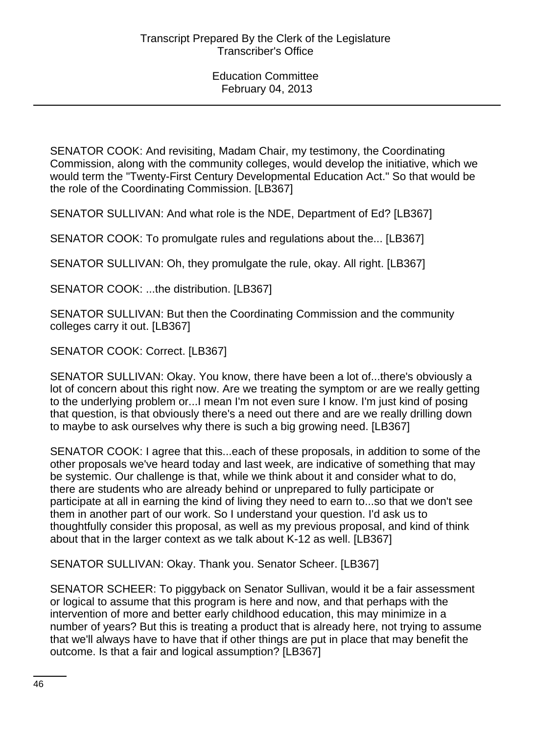SENATOR COOK: And revisiting, Madam Chair, my testimony, the Coordinating Commission, along with the community colleges, would develop the initiative, which we would term the "Twenty-First Century Developmental Education Act." So that would be the role of the Coordinating Commission. [LB367]

SENATOR SULLIVAN: And what role is the NDE, Department of Ed? [LB367]

SENATOR COOK: To promulgate rules and regulations about the... [LB367]

SENATOR SULLIVAN: Oh, they promulgate the rule, okay. All right. [LB367]

SENATOR COOK: ...the distribution. [LB367]

SENATOR SULLIVAN: But then the Coordinating Commission and the community colleges carry it out. [LB367]

SENATOR COOK: Correct. [LB367]

SENATOR SULLIVAN: Okay. You know, there have been a lot of...there's obviously a lot of concern about this right now. Are we treating the symptom or are we really getting to the underlying problem or...I mean I'm not even sure I know. I'm just kind of posing that question, is that obviously there's a need out there and are we really drilling down to maybe to ask ourselves why there is such a big growing need. [LB367]

SENATOR COOK: I agree that this...each of these proposals, in addition to some of the other proposals we've heard today and last week, are indicative of something that may be systemic. Our challenge is that, while we think about it and consider what to do, there are students who are already behind or unprepared to fully participate or participate at all in earning the kind of living they need to earn to...so that we don't see them in another part of our work. So I understand your question. I'd ask us to thoughtfully consider this proposal, as well as my previous proposal, and kind of think about that in the larger context as we talk about K-12 as well. [LB367]

SENATOR SULLIVAN: Okay. Thank you. Senator Scheer. [LB367]

SENATOR SCHEER: To piggyback on Senator Sullivan, would it be a fair assessment or logical to assume that this program is here and now, and that perhaps with the intervention of more and better early childhood education, this may minimize in a number of years? But this is treating a product that is already here, not trying to assume that we'll always have to have that if other things are put in place that may benefit the outcome. Is that a fair and logical assumption? [LB367]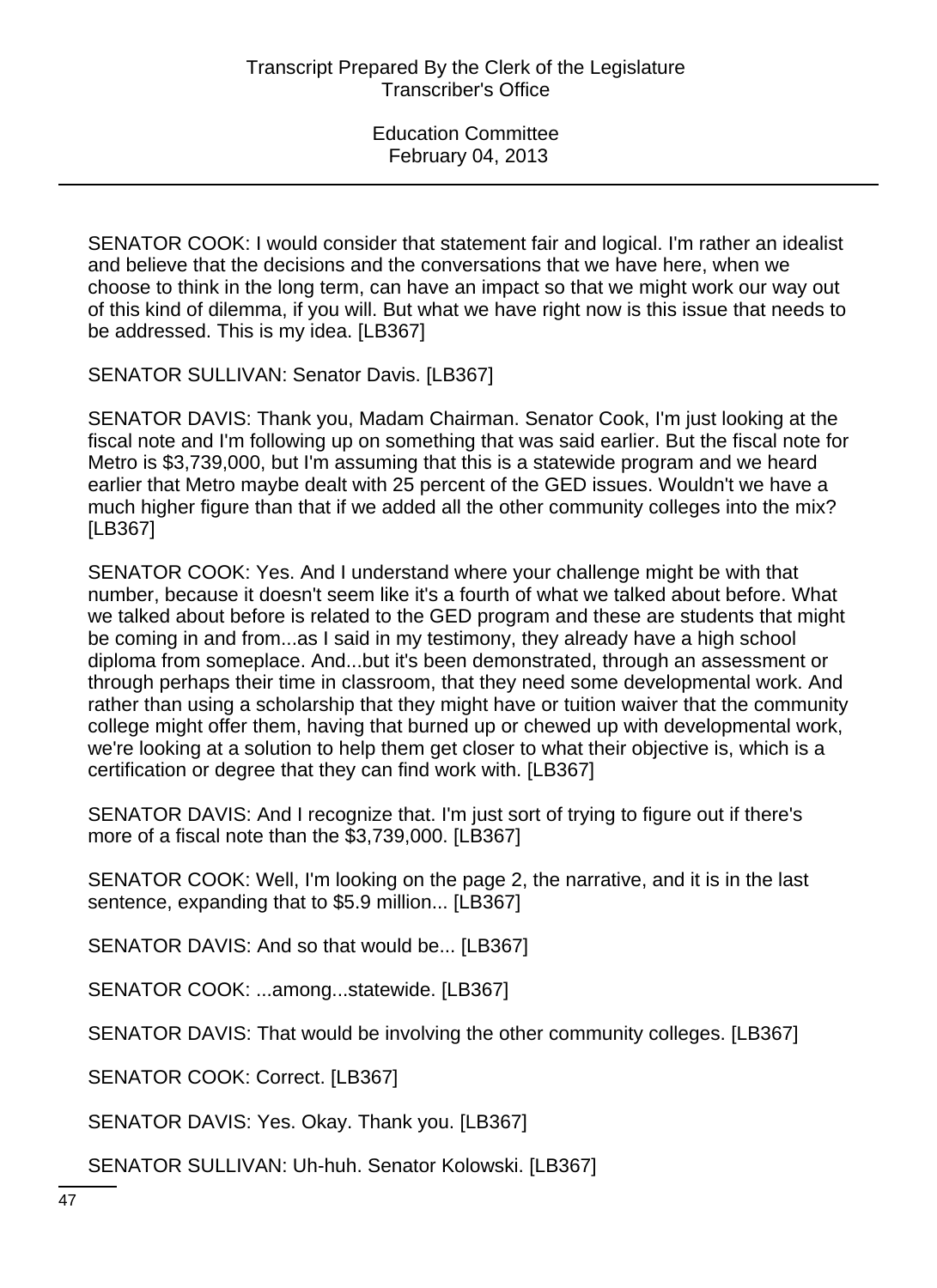SENATOR COOK: I would consider that statement fair and logical. I'm rather an idealist and believe that the decisions and the conversations that we have here, when we choose to think in the long term, can have an impact so that we might work our way out of this kind of dilemma, if you will. But what we have right now is this issue that needs to be addressed. This is my idea. [LB367]

SENATOR SULLIVAN: Senator Davis. [LB367]

SENATOR DAVIS: Thank you, Madam Chairman. Senator Cook, I'm just looking at the fiscal note and I'm following up on something that was said earlier. But the fiscal note for Metro is $3,739,000, but I'm assuming that this is a statewide program and we heard earlier that Metro maybe dealt with 25 percent of the GED issues. Wouldn't we have a much higher figure than that if we added all the other community colleges into the mix? [LB367]

SENATOR COOK: Yes. And I understand where your challenge might be with that number, because it doesn't seem like it's a fourth of what we talked about before. What we talked about before is related to the GED program and these are students that might be coming in and from...as I said in my testimony, they already have a high school diploma from someplace. And...but it's been demonstrated, through an assessment or through perhaps their time in classroom, that they need some developmental work. And rather than using a scholarship that they might have or tuition waiver that the community college might offer them, having that burned up or chewed up with developmental work, we're looking at a solution to help them get closer to what their objective is, which is a certification or degree that they can find work with. [LB367]

SENATOR DAVIS: And I recognize that. I'm just sort of trying to figure out if there's more of a fiscal note than the $3,739,000. [LB367]

SENATOR COOK: Well, I'm looking on the page 2, the narrative, and it is in the last sentence, expanding that to $5.9 million... [LB367]

SENATOR DAVIS: And so that would be... [LB367]

SENATOR COOK: ...among...statewide. [LB367]

SENATOR DAVIS: That would be involving the other community colleges. [LB367]

SENATOR COOK: Correct. [LB367]

SENATOR DAVIS: Yes. Okay. Thank you. [LB367]

SENATOR SULLIVAN: Uh-huh. Senator Kolowski. [LB367]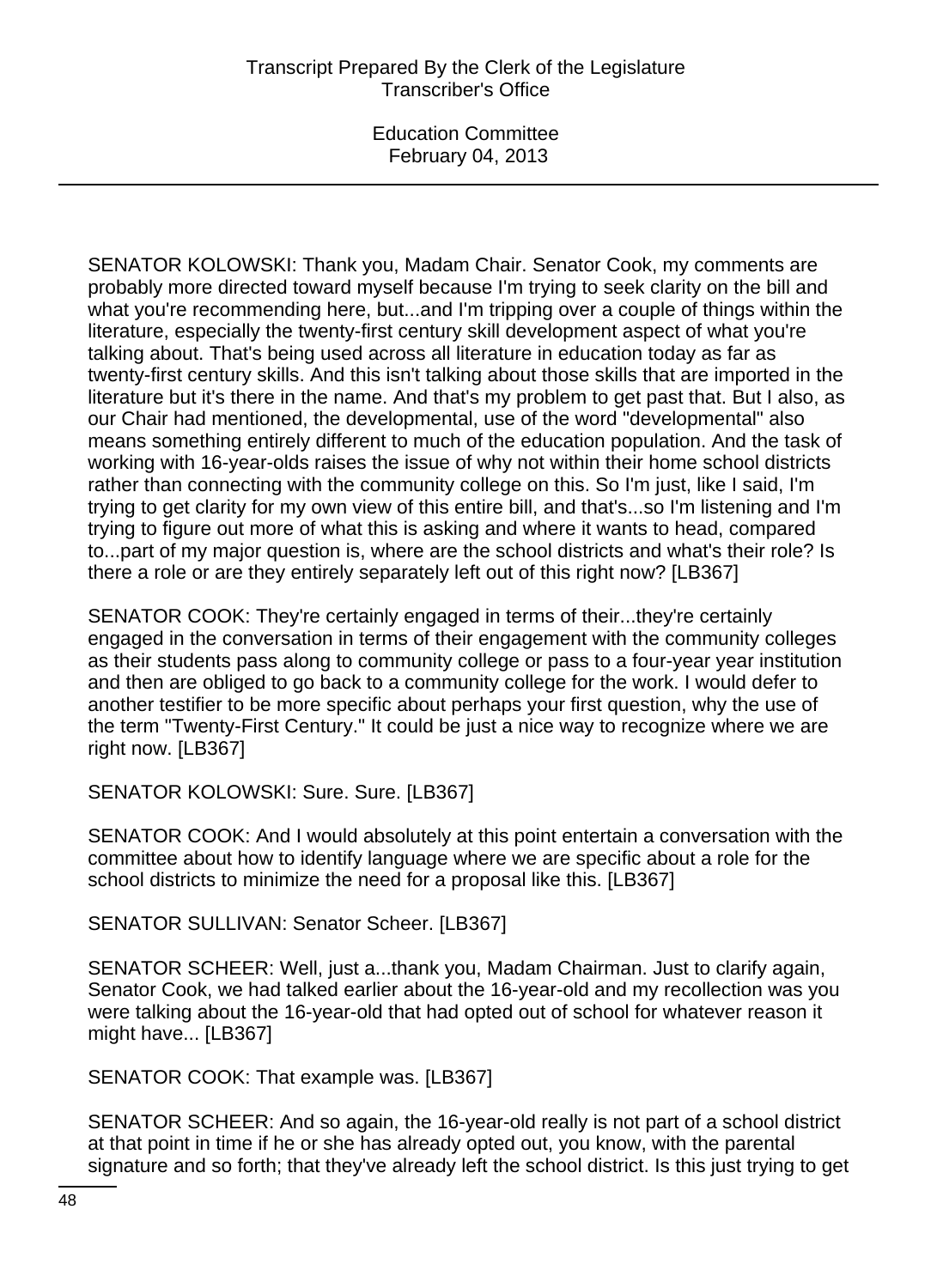SENATOR KOLOWSKI: Thank you, Madam Chair. Senator Cook, my comments are probably more directed toward myself because I'm trying to seek clarity on the bill and what you're recommending here, but...and I'm tripping over a couple of things within the literature, especially the twenty-first century skill development aspect of what you're talking about. That's being used across all literature in education today as far as twenty-first century skills. And this isn't talking about those skills that are imported in the literature but it's there in the name. And that's my problem to get past that. But I also, as our Chair had mentioned, the developmental, use of the word "developmental" also means something entirely different to much of the education population. And the task of working with 16-year-olds raises the issue of why not within their home school districts rather than connecting with the community college on this. So I'm just, like I said, I'm trying to get clarity for my own view of this entire bill, and that's...so I'm listening and I'm trying to figure out more of what this is asking and where it wants to head, compared to...part of my major question is, where are the school districts and what's their role? Is there a role or are they entirely separately left out of this right now? [LB367]

SENATOR COOK: They're certainly engaged in terms of their...they're certainly engaged in the conversation in terms of their engagement with the community colleges as their students pass along to community college or pass to a four-year year institution and then are obliged to go back to a community college for the work. I would defer to another testifier to be more specific about perhaps your first question, why the use of the term "Twenty-First Century." It could be just a nice way to recognize where we are right now. [LB367]

SENATOR KOLOWSKI: Sure. Sure. [LB367]

SENATOR COOK: And I would absolutely at this point entertain a conversation with the committee about how to identify language where we are specific about a role for the school districts to minimize the need for a proposal like this. [LB367]

SENATOR SULLIVAN: Senator Scheer. [LB367]

SENATOR SCHEER: Well, just a...thank you, Madam Chairman. Just to clarify again, Senator Cook, we had talked earlier about the 16-year-old and my recollection was you were talking about the 16-year-old that had opted out of school for whatever reason it might have... [LB367]

SENATOR COOK: That example was. [LB367]

SENATOR SCHEER: And so again, the 16-year-old really is not part of a school district at that point in time if he or she has already opted out, you know, with the parental signature and so forth; that they've already left the school district. Is this just trying to get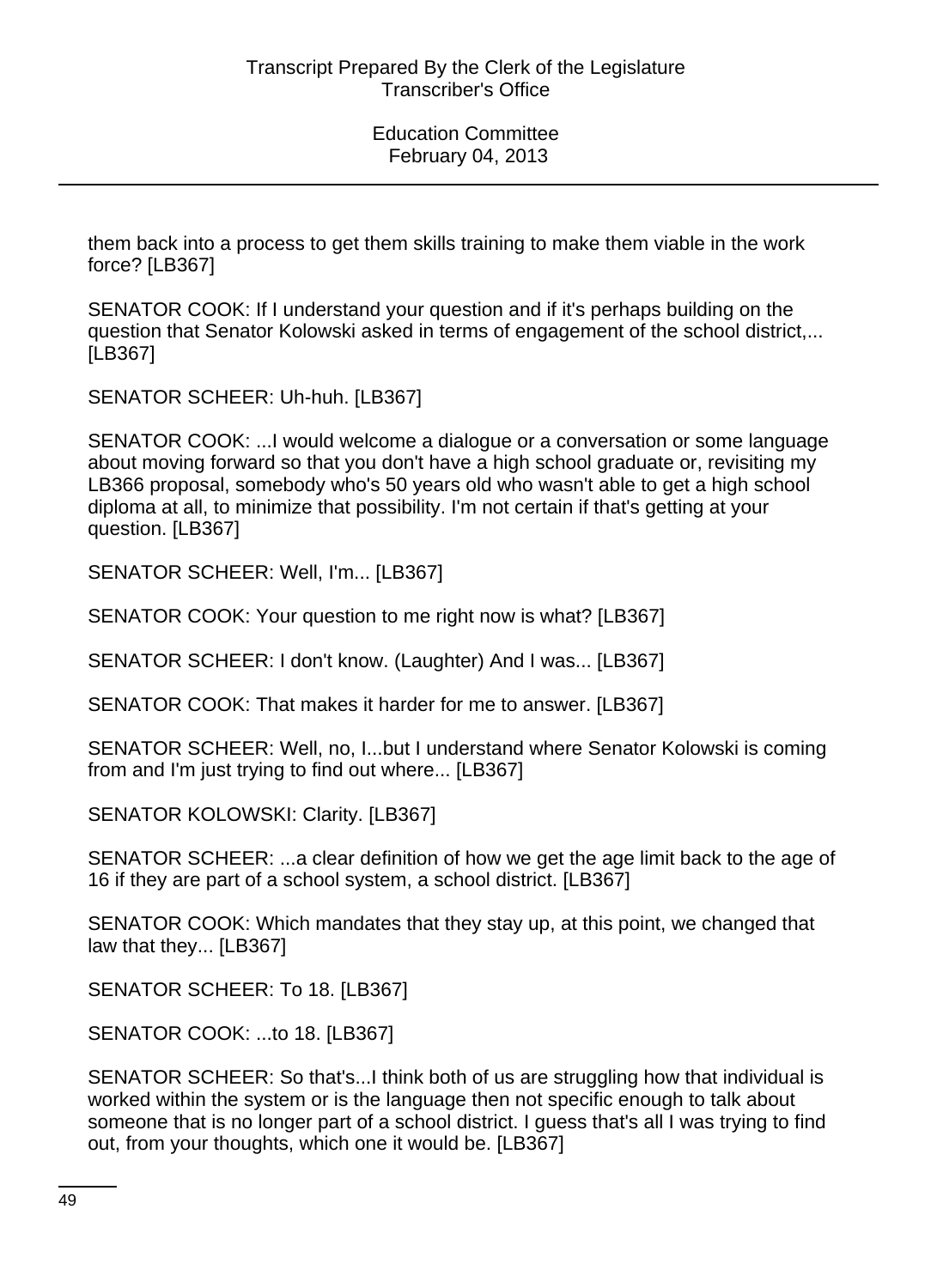them back into a process to get them skills training to make them viable in the work force? [LB367]

SENATOR COOK: If I understand your question and if it's perhaps building on the question that Senator Kolowski asked in terms of engagement of the school district,... [LB367]

SENATOR SCHEER: Uh-huh. [LB367]

SENATOR COOK: ...I would welcome a dialogue or a conversation or some language about moving forward so that you don't have a high school graduate or, revisiting my LB366 proposal, somebody who's 50 years old who wasn't able to get a high school diploma at all, to minimize that possibility. I'm not certain if that's getting at your question. [LB367]

SENATOR SCHEER: Well, I'm... [LB367]

SENATOR COOK: Your question to me right now is what? [LB367]

SENATOR SCHEER: I don't know. (Laughter) And I was... [LB367]

SENATOR COOK: That makes it harder for me to answer. [LB367]

SENATOR SCHEER: Well, no, I...but I understand where Senator Kolowski is coming from and I'm just trying to find out where... [LB367]

SENATOR KOLOWSKI: Clarity. [LB367]

SENATOR SCHEER: ...a clear definition of how we get the age limit back to the age of 16 if they are part of a school system, a school district. [LB367]

SENATOR COOK: Which mandates that they stay up, at this point, we changed that law that they... [LB367]

SENATOR SCHEER: To 18. [LB367]

SENATOR COOK: ...to 18. [LB367]

SENATOR SCHEER: So that's...I think both of us are struggling how that individual is worked within the system or is the language then not specific enough to talk about someone that is no longer part of a school district. I guess that's all I was trying to find out, from your thoughts, which one it would be. [LB367]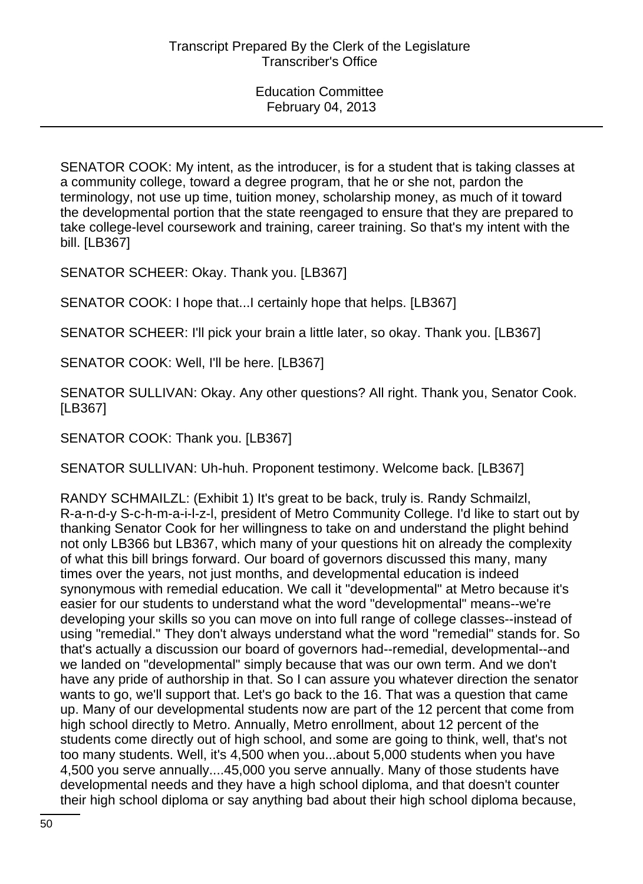SENATOR COOK: My intent, as the introducer, is for a student that is taking classes at a community college, toward a degree program, that he or she not, pardon the terminology, not use up time, tuition money, scholarship money, as much of it toward the developmental portion that the state reengaged to ensure that they are prepared to take college-level coursework and training, career training. So that's my intent with the bill. [LB367]

SENATOR SCHEER: Okay. Thank you. [LB367]

SENATOR COOK: I hope that...I certainly hope that helps. [LB367]

SENATOR SCHEER: I'll pick your brain a little later, so okay. Thank you. [LB367]

SENATOR COOK: Well, I'll be here. [LB367]

SENATOR SULLIVAN: Okay. Any other questions? All right. Thank you, Senator Cook. [LB367]

SENATOR COOK: Thank you. [LB367]

SENATOR SULLIVAN: Uh-huh. Proponent testimony. Welcome back. [LB367]

RANDY SCHMAILZL: (Exhibit 1) It's great to be back, truly is. Randy Schmailzl, R-a-n-d-y S-c-h-m-a-i-l-z-l, president of Metro Community College. I'd like to start out by thanking Senator Cook for her willingness to take on and understand the plight behind not only LB366 but LB367, which many of your questions hit on already the complexity of what this bill brings forward. Our board of governors discussed this many, many times over the years, not just months, and developmental education is indeed synonymous with remedial education. We call it "developmental" at Metro because it's easier for our students to understand what the word "developmental" means--we're developing your skills so you can move on into full range of college classes--instead of using "remedial." They don't always understand what the word "remedial" stands for. So that's actually a discussion our board of governors had--remedial, developmental--and we landed on "developmental" simply because that was our own term. And we don't have any pride of authorship in that. So I can assure you whatever direction the senator wants to go, we'll support that. Let's go back to the 16. That was a question that came up. Many of our developmental students now are part of the 12 percent that come from high school directly to Metro. Annually, Metro enrollment, about 12 percent of the students come directly out of high school, and some are going to think, well, that's not too many students. Well, it's 4,500 when you...about 5,000 students when you have 4,500 you serve annually....45,000 you serve annually. Many of those students have developmental needs and they have a high school diploma, and that doesn't counter their high school diploma or say anything bad about their high school diploma because,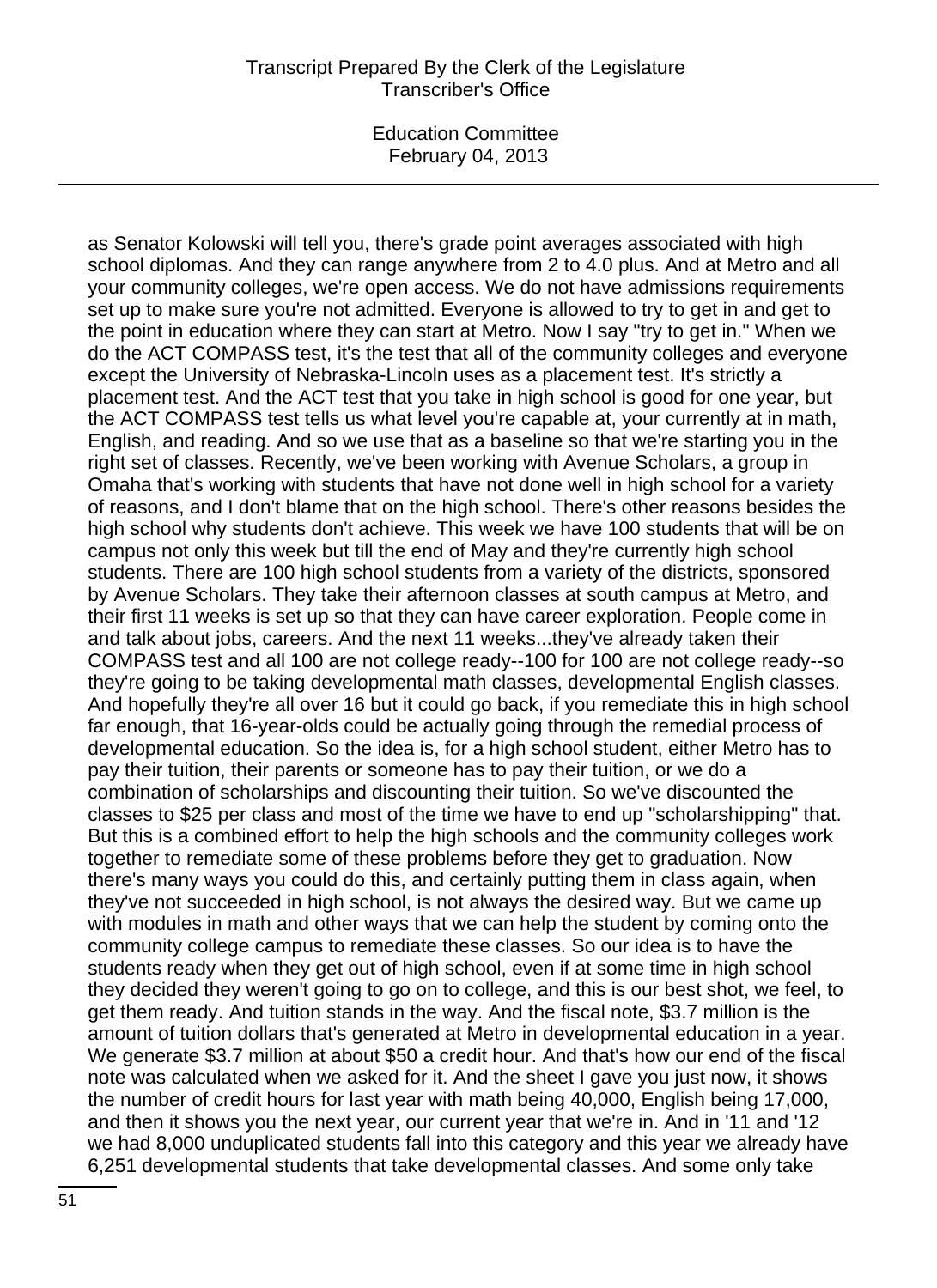as Senator Kolowski will tell you, there's grade point averages associated with high school diplomas. And they can range anywhere from 2 to 4.0 plus. And at Metro and all your community colleges, we're open access. We do not have admissions requirements set up to make sure you're not admitted. Everyone is allowed to try to get in and get to the point in education where they can start at Metro. Now I say "try to get in." When we do the ACT COMPASS test, it's the test that all of the community colleges and everyone except the University of Nebraska-Lincoln uses as a placement test. It's strictly a placement test. And the ACT test that you take in high school is good for one year, but the ACT COMPASS test tells us what level you're capable at, your currently at in math, English, and reading. And so we use that as a baseline so that we're starting you in the right set of classes. Recently, we've been working with Avenue Scholars, a group in Omaha that's working with students that have not done well in high school for a variety of reasons, and I don't blame that on the high school. There's other reasons besides the high school why students don't achieve. This week we have 100 students that will be on campus not only this week but till the end of May and they're currently high school students. There are 100 high school students from a variety of the districts, sponsored by Avenue Scholars. They take their afternoon classes at south campus at Metro, and their first 11 weeks is set up so that they can have career exploration. People come in and talk about jobs, careers. And the next 11 weeks...they've already taken their COMPASS test and all 100 are not college ready--100 for 100 are not college ready--so they're going to be taking developmental math classes, developmental English classes. And hopefully they're all over 16 but it could go back, if you remediate this in high school far enough, that 16-year-olds could be actually going through the remedial process of developmental education. So the idea is, for a high school student, either Metro has to pay their tuition, their parents or someone has to pay their tuition, or we do a combination of scholarships and discounting their tuition. So we've discounted the classes to $25 per class and most of the time we have to end up "scholarshipping" that. But this is a combined effort to help the high schools and the community colleges work together to remediate some of these problems before they get to graduation. Now there's many ways you could do this, and certainly putting them in class again, when they've not succeeded in high school, is not always the desired way. But we came up with modules in math and other ways that we can help the student by coming onto the community college campus to remediate these classes. So our idea is to have the students ready when they get out of high school, even if at some time in high school they decided they weren't going to go on to college, and this is our best shot, we feel, to get them ready. And tuition stands in the way. And the fiscal note, $3.7 million is the amount of tuition dollars that's generated at Metro in developmental education in a year. We generate $3.7 million at about $50 a credit hour. And that's how our end of the fiscal note was calculated when we asked for it. And the sheet I gave you just now, it shows the number of credit hours for last year with math being 40,000, English being 17,000, and then it shows you the next year, our current year that we're in. And in '11 and '12 we had 8,000 unduplicated students fall into this category and this year we already have 6,251 developmental students that take developmental classes. And some only take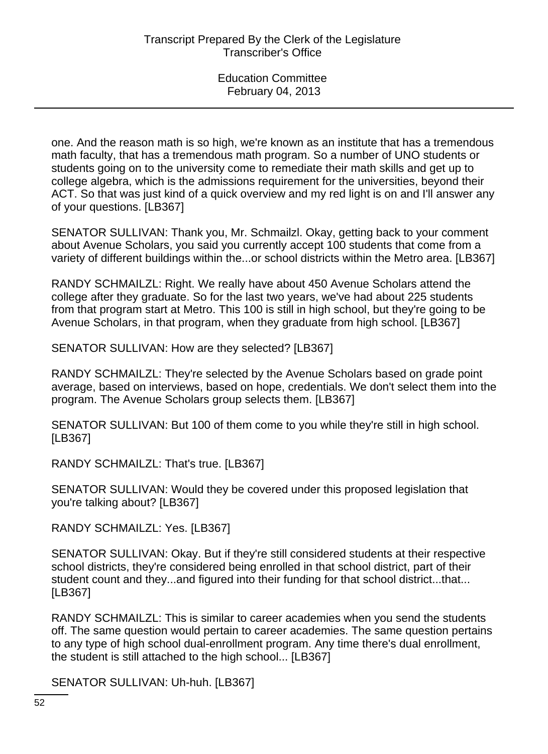one. And the reason math is so high, we're known as an institute that has a tremendous math faculty, that has a tremendous math program. So a number of UNO students or students going on to the university come to remediate their math skills and get up to college algebra, which is the admissions requirement for the universities, beyond their ACT. So that was just kind of a quick overview and my red light is on and I'll answer any of your questions. [LB367]

SENATOR SULLIVAN: Thank you, Mr. Schmailzl. Okay, getting back to your comment about Avenue Scholars, you said you currently accept 100 students that come from a variety of different buildings within the...or school districts within the Metro area. [LB367]

RANDY SCHMAILZL: Right. We really have about 450 Avenue Scholars attend the college after they graduate. So for the last two years, we've had about 225 students from that program start at Metro. This 100 is still in high school, but they're going to be Avenue Scholars, in that program, when they graduate from high school. [LB367]

SENATOR SULLIVAN: How are they selected? [LB367]

RANDY SCHMAILZL: They're selected by the Avenue Scholars based on grade point average, based on interviews, based on hope, credentials. We don't select them into the program. The Avenue Scholars group selects them. [LB367]

SENATOR SULLIVAN: But 100 of them come to you while they're still in high school. [LB367]

RANDY SCHMAILZL: That's true. [LB367]

SENATOR SULLIVAN: Would they be covered under this proposed legislation that you're talking about? [LB367]

RANDY SCHMAILZL: Yes. [LB367]

SENATOR SULLIVAN: Okay. But if they're still considered students at their respective school districts, they're considered being enrolled in that school district, part of their student count and they...and figured into their funding for that school district...that... [LB367]

RANDY SCHMAILZL: This is similar to career academies when you send the students off. The same question would pertain to career academies. The same question pertains to any type of high school dual-enrollment program. Any time there's dual enrollment, the student is still attached to the high school... [LB367]

SENATOR SULLIVAN: Uh-huh. [LB367]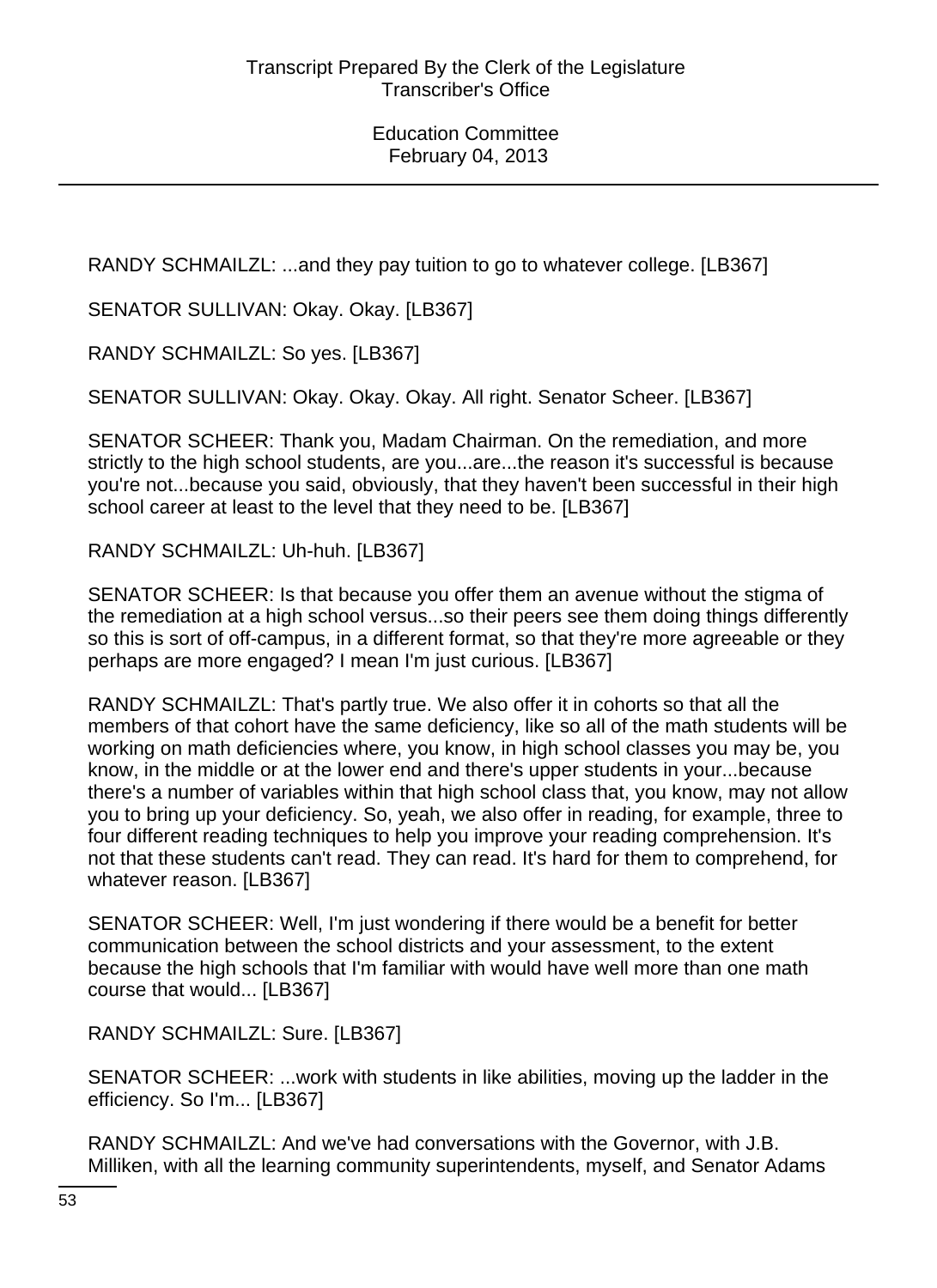RANDY SCHMAILZL: ...and they pay tuition to go to whatever college. [LB367]

SENATOR SULLIVAN: Okay. Okay. [LB367]

RANDY SCHMAILZL: So yes. [LB367]

SENATOR SULLIVAN: Okay. Okay. Okay. All right. Senator Scheer. [LB367]

SENATOR SCHEER: Thank you, Madam Chairman. On the remediation, and more strictly to the high school students, are you...are...the reason it's successful is because you're not...because you said, obviously, that they haven't been successful in their high school career at least to the level that they need to be. [LB367]

RANDY SCHMAILZL: Uh-huh. [LB367]

SENATOR SCHEER: Is that because you offer them an avenue without the stigma of the remediation at a high school versus...so their peers see them doing things differently so this is sort of off-campus, in a different format, so that they're more agreeable or they perhaps are more engaged? I mean I'm just curious. [LB367]

RANDY SCHMAILZL: That's partly true. We also offer it in cohorts so that all the members of that cohort have the same deficiency, like so all of the math students will be working on math deficiencies where, you know, in high school classes you may be, you know, in the middle or at the lower end and there's upper students in your...because there's a number of variables within that high school class that, you know, may not allow you to bring up your deficiency. So, yeah, we also offer in reading, for example, three to four different reading techniques to help you improve your reading comprehension. It's not that these students can't read. They can read. It's hard for them to comprehend, for whatever reason. [LB367]

SENATOR SCHEER: Well, I'm just wondering if there would be a benefit for better communication between the school districts and your assessment, to the extent because the high schools that I'm familiar with would have well more than one math course that would... [LB367]

RANDY SCHMAILZL: Sure. [LB367]

SENATOR SCHEER: ...work with students in like abilities, moving up the ladder in the efficiency. So I'm... [LB367]

RANDY SCHMAILZL: And we've had conversations with the Governor, with J.B. Milliken, with all the learning community superintendents, myself, and Senator Adams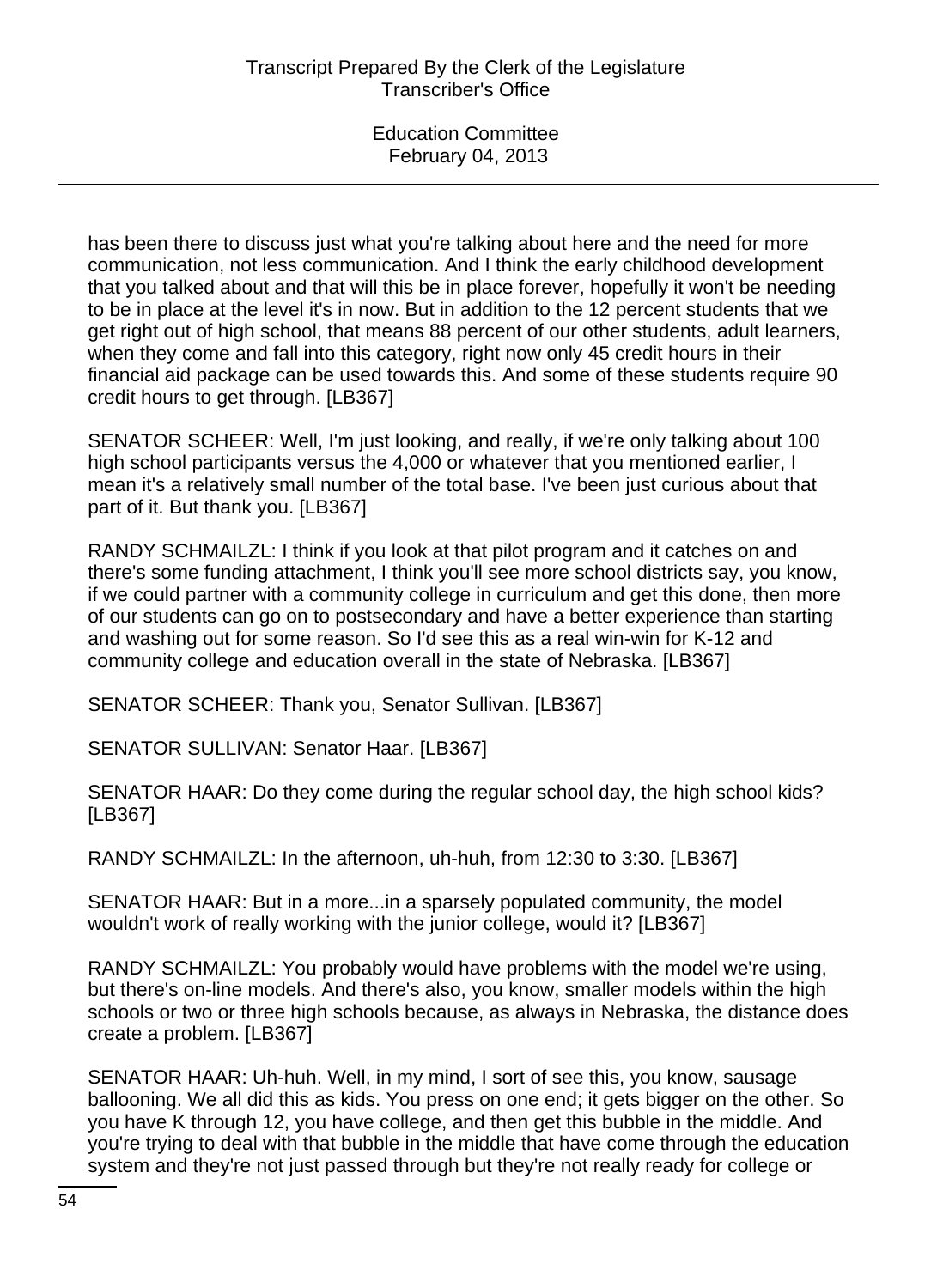has been there to discuss just what you're talking about here and the need for more communication, not less communication. And I think the early childhood development that you talked about and that will this be in place forever, hopefully it won't be needing to be in place at the level it's in now. But in addition to the 12 percent students that we get right out of high school, that means 88 percent of our other students, adult learners, when they come and fall into this category, right now only 45 credit hours in their financial aid package can be used towards this. And some of these students require 90 credit hours to get through. [LB367]

SENATOR SCHEER: Well, I'm just looking, and really, if we're only talking about 100 high school participants versus the 4,000 or whatever that you mentioned earlier, I mean it's a relatively small number of the total base. I've been just curious about that part of it. But thank you. [LB367]

RANDY SCHMAILZL: I think if you look at that pilot program and it catches on and there's some funding attachment, I think you'll see more school districts say, you know, if we could partner with a community college in curriculum and get this done, then more of our students can go on to postsecondary and have a better experience than starting and washing out for some reason. So I'd see this as a real win-win for K-12 and community college and education overall in the state of Nebraska. [LB367]

SENATOR SCHEER: Thank you, Senator Sullivan. [LB367]

SENATOR SULLIVAN: Senator Haar. [LB367]

SENATOR HAAR: Do they come during the regular school day, the high school kids? [LB367]

RANDY SCHMAILZL: In the afternoon, uh-huh, from 12:30 to 3:30. [LB367]

SENATOR HAAR: But in a more...in a sparsely populated community, the model wouldn't work of really working with the junior college, would it? [LB367]

RANDY SCHMAILZL: You probably would have problems with the model we're using, but there's on-line models. And there's also, you know, smaller models within the high schools or two or three high schools because, as always in Nebraska, the distance does create a problem. [LB367]

SENATOR HAAR: Uh-huh. Well, in my mind, I sort of see this, you know, sausage ballooning. We all did this as kids. You press on one end; it gets bigger on the other. So you have K through 12, you have college, and then get this bubble in the middle. And you're trying to deal with that bubble in the middle that have come through the education system and they're not just passed through but they're not really ready for college or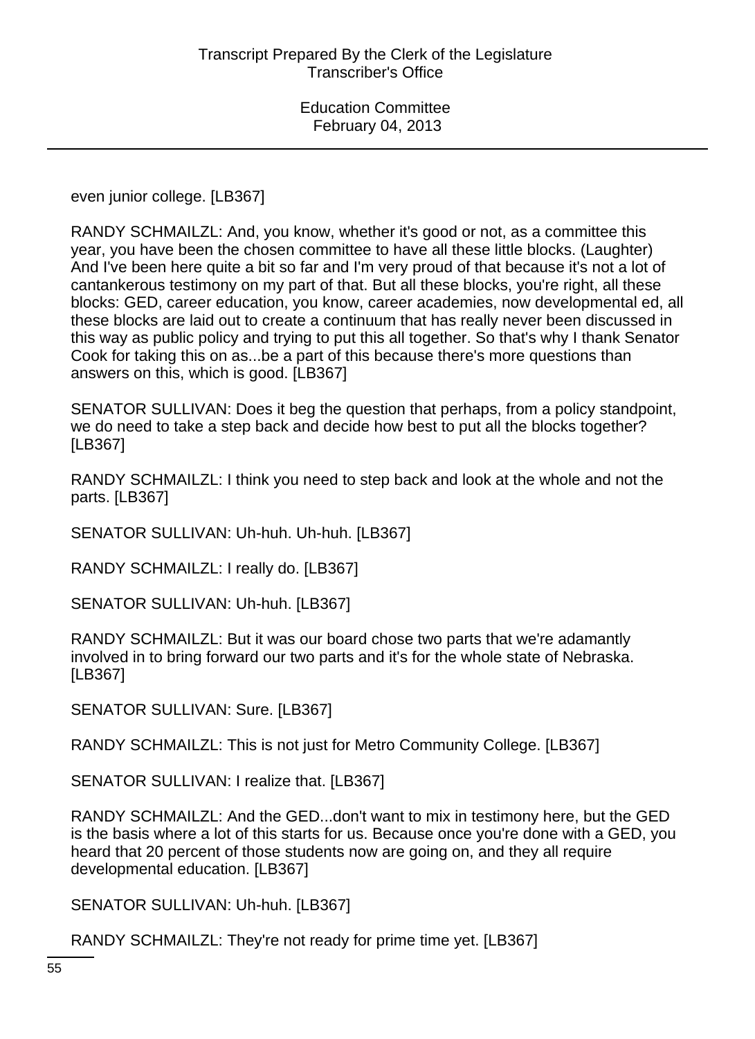even junior college. [LB367]

RANDY SCHMAILZL: And, you know, whether it's good or not, as a committee this year, you have been the chosen committee to have all these little blocks. (Laughter) And I've been here quite a bit so far and I'm very proud of that because it's not a lot of cantankerous testimony on my part of that. But all these blocks, you're right, all these blocks: GED, career education, you know, career academies, now developmental ed, all these blocks are laid out to create a continuum that has really never been discussed in this way as public policy and trying to put this all together. So that's why I thank Senator Cook for taking this on as...be a part of this because there's more questions than answers on this, which is good. [LB367]

SENATOR SULLIVAN: Does it beg the question that perhaps, from a policy standpoint, we do need to take a step back and decide how best to put all the blocks together? [LB367]

RANDY SCHMAILZL: I think you need to step back and look at the whole and not the parts. [LB367]

SENATOR SULLIVAN: Uh-huh. Uh-huh. [LB367]

RANDY SCHMAILZL: I really do. [LB367]

SENATOR SULLIVAN: Uh-huh. [LB367]

RANDY SCHMAILZL: But it was our board chose two parts that we're adamantly involved in to bring forward our two parts and it's for the whole state of Nebraska. [LB367]

SENATOR SULLIVAN: Sure. [LB367]

RANDY SCHMAILZL: This is not just for Metro Community College. [LB367]

SENATOR SULLIVAN: I realize that. [LB367]

RANDY SCHMAILZL: And the GED...don't want to mix in testimony here, but the GED is the basis where a lot of this starts for us. Because once you're done with a GED, you heard that 20 percent of those students now are going on, and they all require developmental education. [LB367]

SENATOR SULLIVAN: Uh-huh. [LB367]

RANDY SCHMAILZL: They're not ready for prime time yet. [LB367]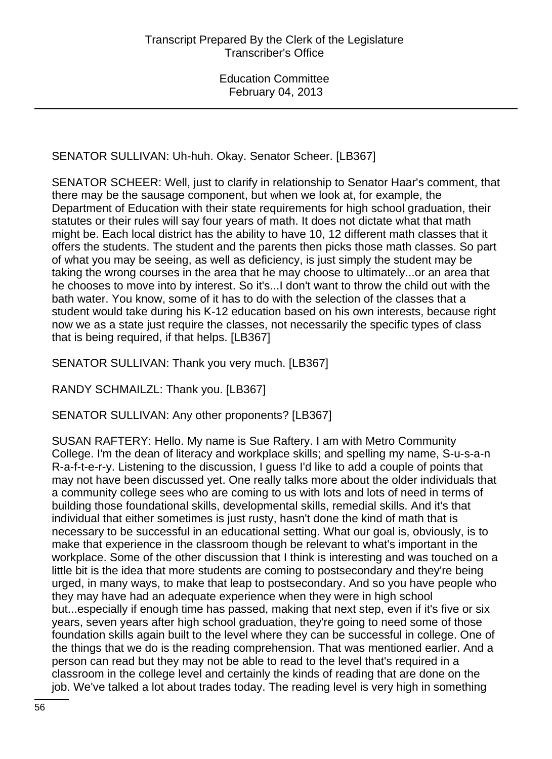SENATOR SULLIVAN: Uh-huh. Okay. Senator Scheer. [LB367]

SENATOR SCHEER: Well, just to clarify in relationship to Senator Haar's comment, that there may be the sausage component, but when we look at, for example, the Department of Education with their state requirements for high school graduation, their statutes or their rules will say four years of math. It does not dictate what that math might be. Each local district has the ability to have 10, 12 different math classes that it offers the students. The student and the parents then picks those math classes. So part of what you may be seeing, as well as deficiency, is just simply the student may be taking the wrong courses in the area that he may choose to ultimately...or an area that he chooses to move into by interest. So it's...I don't want to throw the child out with the bath water. You know, some of it has to do with the selection of the classes that a student would take during his K-12 education based on his own interests, because right now we as a state just require the classes, not necessarily the specific types of class that is being required, if that helps. [LB367]

SENATOR SULLIVAN: Thank you very much. [LB367]

RANDY SCHMAILZL: Thank you. [LB367]

SENATOR SULLIVAN: Any other proponents? [LB367]

SUSAN RAFTERY: Hello. My name is Sue Raftery. I am with Metro Community College. I'm the dean of literacy and workplace skills; and spelling my name, S-u-s-a-n R-a-f-t-e-r-y. Listening to the discussion, I guess I'd like to add a couple of points that may not have been discussed yet. One really talks more about the older individuals that a community college sees who are coming to us with lots and lots of need in terms of building those foundational skills, developmental skills, remedial skills. And it's that individual that either sometimes is just rusty, hasn't done the kind of math that is necessary to be successful in an educational setting. What our goal is, obviously, is to make that experience in the classroom though be relevant to what's important in the workplace. Some of the other discussion that I think is interesting and was touched on a little bit is the idea that more students are coming to postsecondary and they're being urged, in many ways, to make that leap to postsecondary. And so you have people who they may have had an adequate experience when they were in high school but...especially if enough time has passed, making that next step, even if it's five or six years, seven years after high school graduation, they're going to need some of those foundation skills again built to the level where they can be successful in college. One of the things that we do is the reading comprehension. That was mentioned earlier. And a person can read but they may not be able to read to the level that's required in a classroom in the college level and certainly the kinds of reading that are done on the job. We've talked a lot about trades today. The reading level is very high in something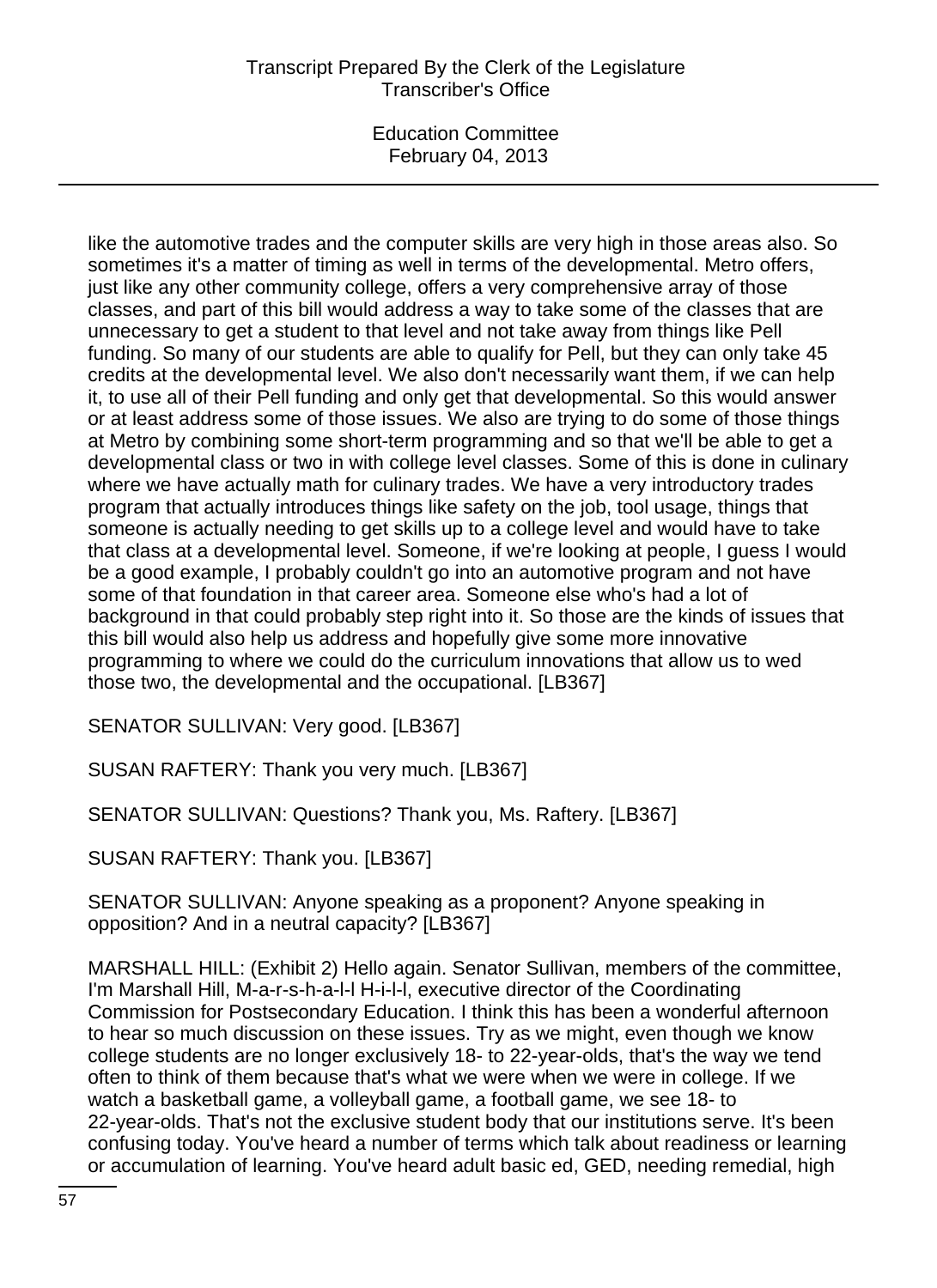like the automotive trades and the computer skills are very high in those areas also. So sometimes it's a matter of timing as well in terms of the developmental. Metro offers, just like any other community college, offers a very comprehensive array of those classes, and part of this bill would address a way to take some of the classes that are unnecessary to get a student to that level and not take away from things like Pell funding. So many of our students are able to qualify for Pell, but they can only take 45 credits at the developmental level. We also don't necessarily want them, if we can help it, to use all of their Pell funding and only get that developmental. So this would answer or at least address some of those issues. We also are trying to do some of those things at Metro by combining some short-term programming and so that we'll be able to get a developmental class or two in with college level classes. Some of this is done in culinary where we have actually math for culinary trades. We have a very introductory trades program that actually introduces things like safety on the job, tool usage, things that someone is actually needing to get skills up to a college level and would have to take that class at a developmental level. Someone, if we're looking at people, I guess I would be a good example, I probably couldn't go into an automotive program and not have some of that foundation in that career area. Someone else who's had a lot of background in that could probably step right into it. So those are the kinds of issues that this bill would also help us address and hopefully give some more innovative programming to where we could do the curriculum innovations that allow us to wed those two, the developmental and the occupational. [LB367]

SENATOR SULLIVAN: Very good. [LB367]

SUSAN RAFTERY: Thank you very much. [LB367]

SENATOR SULLIVAN: Questions? Thank you, Ms. Raftery. [LB367]

SUSAN RAFTERY: Thank you. [LB367]

SENATOR SULLIVAN: Anyone speaking as a proponent? Anyone speaking in opposition? And in a neutral capacity? [LB367]

MARSHALL HILL: (Exhibit 2) Hello again. Senator Sullivan, members of the committee, I'm Marshall Hill, M-a-r-s-h-a-l-l H-i-l-l, executive director of the Coordinating Commission for Postsecondary Education. I think this has been a wonderful afternoon to hear so much discussion on these issues. Try as we might, even though we know college students are no longer exclusively 18- to 22-year-olds, that's the way we tend often to think of them because that's what we were when we were in college. If we watch a basketball game, a volleyball game, a football game, we see 18- to 22-year-olds. That's not the exclusive student body that our institutions serve. It's been confusing today. You've heard a number of terms which talk about readiness or learning or accumulation of learning. You've heard adult basic ed, GED, needing remedial, high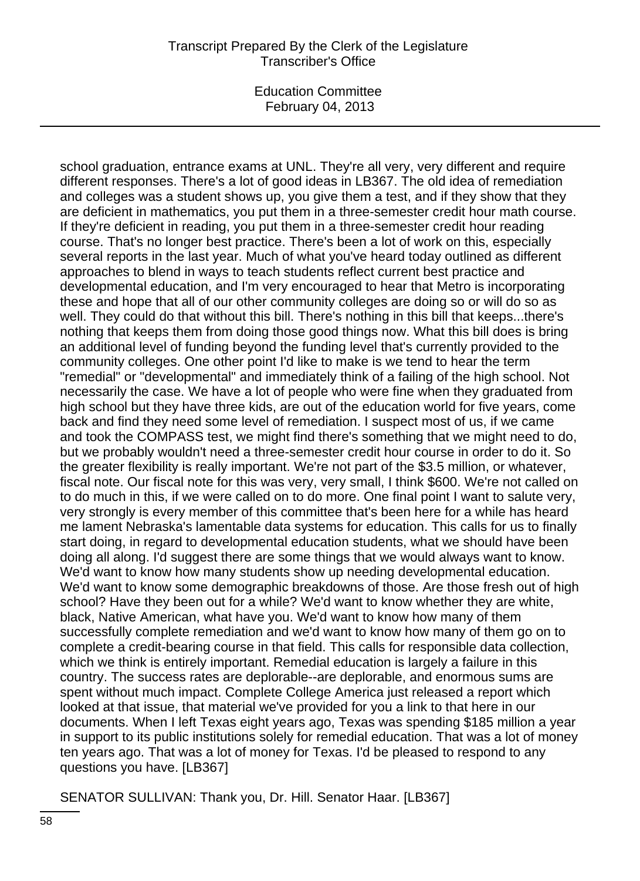school graduation, entrance exams at UNL. They're all very, very different and require different responses. There's a lot of good ideas in LB367. The old idea of remediation and colleges was a student shows up, you give them a test, and if they show that they are deficient in mathematics, you put them in a three-semester credit hour math course. If they're deficient in reading, you put them in a three-semester credit hour reading course. That's no longer best practice. There's been a lot of work on this, especially several reports in the last year. Much of what you've heard today outlined as different approaches to blend in ways to teach students reflect current best practice and developmental education, and I'm very encouraged to hear that Metro is incorporating these and hope that all of our other community colleges are doing so or will do so as well. They could do that without this bill. There's nothing in this bill that keeps...there's nothing that keeps them from doing those good things now. What this bill does is bring an additional level of funding beyond the funding level that's currently provided to the community colleges. One other point I'd like to make is we tend to hear the term "remedial" or "developmental" and immediately think of a failing of the high school. Not necessarily the case. We have a lot of people who were fine when they graduated from high school but they have three kids, are out of the education world for five years, come back and find they need some level of remediation. I suspect most of us, if we came and took the COMPASS test, we might find there's something that we might need to do, but we probably wouldn't need a three-semester credit hour course in order to do it. So the greater flexibility is really important. We're not part of the $3.5 million, or whatever, fiscal note. Our fiscal note for this was very, very small, I think $600. We're not called on to do much in this, if we were called on to do more. One final point I want to salute very, very strongly is every member of this committee that's been here for a while has heard me lament Nebraska's lamentable data systems for education. This calls for us to finally start doing, in regard to developmental education students, what we should have been doing all along. I'd suggest there are some things that we would always want to know. We'd want to know how many students show up needing developmental education. We'd want to know some demographic breakdowns of those. Are those fresh out of high school? Have they been out for a while? We'd want to know whether they are white, black, Native American, what have you. We'd want to know how many of them successfully complete remediation and we'd want to know how many of them go on to complete a credit-bearing course in that field. This calls for responsible data collection, which we think is entirely important. Remedial education is largely a failure in this country. The success rates are deplorable--are deplorable, and enormous sums are spent without much impact. Complete College America just released a report which looked at that issue, that material we've provided for you a link to that here in our documents. When I left Texas eight years ago, Texas was spending $185 million a year in support to its public institutions solely for remedial education. That was a lot of money ten years ago. That was a lot of money for Texas. I'd be pleased to respond to any questions you have. [LB367]

SENATOR SULLIVAN: Thank you, Dr. Hill. Senator Haar. [LB367]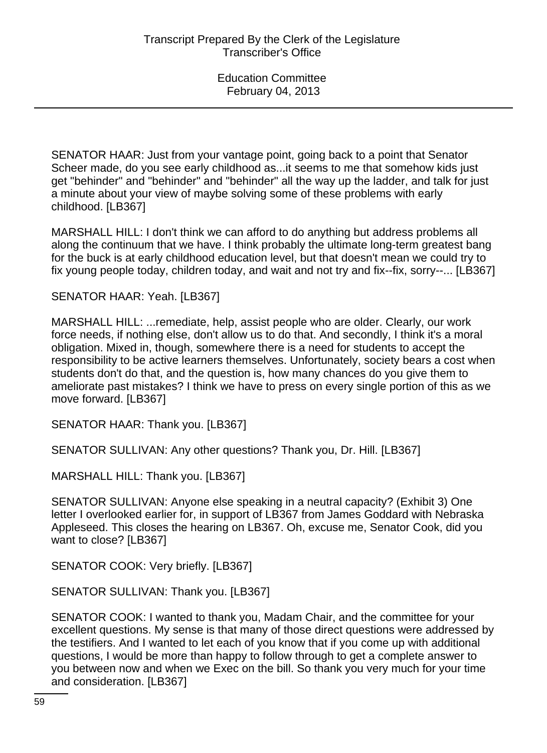SENATOR HAAR: Just from your vantage point, going back to a point that Senator Scheer made, do you see early childhood as...it seems to me that somehow kids just get "behinder" and "behinder" and "behinder" all the way up the ladder, and talk for just a minute about your view of maybe solving some of these problems with early childhood. [LB367]

MARSHALL HILL: I don't think we can afford to do anything but address problems all along the continuum that we have. I think probably the ultimate long-term greatest bang for the buck is at early childhood education level, but that doesn't mean we could try to fix young people today, children today, and wait and not try and fix--fix, sorry--... [LB367]

SENATOR HAAR: Yeah. [LB367]

MARSHALL HILL: ...remediate, help, assist people who are older. Clearly, our work force needs, if nothing else, don't allow us to do that. And secondly, I think it's a moral obligation. Mixed in, though, somewhere there is a need for students to accept the responsibility to be active learners themselves. Unfortunately, society bears a cost when students don't do that, and the question is, how many chances do you give them to ameliorate past mistakes? I think we have to press on every single portion of this as we move forward. [LB367]

SENATOR HAAR: Thank you. [LB367]

SENATOR SULLIVAN: Any other questions? Thank you, Dr. Hill. [LB367]

MARSHALL HILL: Thank you. [LB367]

SENATOR SULLIVAN: Anyone else speaking in a neutral capacity? (Exhibit 3) One letter I overlooked earlier for, in support of LB367 from James Goddard with Nebraska Appleseed. This closes the hearing on LB367. Oh, excuse me, Senator Cook, did you want to close? [LB367]

SENATOR COOK: Very briefly. [LB367]

SENATOR SULLIVAN: Thank you. [LB367]

SENATOR COOK: I wanted to thank you, Madam Chair, and the committee for your excellent questions. My sense is that many of those direct questions were addressed by the testifiers. And I wanted to let each of you know that if you come up with additional questions, I would be more than happy to follow through to get a complete answer to you between now and when we Exec on the bill. So thank you very much for your time and consideration. [LB367]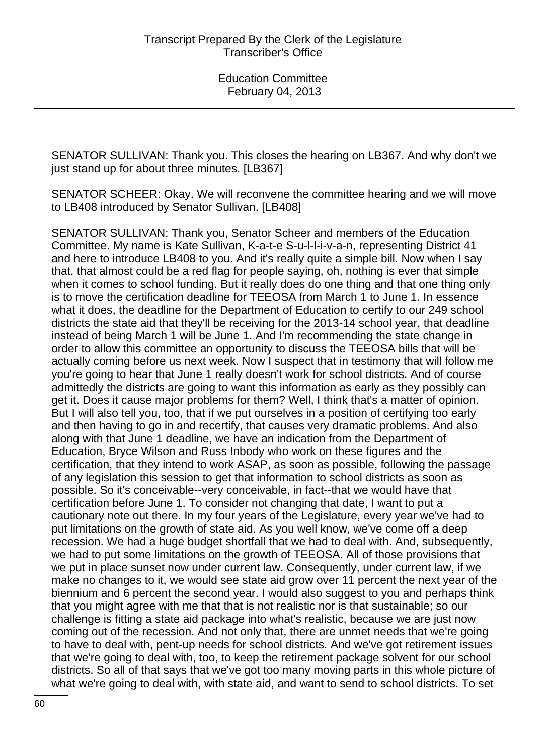SENATOR SULLIVAN: Thank you. This closes the hearing on LB367. And why don't we just stand up for about three minutes. [LB367]

SENATOR SCHEER: Okay. We will reconvene the committee hearing and we will move to LB408 introduced by Senator Sullivan. [LB408]

SENATOR SULLIVAN: Thank you, Senator Scheer and members of the Education Committee. My name is Kate Sullivan, K-a-t-e S-u-l-l-i-v-a-n, representing District 41 and here to introduce LB408 to you. And it's really quite a simple bill. Now when I say that, that almost could be a red flag for people saying, oh, nothing is ever that simple when it comes to school funding. But it really does do one thing and that one thing only is to move the certification deadline for TEEOSA from March 1 to June 1. In essence what it does, the deadline for the Department of Education to certify to our 249 school districts the state aid that they'll be receiving for the 2013-14 school year, that deadline instead of being March 1 will be June 1. And I'm recommending the state change in order to allow this committee an opportunity to discuss the TEEOSA bills that will be actually coming before us next week. Now I suspect that in testimony that will follow me you're going to hear that June 1 really doesn't work for school districts. And of course admittedly the districts are going to want this information as early as they possibly can get it. Does it cause major problems for them? Well, I think that's a matter of opinion. But I will also tell you, too, that if we put ourselves in a position of certifying too early and then having to go in and recertify, that causes very dramatic problems. And also along with that June 1 deadline, we have an indication from the Department of Education, Bryce Wilson and Russ Inbody who work on these figures and the certification, that they intend to work ASAP, as soon as possible, following the passage of any legislation this session to get that information to school districts as soon as possible. So it's conceivable--very conceivable, in fact--that we would have that certification before June 1. To consider not changing that date, I want to put a cautionary note out there. In my four years of the Legislature, every year we've had to put limitations on the growth of state aid. As you well know, we've come off a deep recession. We had a huge budget shortfall that we had to deal with. And, subsequently, we had to put some limitations on the growth of TEEOSA. All of those provisions that we put in place sunset now under current law. Consequently, under current law, if we make no changes to it, we would see state aid grow over 11 percent the next year of the biennium and 6 percent the second year. I would also suggest to you and perhaps think that you might agree with me that that is not realistic nor is that sustainable; so our challenge is fitting a state aid package into what's realistic, because we are just now coming out of the recession. And not only that, there are unmet needs that we're going to have to deal with, pent-up needs for school districts. And we've got retirement issues that we're going to deal with, too, to keep the retirement package solvent for our school districts. So all of that says that we've got too many moving parts in this whole picture of what we're going to deal with, with state aid, and want to send to school districts. To set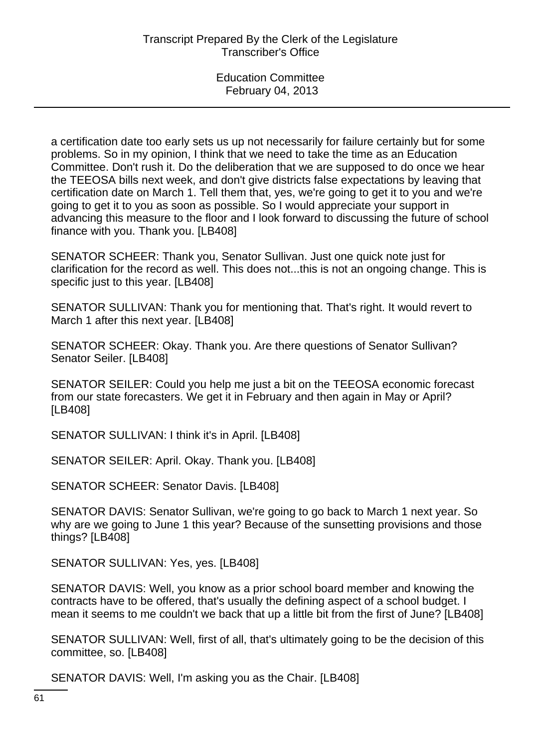a certification date too early sets us up not necessarily for failure certainly but for some problems. So in my opinion, I think that we need to take the time as an Education Committee. Don't rush it. Do the deliberation that we are supposed to do once we hear the TEEOSA bills next week, and don't give districts false expectations by leaving that certification date on March 1. Tell them that, yes, we're going to get it to you and we're going to get it to you as soon as possible. So I would appreciate your support in advancing this measure to the floor and I look forward to discussing the future of school finance with you. Thank you. [LB408]

SENATOR SCHEER: Thank you, Senator Sullivan. Just one quick note just for clarification for the record as well. This does not...this is not an ongoing change. This is specific just to this year. [LB408]

SENATOR SULLIVAN: Thank you for mentioning that. That's right. It would revert to March 1 after this next year. [LB408]

SENATOR SCHEER: Okay. Thank you. Are there questions of Senator Sullivan? Senator Seiler. [LB408]

SENATOR SEILER: Could you help me just a bit on the TEEOSA economic forecast from our state forecasters. We get it in February and then again in May or April? [LB408]

SENATOR SULLIVAN: I think it's in April. [LB408]

SENATOR SEILER: April. Okay. Thank you. [LB408]

SENATOR SCHEER: Senator Davis. [LB408]

SENATOR DAVIS: Senator Sullivan, we're going to go back to March 1 next year. So why are we going to June 1 this year? Because of the sunsetting provisions and those things? [LB408]

SENATOR SULLIVAN: Yes, yes. [LB408]

SENATOR DAVIS: Well, you know as a prior school board member and knowing the contracts have to be offered, that's usually the defining aspect of a school budget. I mean it seems to me couldn't we back that up a little bit from the first of June? [LB408]

SENATOR SULLIVAN: Well, first of all, that's ultimately going to be the decision of this committee, so. [LB408]

SENATOR DAVIS: Well, I'm asking you as the Chair. [LB408]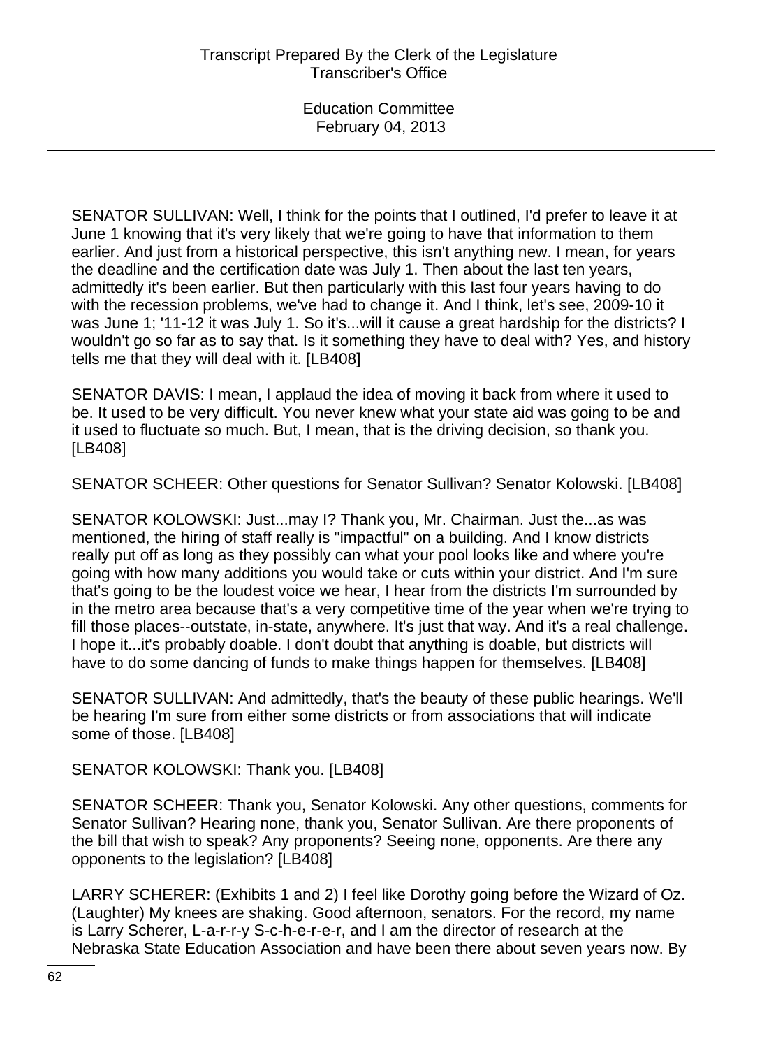SENATOR SULLIVAN: Well, I think for the points that I outlined, I'd prefer to leave it at June 1 knowing that it's very likely that we're going to have that information to them earlier. And just from a historical perspective, this isn't anything new. I mean, for years the deadline and the certification date was July 1. Then about the last ten years, admittedly it's been earlier. But then particularly with this last four years having to do with the recession problems, we've had to change it. And I think, let's see, 2009-10 it was June 1; '11-12 it was July 1. So it's...will it cause a great hardship for the districts? I wouldn't go so far as to say that. Is it something they have to deal with? Yes, and history tells me that they will deal with it. [LB408]

SENATOR DAVIS: I mean, I applaud the idea of moving it back from where it used to be. It used to be very difficult. You never knew what your state aid was going to be and it used to fluctuate so much. But, I mean, that is the driving decision, so thank you. [LB408]

SENATOR SCHEER: Other questions for Senator Sullivan? Senator Kolowski. [LB408]

SENATOR KOLOWSKI: Just...may I? Thank you, Mr. Chairman. Just the...as was mentioned, the hiring of staff really is "impactful" on a building. And I know districts really put off as long as they possibly can what your pool looks like and where you're going with how many additions you would take or cuts within your district. And I'm sure that's going to be the loudest voice we hear, I hear from the districts I'm surrounded by in the metro area because that's a very competitive time of the year when we're trying to fill those places--outstate, in-state, anywhere. It's just that way. And it's a real challenge. I hope it...it's probably doable. I don't doubt that anything is doable, but districts will have to do some dancing of funds to make things happen for themselves. [LB408]

SENATOR SULLIVAN: And admittedly, that's the beauty of these public hearings. We'll be hearing I'm sure from either some districts or from associations that will indicate some of those. [LB408]

SENATOR KOLOWSKI: Thank you. [LB408]

SENATOR SCHEER: Thank you, Senator Kolowski. Any other questions, comments for Senator Sullivan? Hearing none, thank you, Senator Sullivan. Are there proponents of the bill that wish to speak? Any proponents? Seeing none, opponents. Are there any opponents to the legislation? [LB408]

LARRY SCHERER: (Exhibits 1 and 2) I feel like Dorothy going before the Wizard of Oz. (Laughter) My knees are shaking. Good afternoon, senators. For the record, my name is Larry Scherer, L-a-r-r-y S-c-h-e-r-e-r, and I am the director of research at the Nebraska State Education Association and have been there about seven years now. By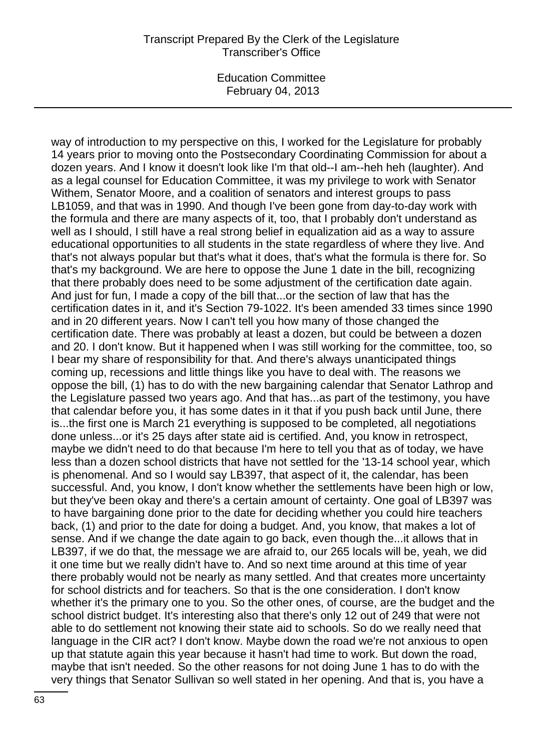way of introduction to my perspective on this, I worked for the Legislature for probably 14 years prior to moving onto the Postsecondary Coordinating Commission for about a dozen years. And I know it doesn't look like I'm that old--I am--heh heh (laughter). And as a legal counsel for Education Committee, it was my privilege to work with Senator Withem, Senator Moore, and a coalition of senators and interest groups to pass LB1059, and that was in 1990. And though I've been gone from day-to-day work with the formula and there are many aspects of it, too, that I probably don't understand as well as I should, I still have a real strong belief in equalization aid as a way to assure educational opportunities to all students in the state regardless of where they live. And that's not always popular but that's what it does, that's what the formula is there for. So that's my background. We are here to oppose the June 1 date in the bill, recognizing that there probably does need to be some adjustment of the certification date again. And just for fun, I made a copy of the bill that...or the section of law that has the certification dates in it, and it's Section 79-1022. It's been amended 33 times since 1990 and in 20 different years. Now I can't tell you how many of those changed the certification date. There was probably at least a dozen, but could be between a dozen and 20. I don't know. But it happened when I was still working for the committee, too, so I bear my share of responsibility for that. And there's always unanticipated things coming up, recessions and little things like you have to deal with. The reasons we oppose the bill, (1) has to do with the new bargaining calendar that Senator Lathrop and the Legislature passed two years ago. And that has...as part of the testimony, you have that calendar before you, it has some dates in it that if you push back until June, there is...the first one is March 21 everything is supposed to be completed, all negotiations done unless...or it's 25 days after state aid is certified. And, you know in retrospect, maybe we didn't need to do that because I'm here to tell you that as of today, we have less than a dozen school districts that have not settled for the '13-14 school year, which is phenomenal. And so I would say LB397, that aspect of it, the calendar, has been successful. And, you know, I don't know whether the settlements have been high or low, but they've been okay and there's a certain amount of certainty. One goal of LB397 was to have bargaining done prior to the date for deciding whether you could hire teachers back, (1) and prior to the date for doing a budget. And, you know, that makes a lot of sense. And if we change the date again to go back, even though the...it allows that in LB397, if we do that, the message we are afraid to, our 265 locals will be, yeah, we did it one time but we really didn't have to. And so next time around at this time of year there probably would not be nearly as many settled. And that creates more uncertainty for school districts and for teachers. So that is the one consideration. I don't know whether it's the primary one to you. So the other ones, of course, are the budget and the school district budget. It's interesting also that there's only 12 out of 249 that were not able to do settlement not knowing their state aid to schools. So do we really need that language in the CIR act? I don't know. Maybe down the road we're not anxious to open up that statute again this year because it hasn't had time to work. But down the road, maybe that isn't needed. So the other reasons for not doing June 1 has to do with the very things that Senator Sullivan so well stated in her opening. And that is, you have a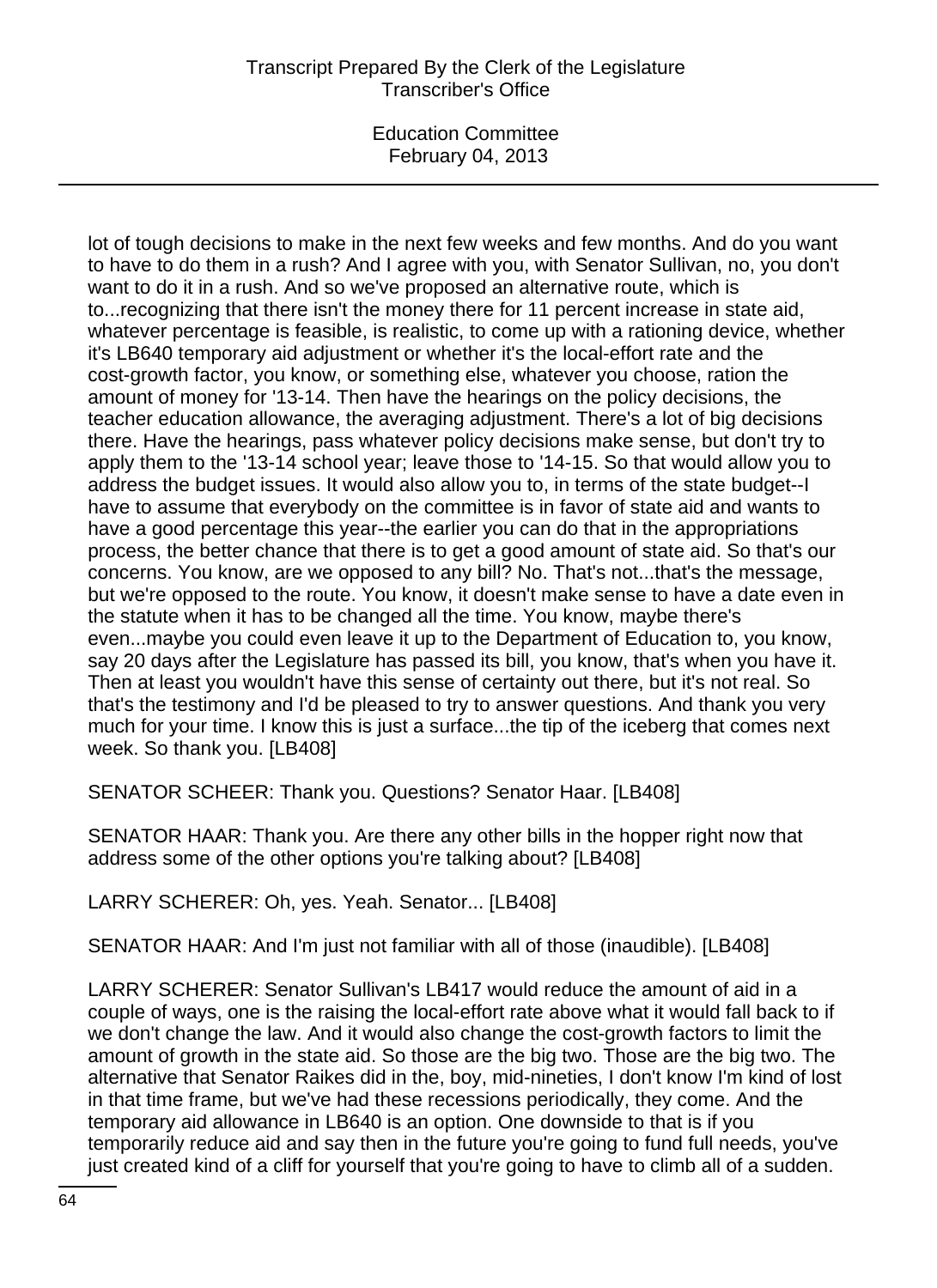lot of tough decisions to make in the next few weeks and few months. And do you want to have to do them in a rush? And I agree with you, with Senator Sullivan, no, you don't want to do it in a rush. And so we've proposed an alternative route, which is to...recognizing that there isn't the money there for 11 percent increase in state aid, whatever percentage is feasible, is realistic, to come up with a rationing device, whether it's LB640 temporary aid adjustment or whether it's the local-effort rate and the cost-growth factor, you know, or something else, whatever you choose, ration the amount of money for '13-14. Then have the hearings on the policy decisions, the teacher education allowance, the averaging adjustment. There's a lot of big decisions there. Have the hearings, pass whatever policy decisions make sense, but don't try to apply them to the '13-14 school year; leave those to '14-15. So that would allow you to address the budget issues. It would also allow you to, in terms of the state budget--I have to assume that everybody on the committee is in favor of state aid and wants to have a good percentage this year--the earlier you can do that in the appropriations process, the better chance that there is to get a good amount of state aid. So that's our concerns. You know, are we opposed to any bill? No. That's not...that's the message, but we're opposed to the route. You know, it doesn't make sense to have a date even in the statute when it has to be changed all the time. You know, maybe there's even...maybe you could even leave it up to the Department of Education to, you know, say 20 days after the Legislature has passed its bill, you know, that's when you have it. Then at least you wouldn't have this sense of certainty out there, but it's not real. So that's the testimony and I'd be pleased to try to answer questions. And thank you very much for your time. I know this is just a surface...the tip of the iceberg that comes next week. So thank you. [LB408]

SENATOR SCHEER: Thank you. Questions? Senator Haar. [LB408]

SENATOR HAAR: Thank you. Are there any other bills in the hopper right now that address some of the other options you're talking about? [LB408]

LARRY SCHERER: Oh, yes. Yeah. Senator... [LB408]

SENATOR HAAR: And I'm just not familiar with all of those (inaudible). [LB408]

LARRY SCHERER: Senator Sullivan's LB417 would reduce the amount of aid in a couple of ways, one is the raising the local-effort rate above what it would fall back to if we don't change the law. And it would also change the cost-growth factors to limit the amount of growth in the state aid. So those are the big two. Those are the big two. The alternative that Senator Raikes did in the, boy, mid-nineties, I don't know I'm kind of lost in that time frame, but we've had these recessions periodically, they come. And the temporary aid allowance in LB640 is an option. One downside to that is if you temporarily reduce aid and say then in the future you're going to fund full needs, you've just created kind of a cliff for yourself that you're going to have to climb all of a sudden.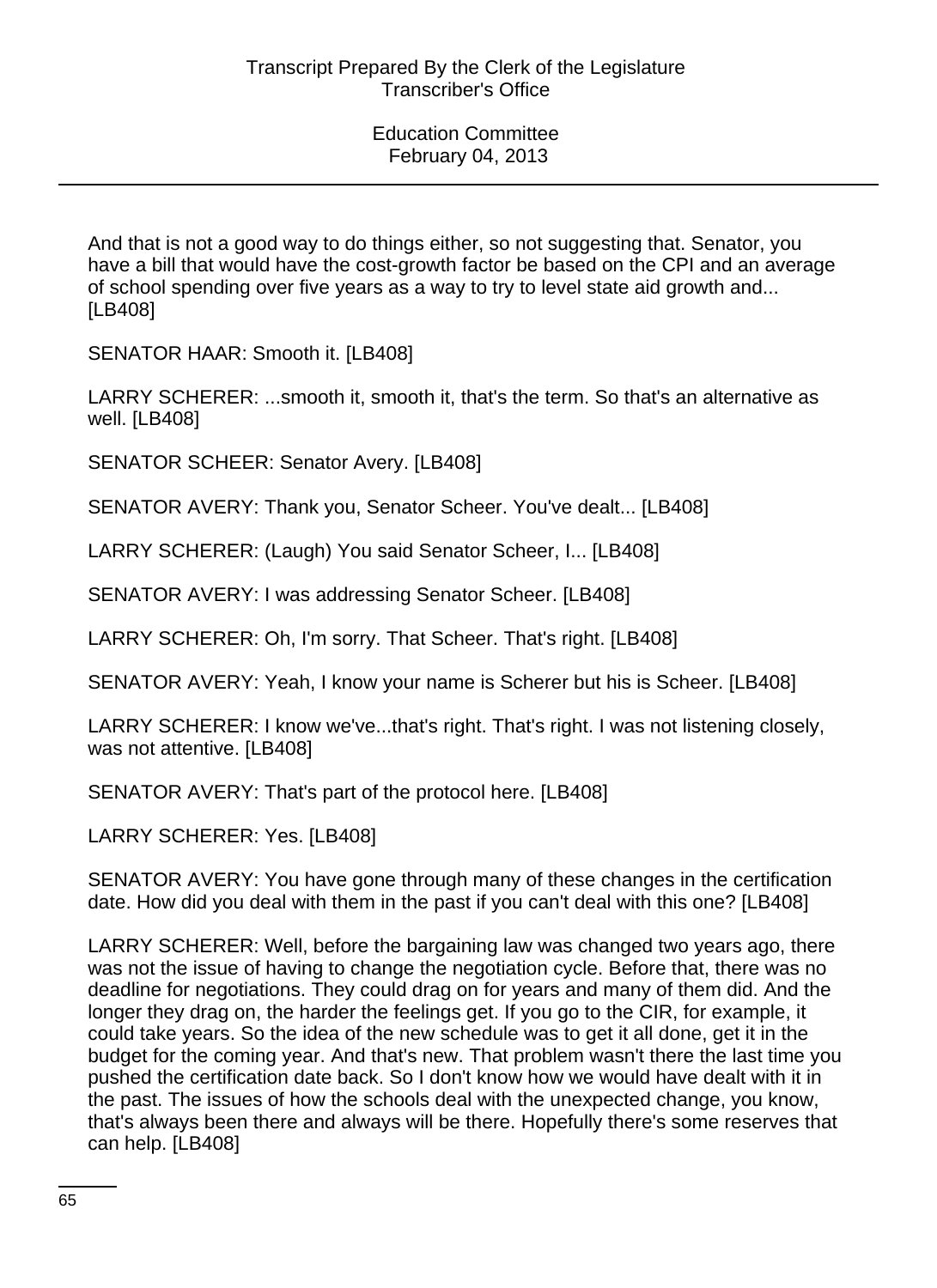And that is not a good way to do things either, so not suggesting that. Senator, you have a bill that would have the cost-growth factor be based on the CPI and an average of school spending over five years as a way to try to level state aid growth and... [LB408]

SENATOR HAAR: Smooth it. [LB408]

LARRY SCHERER: ...smooth it, smooth it, that's the term. So that's an alternative as well. [LB408]

SENATOR SCHEER: Senator Avery. [LB408]

SENATOR AVERY: Thank you, Senator Scheer. You've dealt... [LB408]

LARRY SCHERER: (Laugh) You said Senator Scheer, I... [LB408]

SENATOR AVERY: I was addressing Senator Scheer. [LB408]

LARRY SCHERER: Oh, I'm sorry. That Scheer. That's right. [LB408]

SENATOR AVERY: Yeah, I know your name is Scherer but his is Scheer. [LB408]

LARRY SCHERER: I know we've...that's right. That's right. I was not listening closely, was not attentive. [LB408]

SENATOR AVERY: That's part of the protocol here. [LB408]

LARRY SCHERER: Yes. [LB408]

SENATOR AVERY: You have gone through many of these changes in the certification date. How did you deal with them in the past if you can't deal with this one? [LB408]

LARRY SCHERER: Well, before the bargaining law was changed two years ago, there was not the issue of having to change the negotiation cycle. Before that, there was no deadline for negotiations. They could drag on for years and many of them did. And the longer they drag on, the harder the feelings get. If you go to the CIR, for example, it could take years. So the idea of the new schedule was to get it all done, get it in the budget for the coming year. And that's new. That problem wasn't there the last time you pushed the certification date back. So I don't know how we would have dealt with it in the past. The issues of how the schools deal with the unexpected change, you know, that's always been there and always will be there. Hopefully there's some reserves that can help. [LB408]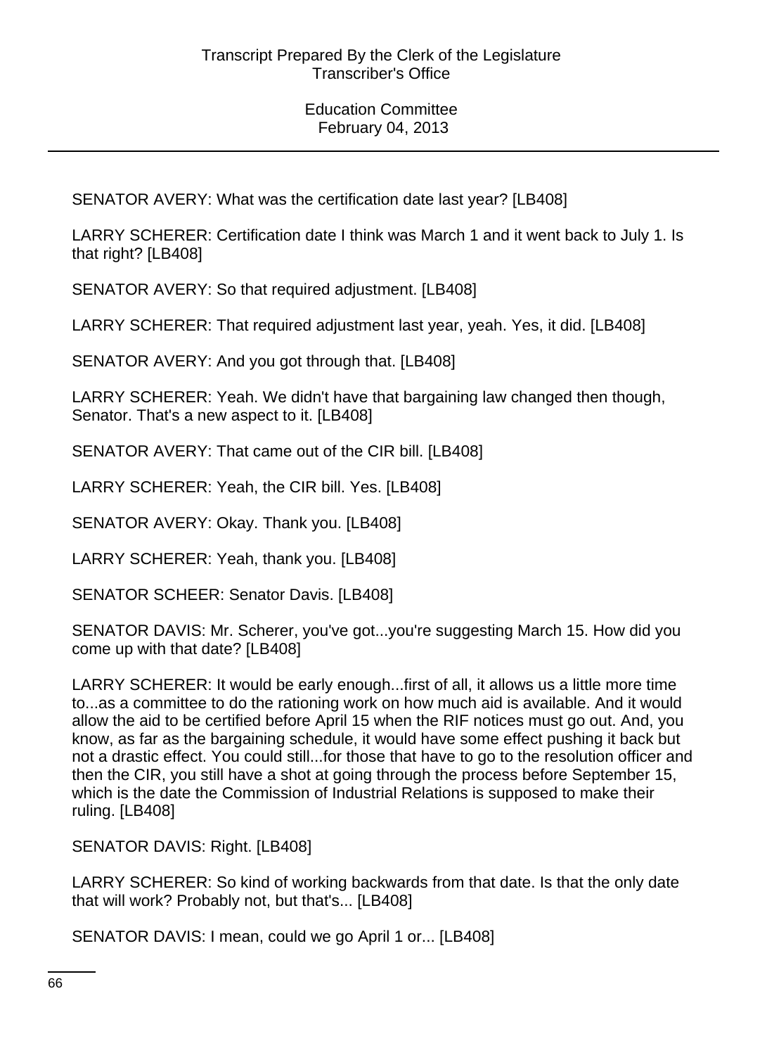SENATOR AVERY: What was the certification date last year? [LB408]

LARRY SCHERER: Certification date I think was March 1 and it went back to July 1. Is that right? [LB408]

SENATOR AVERY: So that required adjustment. [LB408]

LARRY SCHERER: That required adjustment last year, yeah. Yes, it did. [LB408]

SENATOR AVERY: And you got through that. [LB408]

LARRY SCHERER: Yeah. We didn't have that bargaining law changed then though, Senator. That's a new aspect to it. [LB408]

SENATOR AVERY: That came out of the CIR bill. [LB408]

LARRY SCHERER: Yeah, the CIR bill. Yes. [LB408]

SENATOR AVERY: Okay. Thank you. [LB408]

LARRY SCHERER: Yeah, thank you. [LB408]

SENATOR SCHEER: Senator Davis. [LB408]

SENATOR DAVIS: Mr. Scherer, you've got...you're suggesting March 15. How did you come up with that date? [LB408]

LARRY SCHERER: It would be early enough...first of all, it allows us a little more time to...as a committee to do the rationing work on how much aid is available. And it would allow the aid to be certified before April 15 when the RIF notices must go out. And, you know, as far as the bargaining schedule, it would have some effect pushing it back but not a drastic effect. You could still...for those that have to go to the resolution officer and then the CIR, you still have a shot at going through the process before September 15, which is the date the Commission of Industrial Relations is supposed to make their ruling. [LB408]

SENATOR DAVIS: Right. [LB408]

LARRY SCHERER: So kind of working backwards from that date. Is that the only date that will work? Probably not, but that's... [LB408]

SENATOR DAVIS: I mean, could we go April 1 or... [LB408]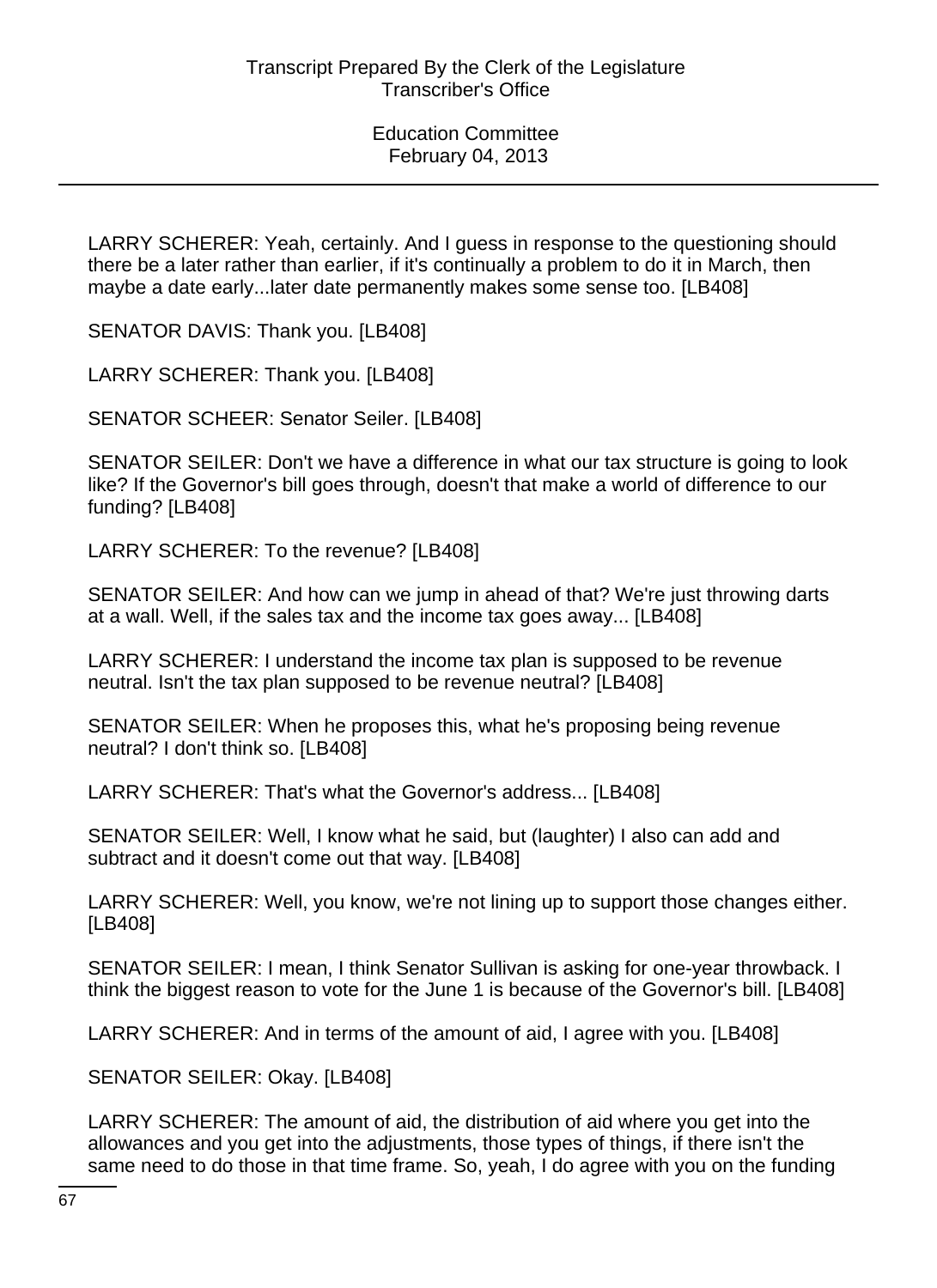LARRY SCHERER: Yeah, certainly. And I guess in response to the questioning should there be a later rather than earlier, if it's continually a problem to do it in March, then maybe a date early...later date permanently makes some sense too. [LB408]

SENATOR DAVIS: Thank you. [LB408]

LARRY SCHERER: Thank you. [LB408]

SENATOR SCHEER: Senator Seiler. [LB408]

SENATOR SEILER: Don't we have a difference in what our tax structure is going to look like? If the Governor's bill goes through, doesn't that make a world of difference to our funding? [LB408]

LARRY SCHERER: To the revenue? [LB408]

SENATOR SEILER: And how can we jump in ahead of that? We're just throwing darts at a wall. Well, if the sales tax and the income tax goes away... [LB408]

LARRY SCHERER: I understand the income tax plan is supposed to be revenue neutral. Isn't the tax plan supposed to be revenue neutral? [LB408]

SENATOR SEILER: When he proposes this, what he's proposing being revenue neutral? I don't think so. [LB408]

LARRY SCHERER: That's what the Governor's address... [LB408]

SENATOR SEILER: Well, I know what he said, but (laughter) I also can add and subtract and it doesn't come out that way. [LB408]

LARRY SCHERER: Well, you know, we're not lining up to support those changes either. [LB408]

SENATOR SEILER: I mean, I think Senator Sullivan is asking for one-year throwback. I think the biggest reason to vote for the June 1 is because of the Governor's bill. [LB408]

LARRY SCHERER: And in terms of the amount of aid, I agree with you. [LB408]

SENATOR SEILER: Okay. [LB408]

LARRY SCHERER: The amount of aid, the distribution of aid where you get into the allowances and you get into the adjustments, those types of things, if there isn't the same need to do those in that time frame. So, yeah, I do agree with you on the funding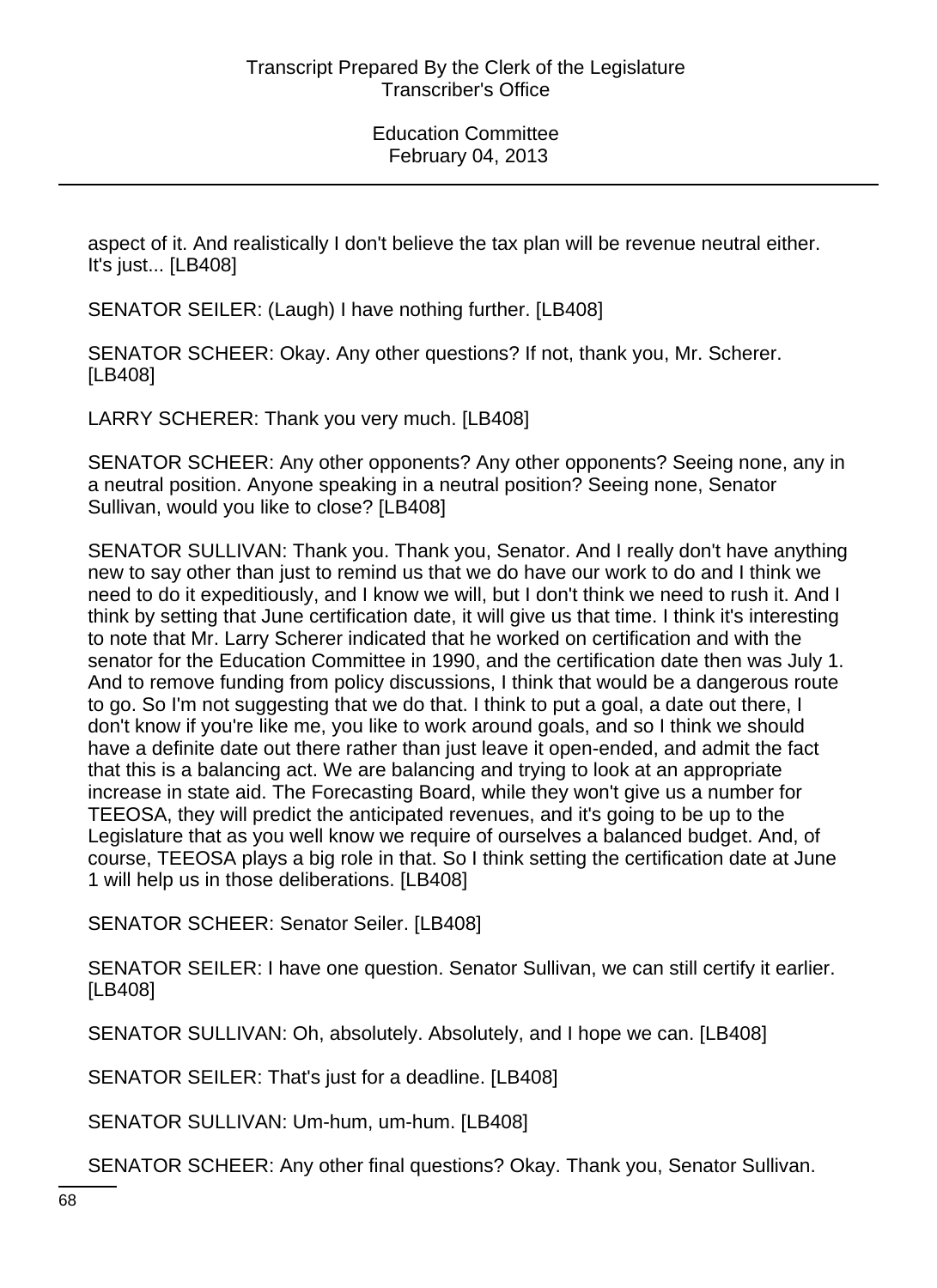aspect of it. And realistically I don't believe the tax plan will be revenue neutral either. It's just... [LB408]

SENATOR SEILER: (Laugh) I have nothing further. [LB408]

SENATOR SCHEER: Okay. Any other questions? If not, thank you, Mr. Scherer. [LB408]

LARRY SCHERER: Thank you very much. [LB408]

SENATOR SCHEER: Any other opponents? Any other opponents? Seeing none, any in a neutral position. Anyone speaking in a neutral position? Seeing none, Senator Sullivan, would you like to close? [LB408]

SENATOR SULLIVAN: Thank you. Thank you, Senator. And I really don't have anything new to say other than just to remind us that we do have our work to do and I think we need to do it expeditiously, and I know we will, but I don't think we need to rush it. And I think by setting that June certification date, it will give us that time. I think it's interesting to note that Mr. Larry Scherer indicated that he worked on certification and with the senator for the Education Committee in 1990, and the certification date then was July 1. And to remove funding from policy discussions, I think that would be a dangerous route to go. So I'm not suggesting that we do that. I think to put a goal, a date out there, I don't know if you're like me, you like to work around goals, and so I think we should have a definite date out there rather than just leave it open-ended, and admit the fact that this is a balancing act. We are balancing and trying to look at an appropriate increase in state aid. The Forecasting Board, while they won't give us a number for TEEOSA, they will predict the anticipated revenues, and it's going to be up to the Legislature that as you well know we require of ourselves a balanced budget. And, of course, TEEOSA plays a big role in that. So I think setting the certification date at June 1 will help us in those deliberations. [LB408]

SENATOR SCHEER: Senator Seiler. [LB408]

SENATOR SEILER: I have one question. Senator Sullivan, we can still certify it earlier. [LB408]

SENATOR SULLIVAN: Oh, absolutely. Absolutely, and I hope we can. [LB408]

SENATOR SEILER: That's just for a deadline. [LB408]

SENATOR SULLIVAN: Um-hum, um-hum. [LB408]

SENATOR SCHEER: Any other final questions? Okay. Thank you, Senator Sullivan.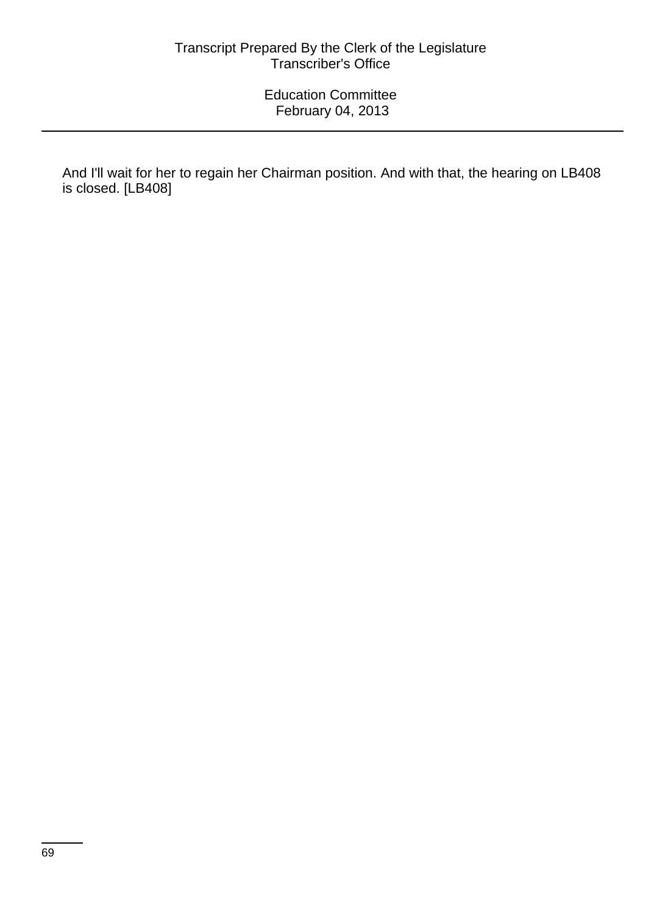And I'll wait for her to regain her Chairman position. And with that, the hearing on LB408 is closed. [LB408]